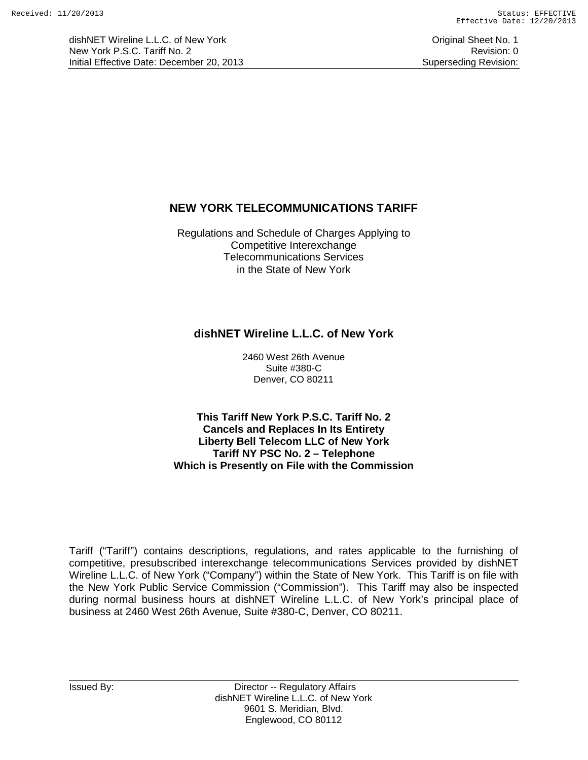# NEW YORK TELECOMMUNICATIONS TARIFF

Regulations and Schedule of Charges Applying to
Competitive Interexchange
Telecommunications Services
in the State of New York

## dishNET Wireline L.L.C. of New York

2460 West 26th Avenue
Suite #380-C
Denver, CO 80211

**This Tariff New York P.S.C. Tariff No. 2**
**Cancels and Replaces In Its Entirety**
**Liberty Bell Telecom LLC of New York**
**Tariff NY PSC No. 2 – Telephone**
**Which is Presently on File with the Commission**

Tariff ("Tariff") contains descriptions, regulations, and rates applicable to the furnishing of competitive, presubscribed interexchange telecommunications Services provided by dishNET Wireline L.L.C. of New York ("Company") within the State of New York. This Tariff is on file with the New York Public Service Commission ("Commission"). This Tariff may also be inspected during normal business hours at dishNET Wireline L.L.C. of New York's principal place of business at 2460 West 26th Avenue, Suite #380-C, Denver, CO 80211.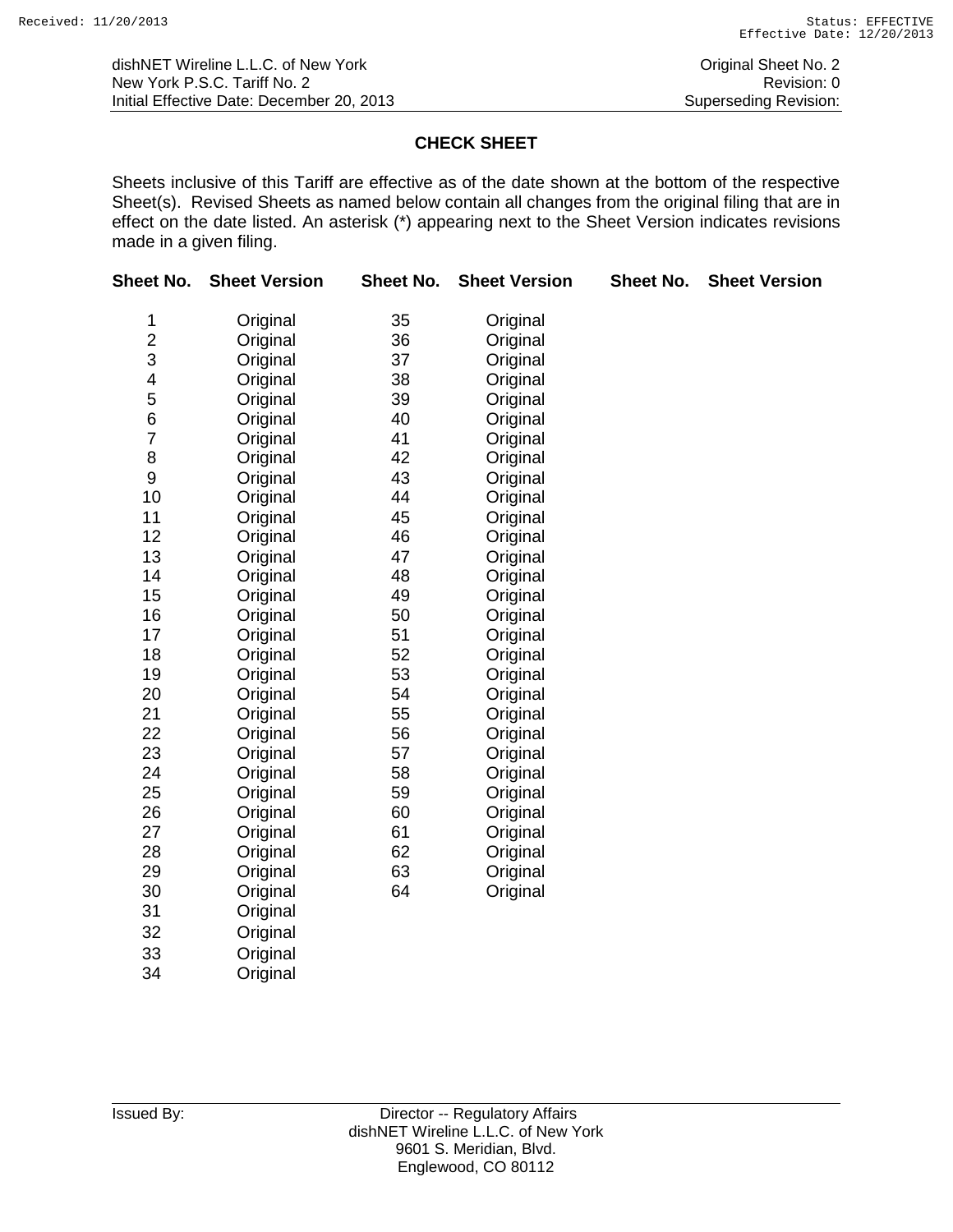dishNET Wireline L.L.C. of New York
New York P.S.C. Tariff No. 2
Initial Effective Date: December 20, 2013

Original Sheet No. 2
Revision: 0
Superseding Revision:

## CHECK SHEET

Sheets inclusive of this Tariff are effective as of the date shown at the bottom of the respective Sheet(s). Revised Sheets as named below contain all changes from the original filing that are in effect on the date listed. An asterisk (*) appearing next to the Sheet Version indicates revisions made in a given filing.

| Sheet No. | Sheet Version | Sheet No. | Sheet Version | Sheet No. | Sheet Version |
|---|---|---|---|---|---|
| 1 | Original | 35 | Original | | |
| 2 | Original | 36 | Original | | |
| 3 | Original | 37 | Original | | |
| 4 | Original | 38 | Original | | |
| 5 | Original | 39 | Original | | |
| 6 | Original | 40 | Original | | |
| 7 | Original | 41 | Original | | |
| 8 | Original | 42 | Original | | |
| 9 | Original | 43 | Original | | |
| 10 | Original | 44 | Original | | |
| 11 | Original | 45 | Original | | |
| 12 | Original | 46 | Original | | |
| 13 | Original | 47 | Original | | |
| 14 | Original | 48 | Original | | |
| 15 | Original | 49 | Original | | |
| 16 | Original | 50 | Original | | |
| 17 | Original | 51 | Original | | |
| 18 | Original | 52 | Original | | |
| 19 | Original | 53 | Original | | |
| 20 | Original | 54 | Original | | |
| 21 | Original | 55 | Original | | |
| 22 | Original | 56 | Original | | |
| 23 | Original | 57 | Original | | |
| 24 | Original | 58 | Original | | |
| 25 | Original | 59 | Original | | |
| 26 | Original | 60 | Original | | |
| 27 | Original | 61 | Original | | |
| 28 | Original | 62 | Original | | |
| 29 | Original | 63 | Original | | |
| 30 | Original | 64 | Original | | |
| 31 | Original | | | | |
| 32 | Original | | | | |
| 33 | Original | | | | |
| 34 | Original | | | | |

Issued By: Director -- Regulatory Affairs
dishNET Wireline L.L.C. of New York
9601 S. Meridian, Blvd.
Englewood, CO 80112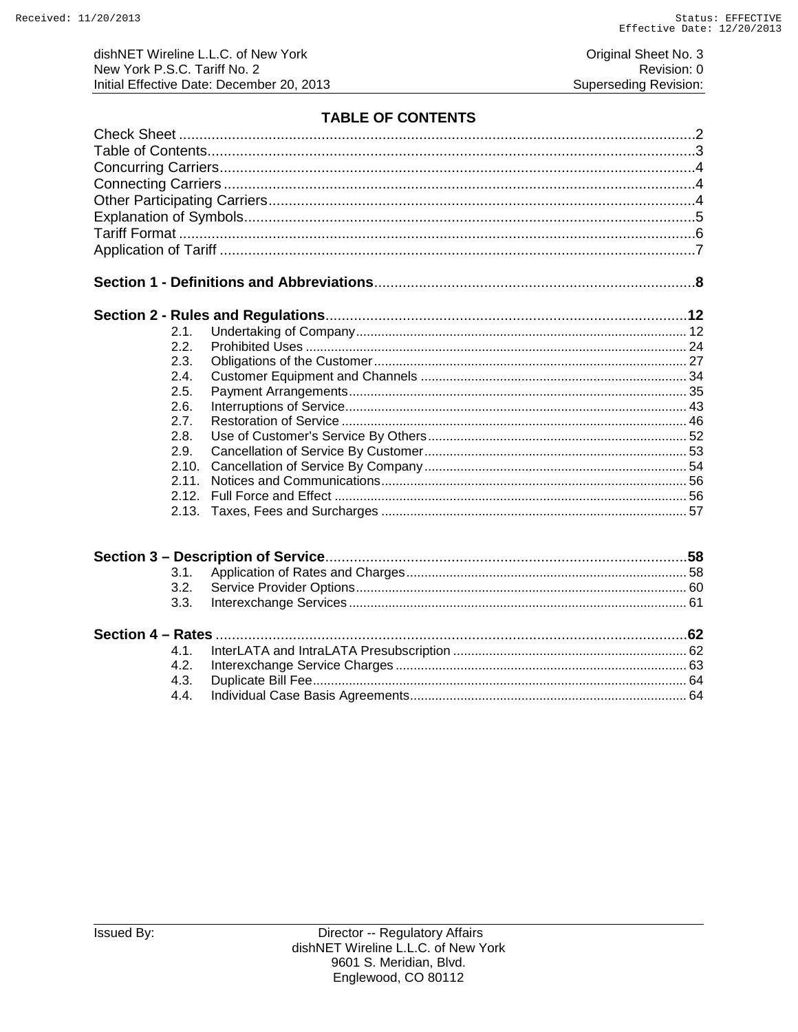# TABLE OF CONTENTS

Check Sheet ....................................................................................................................2
Table of Contents............................................................................................................3
Concurring Carriers........................................................................................................4
Connecting Carriers........................................................................................................4
Other Participating Carriers............................................................................................4
Explanation of Symbols...................................................................................................5
Tariff Format ...................................................................................................................6
Application of Tariff ........................................................................................................7

**Section 1 - Definitions and Abbreviations**..............................................................................**8**

**Section 2 - Rules and Regulations**.........................................................................................**12**

- 2.1. Undertaking of Company.......................................................................................... 12
- 2.2. Prohibited Uses ........................................................................................................ 24
- 2.3. Obligations of the Customer...................................................................................... 27
- 2.4. Customer Equipment and Channels ......................................................................... 34
- 2.5. Payment Arrangements............................................................................................ 35
- 2.6. Interruptions of Service............................................................................................. 43
- 2.7. Restoration of Service .............................................................................................. 46
- 2.8. Use of Customer's Service By Others....................................................................... 52
- 2.9. Cancellation of Service By Customer........................................................................ 53
- 2.10. Cancellation of Service By Company........................................................................ 54
- 2.11. Notices and Communications................................................................................... 56
- 2.12. Full Force and Effect ................................................................................................ 56
- 2.13. Taxes, Fees and Surcharges ................................................................................... 57

**Section 3 – Description of Service**.........................................................................................**58**

- 3.1. Application of Rates and Charges............................................................................. 58
- 3.2. Service Provider Options.......................................................................................... 60
- 3.3. Interexchange Services ............................................................................................ 61

**Section 4 – Rates** ....................................................................................................................**62**

- 4.1. InterLATA and IntraLATA Presubscription ................................................................ 62
- 4.2. Interexchange Service Charges................................................................................ 63
- 4.3. Duplicate Bill Fee...................................................................................................... 64
- 4.4. Individual Case Basis Agreements............................................................................ 64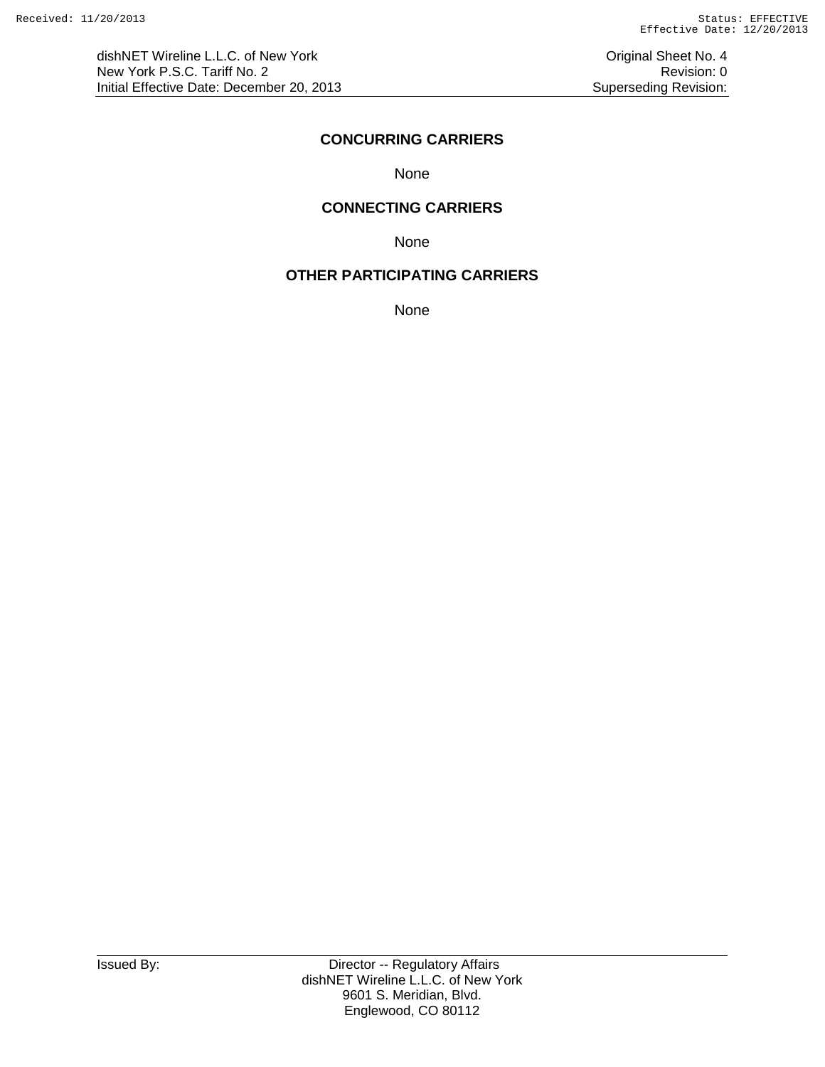## CONCURRING CARRIERS

None

## CONNECTING CARRIERS

None

## OTHER PARTICIPATING CARRIERS

None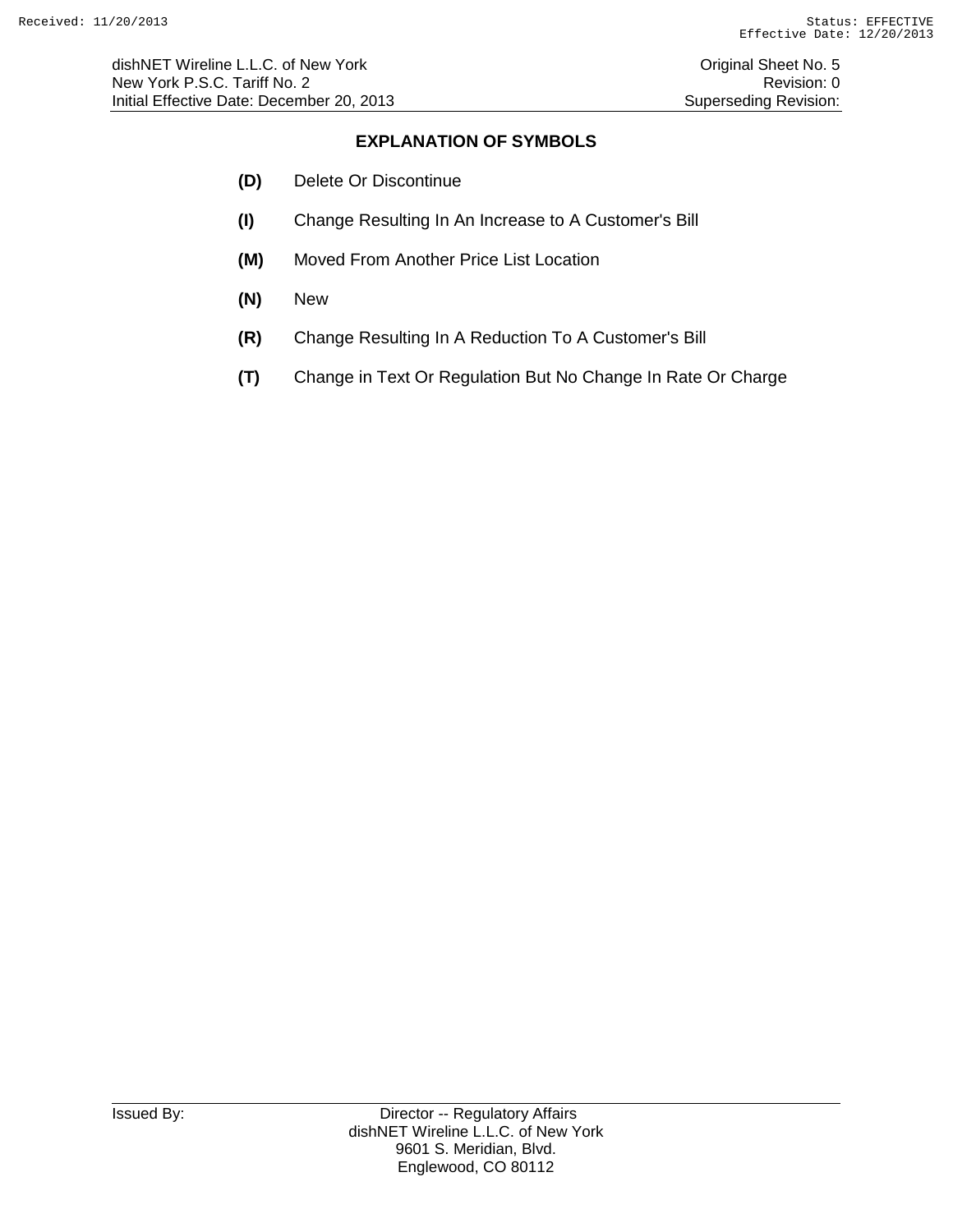## EXPLANATION OF SYMBOLS

**(D)** Delete Or Discontinue

**(I)** Change Resulting In An Increase to A Customer's Bill

**(M)** Moved From Another Price List Location

**(N)** New

**(R)** Change Resulting In A Reduction To A Customer's Bill

**(T)** Change in Text Or Regulation But No Change In Rate Or Charge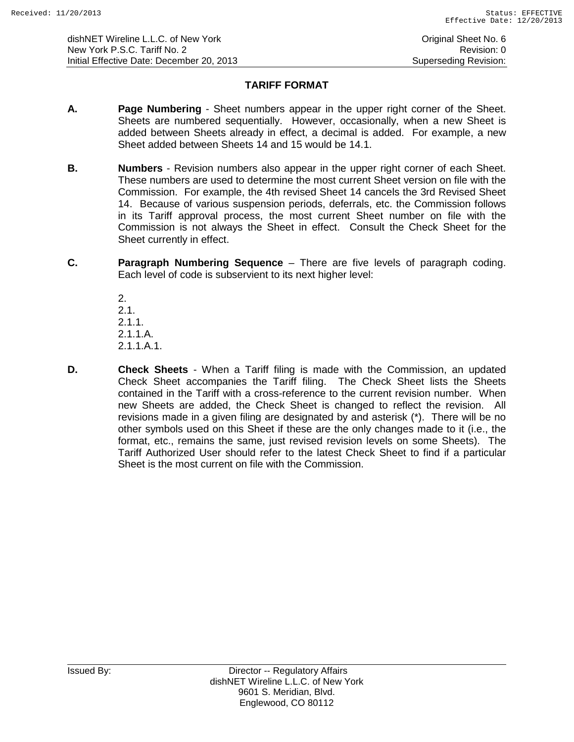## TARIFF FORMAT

**A.** **Page Numbering** - Sheet numbers appear in the upper right corner of the Sheet. Sheets are numbered sequentially. However, occasionally, when a new Sheet is added between Sheets already in effect, a decimal is added. For example, a new Sheet added between Sheets 14 and 15 would be 14.1.

**B.** **Numbers** - Revision numbers also appear in the upper right corner of each Sheet. These numbers are used to determine the most current Sheet version on file with the Commission. For example, the 4th revised Sheet 14 cancels the 3rd Revised Sheet 14. Because of various suspension periods, deferrals, etc. the Commission follows in its Tariff approval process, the most current Sheet number on file with the Commission is not always the Sheet in effect. Consult the Check Sheet for the Sheet currently in effect.

**C.** **Paragraph Numbering Sequence** – There are five levels of paragraph coding. Each level of code is subservient to its next higher level:

2.
2.1.
2.1.1.
2.1.1.A.
2.1.1.A.1.

**D.** **Check Sheets** - When a Tariff filing is made with the Commission, an updated Check Sheet accompanies the Tariff filing. The Check Sheet lists the Sheets contained in the Tariff with a cross-reference to the current revision number. When new Sheets are added, the Check Sheet is changed to reflect the revision. All revisions made in a given filing are designated by and asterisk (*). There will be no other symbols used on this Sheet if these are the only changes made to it (i.e., the format, etc., remains the same, just revised revision levels on some Sheets). The Tariff Authorized User should refer to the latest Check Sheet to find if a particular Sheet is the most current on file with the Commission.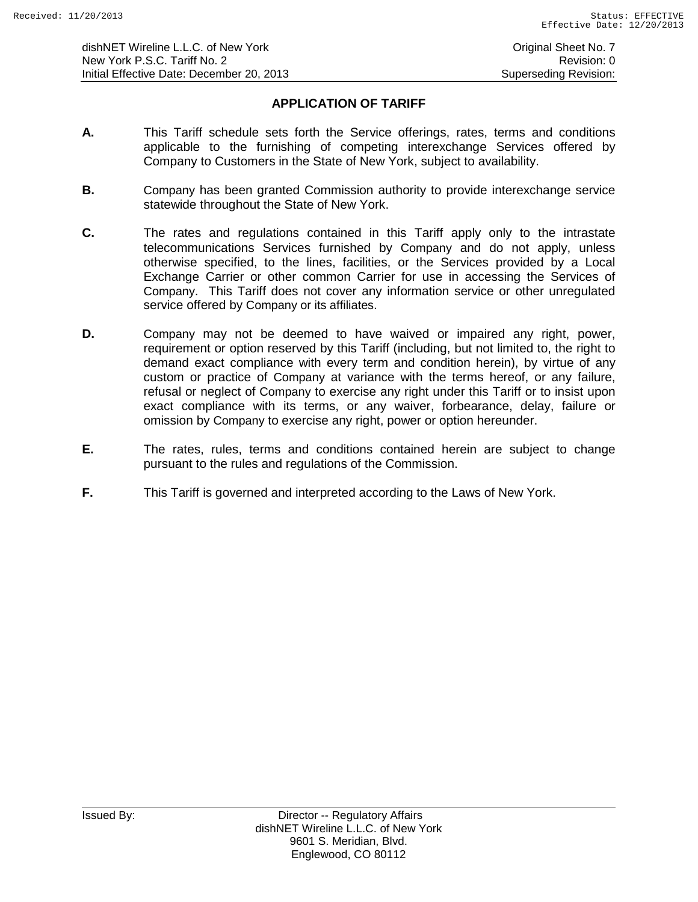## APPLICATION OF TARIFF

**A.** This Tariff schedule sets forth the Service offerings, rates, terms and conditions applicable to the furnishing of competing interexchange Services offered by Company to Customers in the State of New York, subject to availability.

**B.** Company has been granted Commission authority to provide interexchange service statewide throughout the State of New York.

**C.** The rates and regulations contained in this Tariff apply only to the intrastate telecommunications Services furnished by Company and do not apply, unless otherwise specified, to the lines, facilities, or the Services provided by a Local Exchange Carrier or other common Carrier for use in accessing the Services of Company. This Tariff does not cover any information service or other unregulated service offered by Company or its affiliates.

**D.** Company may not be deemed to have waived or impaired any right, power, requirement or option reserved by this Tariff (including, but not limited to, the right to demand exact compliance with every term and condition herein), by virtue of any custom or practice of Company at variance with the terms hereof, or any failure, refusal or neglect of Company to exercise any right under this Tariff or to insist upon exact compliance with its terms, or any waiver, forbearance, delay, failure or omission by Company to exercise any right, power or option hereunder.

**E.** The rates, rules, terms and conditions contained herein are subject to change pursuant to the rules and regulations of the Commission.

**F.** This Tariff is governed and interpreted according to the Laws of New York.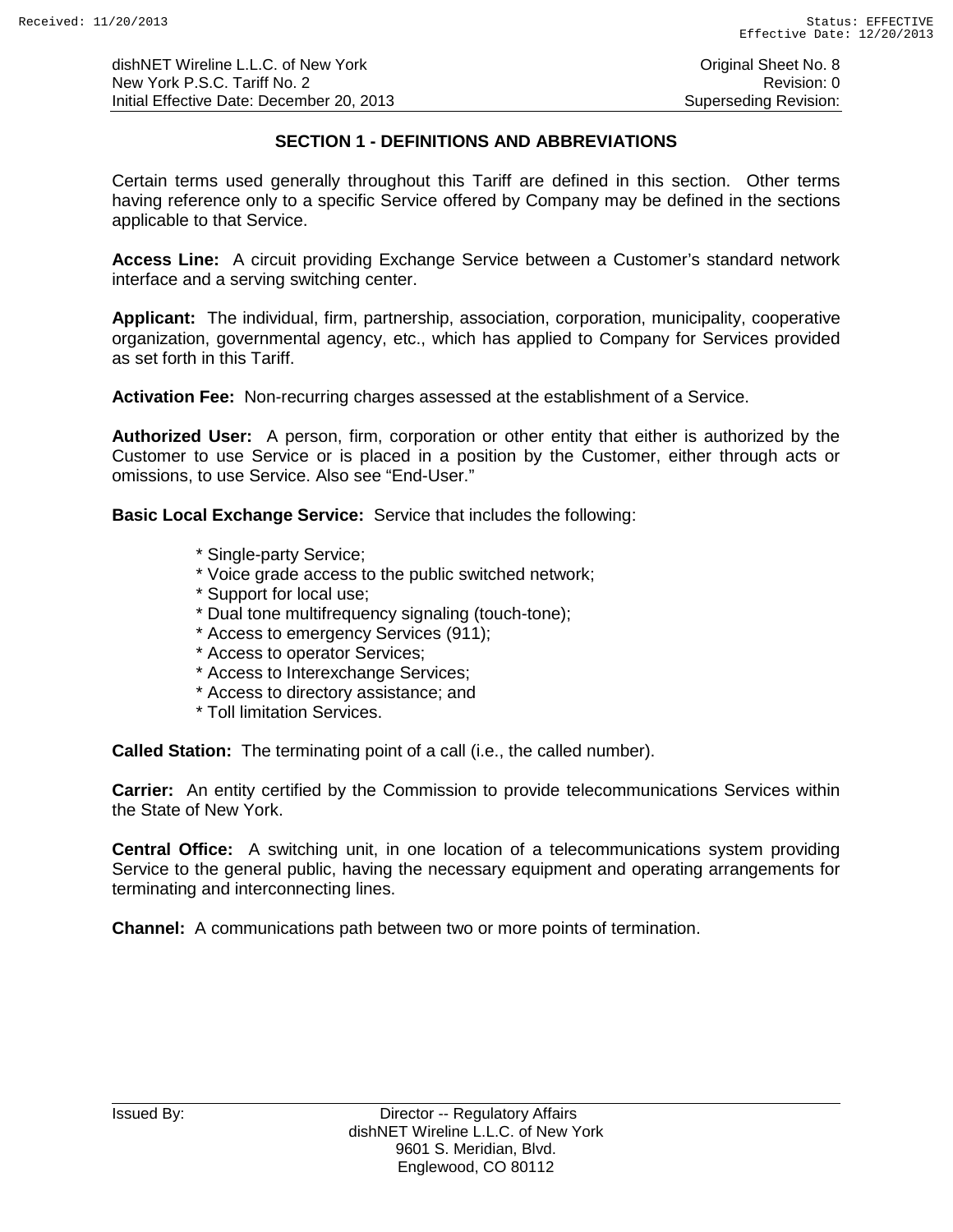## SECTION 1 - DEFINITIONS AND ABBREVIATIONS

Certain terms used generally throughout this Tariff are defined in this section. Other terms having reference only to a specific Service offered by Company may be defined in the sections applicable to that Service.

**Access Line:** A circuit providing Exchange Service between a Customer's standard network interface and a serving switching center.

**Applicant:** The individual, firm, partnership, association, corporation, municipality, cooperative organization, governmental agency, etc., which has applied to Company for Services provided as set forth in this Tariff.

**Activation Fee:** Non-recurring charges assessed at the establishment of a Service.

**Authorized User:** A person, firm, corporation or other entity that either is authorized by the Customer to use Service or is placed in a position by the Customer, either through acts or omissions, to use Service. Also see "End-User."

**Basic Local Exchange Service:** Service that includes the following:

- Single-party Service;
- Voice grade access to the public switched network;
- Support for local use;
- Dual tone multifrequency signaling (touch-tone);
- Access to emergency Services (911);
- Access to operator Services;
- Access to Interexchange Services;
- Access to directory assistance; and
- Toll limitation Services.

**Called Station:** The terminating point of a call (i.e., the called number).

**Carrier:** An entity certified by the Commission to provide telecommunications Services within the State of New York.

**Central Office:** A switching unit, in one location of a telecommunications system providing Service to the general public, having the necessary equipment and operating arrangements for terminating and interconnecting lines.

**Channel:** A communications path between two or more points of termination.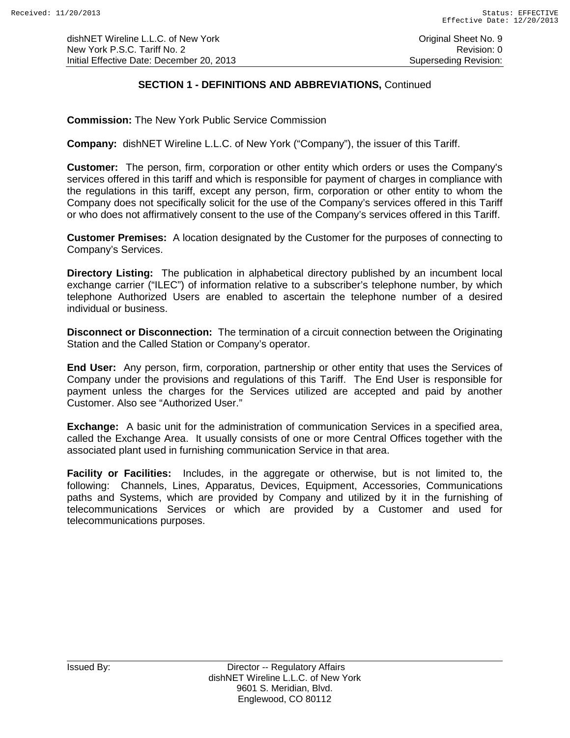## SECTION 1 - DEFINITIONS AND ABBREVIATIONS, Continued

**Commission:** The New York Public Service Commission

**Company:** dishNET Wireline L.L.C. of New York ("Company"), the issuer of this Tariff.

**Customer:** The person, firm, corporation or other entity which orders or uses the Company's services offered in this tariff and which is responsible for payment of charges in compliance with the regulations in this tariff, except any person, firm, corporation or other entity to whom the Company does not specifically solicit for the use of the Company's services offered in this Tariff or who does not affirmatively consent to the use of the Company's services offered in this Tariff.

**Customer Premises:** A location designated by the Customer for the purposes of connecting to Company's Services.

**Directory Listing:** The publication in alphabetical directory published by an incumbent local exchange carrier ("ILEC") of information relative to a subscriber's telephone number, by which telephone Authorized Users are enabled to ascertain the telephone number of a desired individual or business.

**Disconnect or Disconnection:** The termination of a circuit connection between the Originating Station and the Called Station or Company's operator.

**End User:** Any person, firm, corporation, partnership or other entity that uses the Services of Company under the provisions and regulations of this Tariff. The End User is responsible for payment unless the charges for the Services utilized are accepted and paid by another Customer. Also see "Authorized User."

**Exchange:** A basic unit for the administration of communication Services in a specified area, called the Exchange Area. It usually consists of one or more Central Offices together with the associated plant used in furnishing communication Service in that area.

**Facility or Facilities:** Includes, in the aggregate or otherwise, but is not limited to, the following: Channels, Lines, Apparatus, Devices, Equipment, Accessories, Communications paths and Systems, which are provided by Company and utilized by it in the furnishing of telecommunications Services or which are provided by a Customer and used for telecommunications purposes.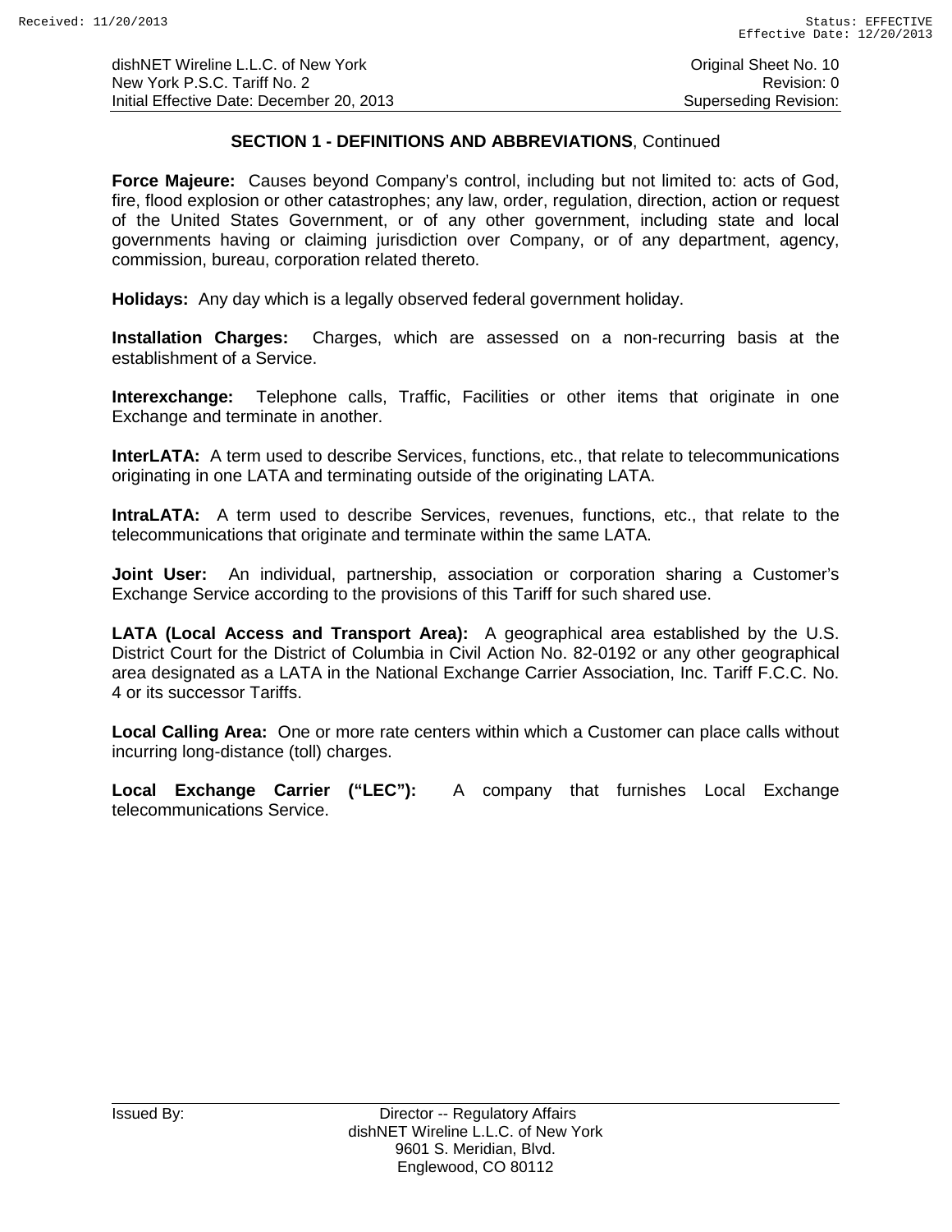## SECTION 1 - DEFINITIONS AND ABBREVIATIONS, Continued

**Force Majeure:** Causes beyond Company's control, including but not limited to: acts of God, fire, flood explosion or other catastrophes; any law, order, regulation, direction, action or request of the United States Government, or of any other government, including state and local governments having or claiming jurisdiction over Company, or of any department, agency, commission, bureau, corporation related thereto.

**Holidays:** Any day which is a legally observed federal government holiday.

**Installation Charges:** Charges, which are assessed on a non-recurring basis at the establishment of a Service.

**Interexchange:** Telephone calls, Traffic, Facilities or other items that originate in one Exchange and terminate in another.

**InterLATA:** A term used to describe Services, functions, etc., that relate to telecommunications originating in one LATA and terminating outside of the originating LATA.

**IntraLATA:** A term used to describe Services, revenues, functions, etc., that relate to the telecommunications that originate and terminate within the same LATA.

**Joint User:** An individual, partnership, association or corporation sharing a Customer's Exchange Service according to the provisions of this Tariff for such shared use.

**LATA (Local Access and Transport Area):** A geographical area established by the U.S. District Court for the District of Columbia in Civil Action No. 82-0192 or any other geographical area designated as a LATA in the National Exchange Carrier Association, Inc. Tariff F.C.C. No. 4 or its successor Tariffs.

**Local Calling Area:** One or more rate centers within which a Customer can place calls without incurring long-distance (toll) charges.

**Local Exchange Carrier ("LEC"):** A company that furnishes Local Exchange telecommunications Service.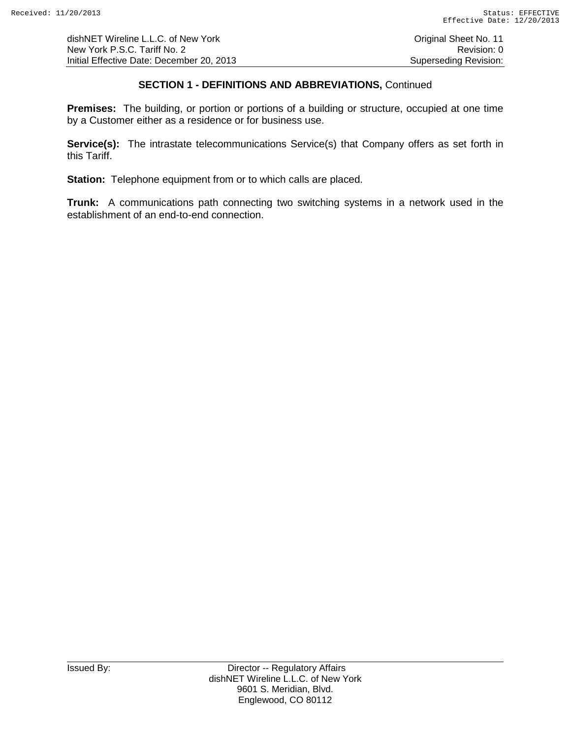## SECTION 1 - DEFINITIONS AND ABBREVIATIONS, Continued

**Premises:** The building, or portion or portions of a building or structure, occupied at one time by a Customer either as a residence or for business use.

**Service(s):** The intrastate telecommunications Service(s) that Company offers as set forth in this Tariff.

**Station:** Telephone equipment from or to which calls are placed.

**Trunk:** A communications path connecting two switching systems in a network used in the establishment of an end-to-end connection.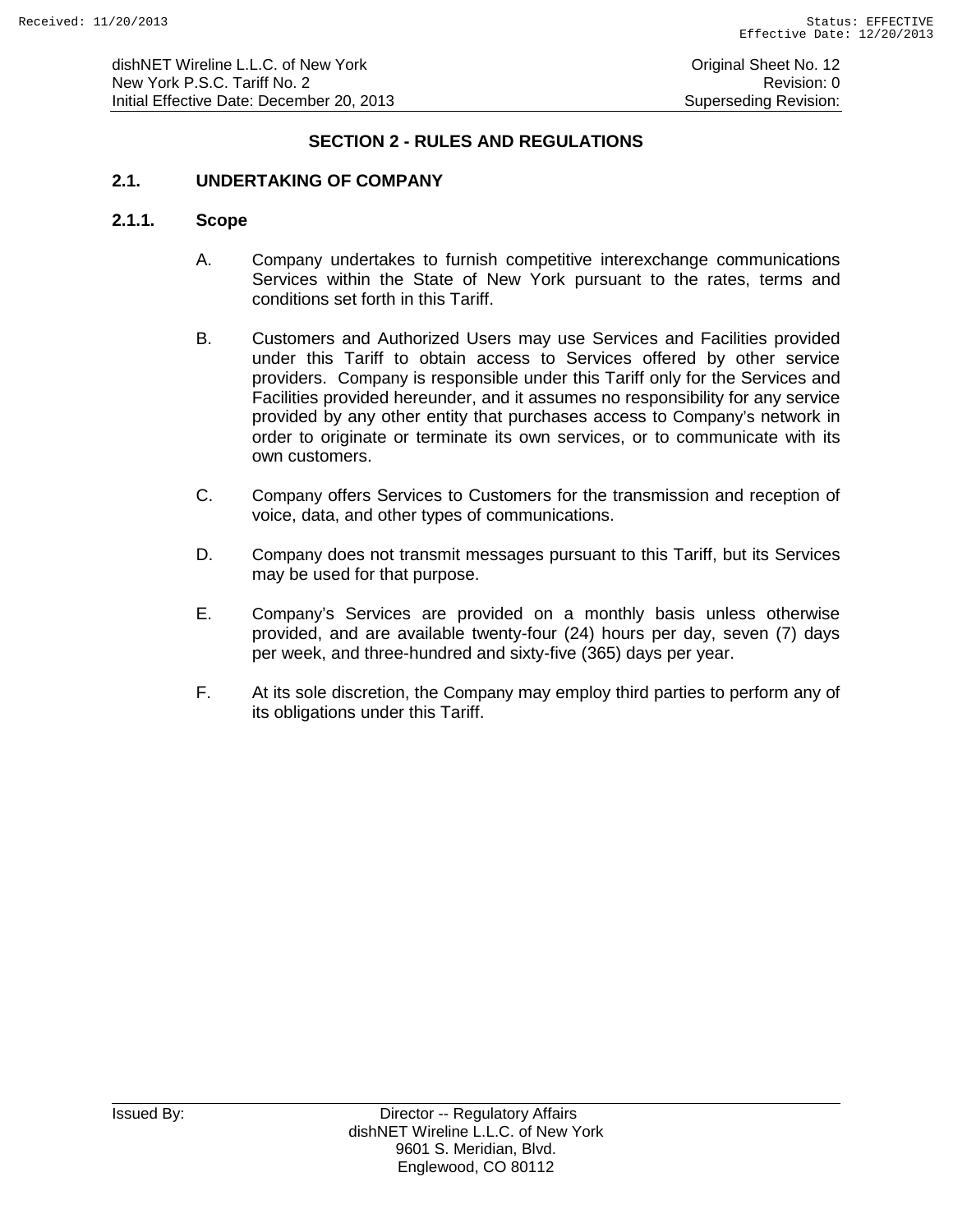## SECTION 2 - RULES AND REGULATIONS

### 2.1. UNDERTAKING OF COMPANY

#### 2.1.1. Scope

A. Company undertakes to furnish competitive interexchange communications Services within the State of New York pursuant to the rates, terms and conditions set forth in this Tariff.

B. Customers and Authorized Users may use Services and Facilities provided under this Tariff to obtain access to Services offered by other service providers. Company is responsible under this Tariff only for the Services and Facilities provided hereunder, and it assumes no responsibility for any service provided by any other entity that purchases access to Company's network in order to originate or terminate its own services, or to communicate with its own customers.

C. Company offers Services to Customers for the transmission and reception of voice, data, and other types of communications.

D. Company does not transmit messages pursuant to this Tariff, but its Services may be used for that purpose.

E. Company's Services are provided on a monthly basis unless otherwise provided, and are available twenty-four (24) hours per day, seven (7) days per week, and three-hundred and sixty-five (365) days per year.

F. At its sole discretion, the Company may employ third parties to perform any of its obligations under this Tariff.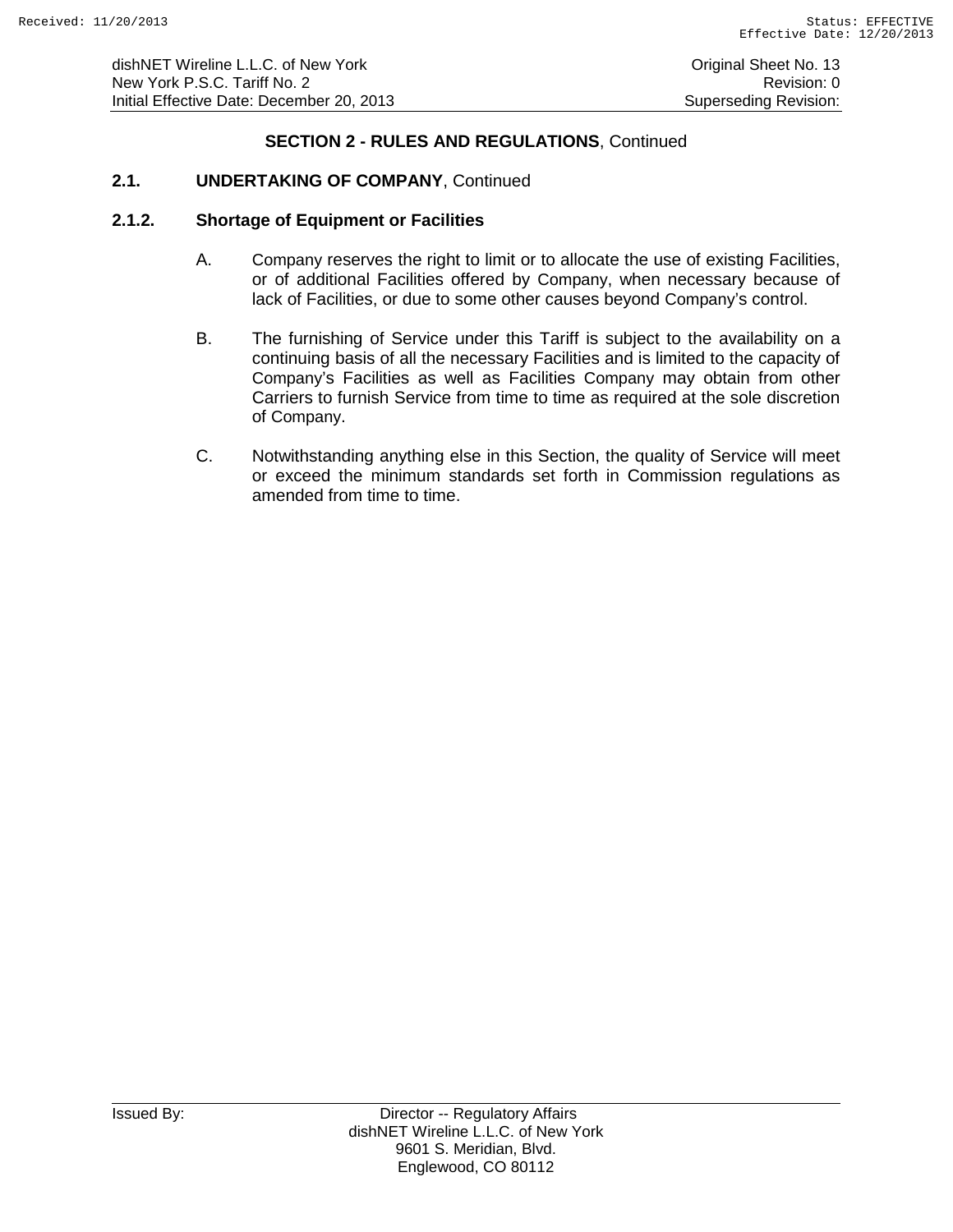## SECTION 2 - RULES AND REGULATIONS, Continued

### 2.1. UNDERTAKING OF COMPANY, Continued

### 2.1.2. Shortage of Equipment or Facilities

A. Company reserves the right to limit or to allocate the use of existing Facilities, or of additional Facilities offered by Company, when necessary because of lack of Facilities, or due to some other causes beyond Company's control.

B. The furnishing of Service under this Tariff is subject to the availability on a continuing basis of all the necessary Facilities and is limited to the capacity of Company's Facilities as well as Facilities Company may obtain from other Carriers to furnish Service from time to time as required at the sole discretion of Company.

C. Notwithstanding anything else in this Section, the quality of Service will meet or exceed the minimum standards set forth in Commission regulations as amended from time to time.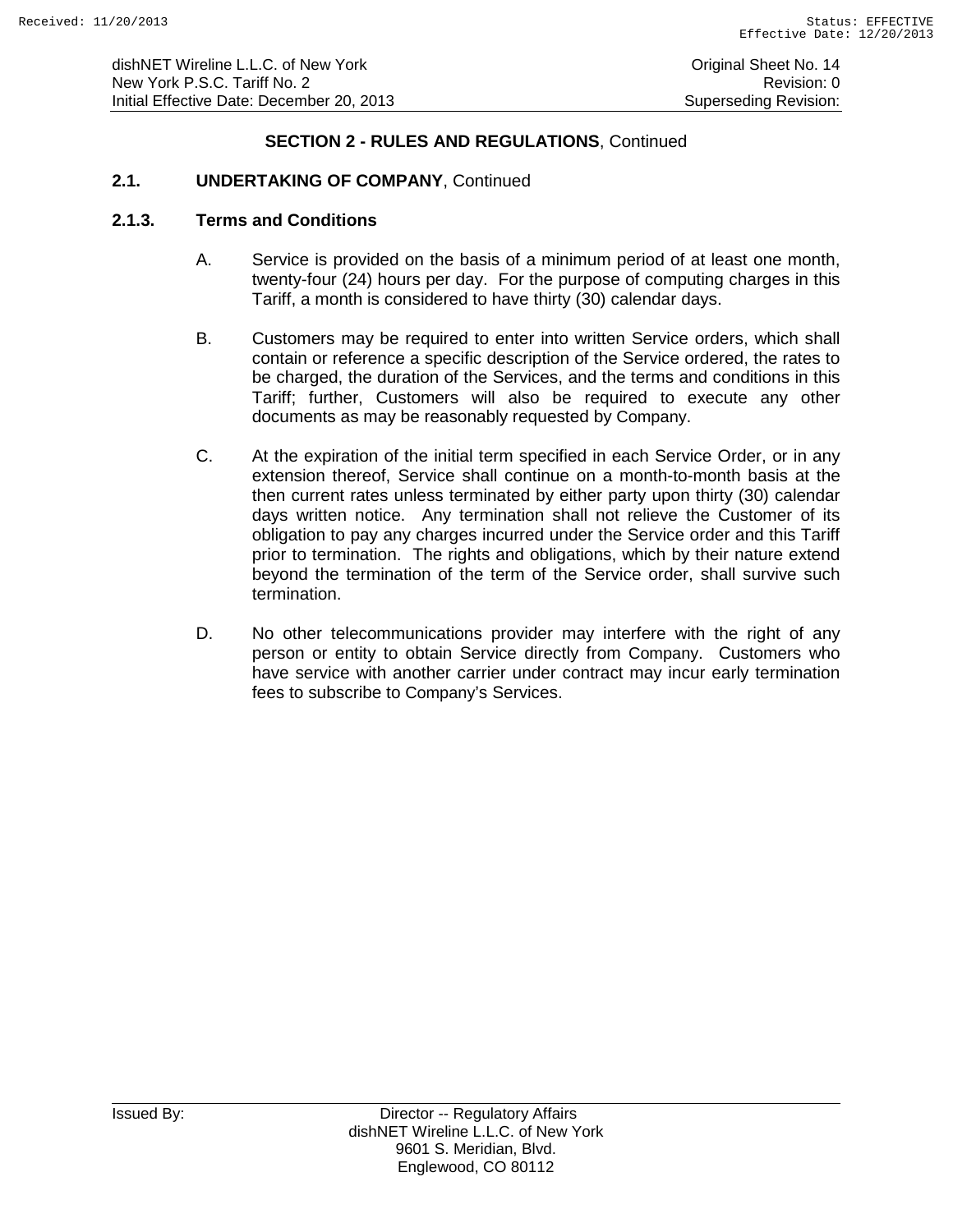## SECTION 2 - RULES AND REGULATIONS, Continued

### 2.1. UNDERTAKING OF COMPANY, Continued

### 2.1.3. Terms and Conditions

A. Service is provided on the basis of a minimum period of at least one month, twenty-four (24) hours per day. For the purpose of computing charges in this Tariff, a month is considered to have thirty (30) calendar days.

B. Customers may be required to enter into written Service orders, which shall contain or reference a specific description of the Service ordered, the rates to be charged, the duration of the Services, and the terms and conditions in this Tariff; further, Customers will also be required to execute any other documents as may be reasonably requested by Company.

C. At the expiration of the initial term specified in each Service Order, or in any extension thereof, Service shall continue on a month-to-month basis at the then current rates unless terminated by either party upon thirty (30) calendar days written notice. Any termination shall not relieve the Customer of its obligation to pay any charges incurred under the Service order and this Tariff prior to termination. The rights and obligations, which by their nature extend beyond the termination of the term of the Service order, shall survive such termination.

D. No other telecommunications provider may interfere with the right of any person or entity to obtain Service directly from Company. Customers who have service with another carrier under contract may incur early termination fees to subscribe to Company's Services.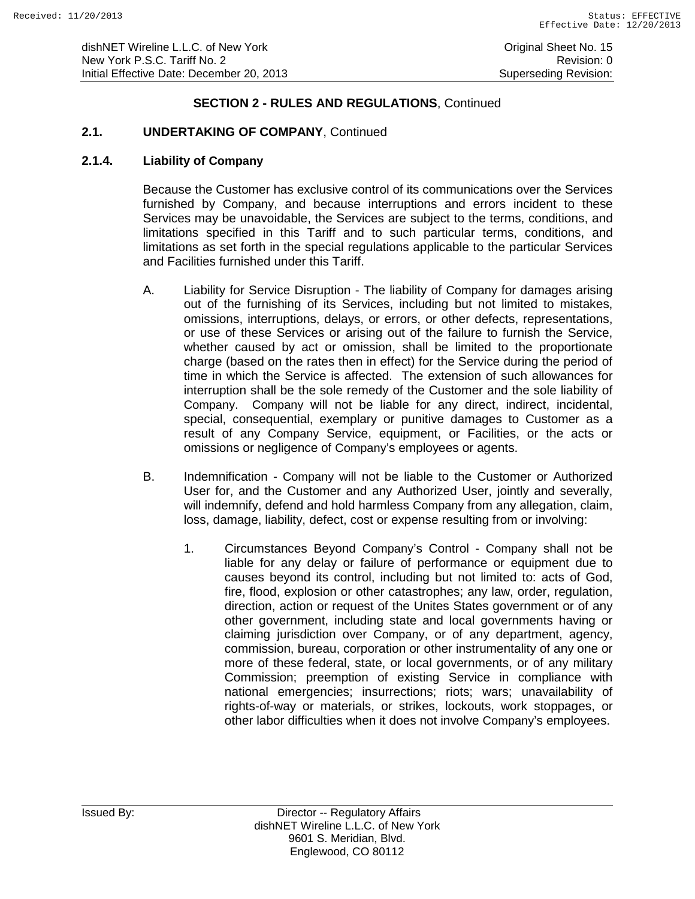## SECTION 2 - RULES AND REGULATIONS, Continued

### 2.1. UNDERTAKING OF COMPANY, Continued

### 2.1.4. Liability of Company

Because the Customer has exclusive control of its communications over the Services furnished by Company, and because interruptions and errors incident to these Services may be unavoidable, the Services are subject to the terms, conditions, and limitations specified in this Tariff and to such particular terms, conditions, and limitations as set forth in the special regulations applicable to the particular Services and Facilities furnished under this Tariff.

A. Liability for Service Disruption - The liability of Company for damages arising out of the furnishing of its Services, including but not limited to mistakes, omissions, interruptions, delays, or errors, or other defects, representations, or use of these Services or arising out of the failure to furnish the Service, whether caused by act or omission, shall be limited to the proportionate charge (based on the rates then in effect) for the Service during the period of time in which the Service is affected. The extension of such allowances for interruption shall be the sole remedy of the Customer and the sole liability of Company. Company will not be liable for any direct, indirect, incidental, special, consequential, exemplary or punitive damages to Customer as a result of any Company Service, equipment, or Facilities, or the acts or omissions or negligence of Company's employees or agents.

B. Indemnification - Company will not be liable to the Customer or Authorized User for, and the Customer and any Authorized User, jointly and severally, will indemnify, defend and hold harmless Company from any allegation, claim, loss, damage, liability, defect, cost or expense resulting from or involving:

   1. Circumstances Beyond Company's Control - Company shall not be liable for any delay or failure of performance or equipment due to causes beyond its control, including but not limited to: acts of God, fire, flood, explosion or other catastrophes; any law, order, regulation, direction, action or request of the Unites States government or of any other government, including state and local governments having or claiming jurisdiction over Company, or of any department, agency, commission, bureau, corporation or other instrumentality of any one or more of these federal, state, or local governments, or of any military Commission; preemption of existing Service in compliance with national emergencies; insurrections; riots; wars; unavailability of rights-of-way or materials, or strikes, lockouts, work stoppages, or other labor difficulties when it does not involve Company's employees.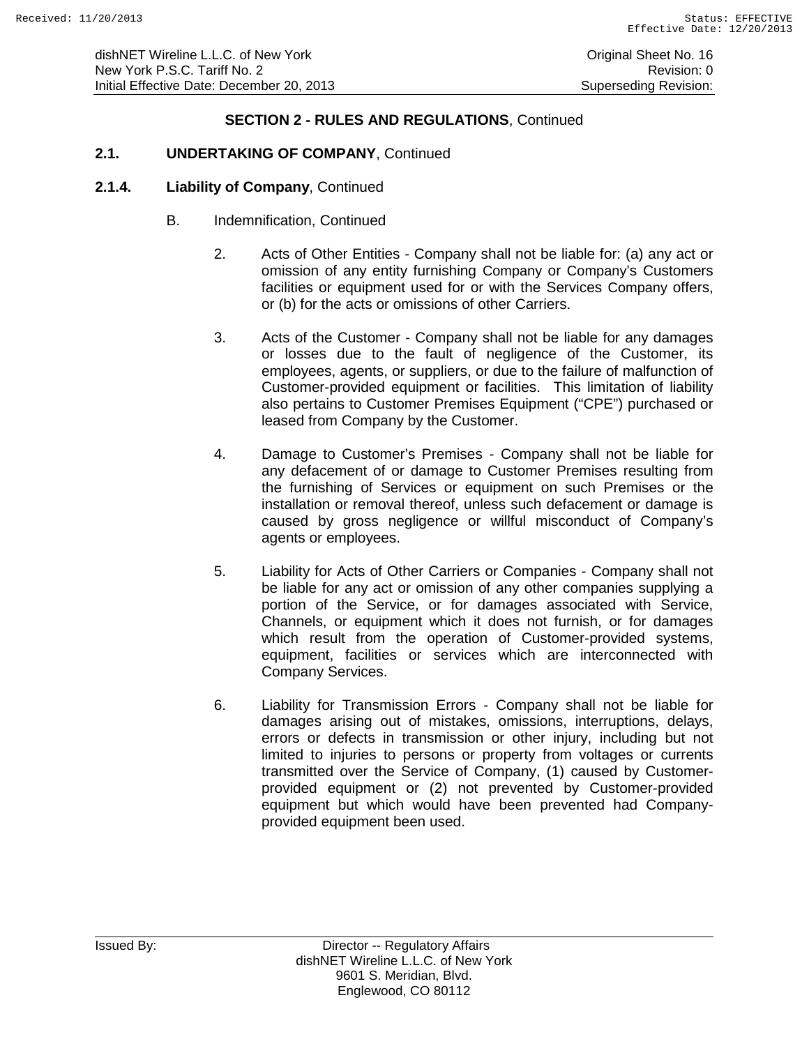## SECTION 2 - RULES AND REGULATIONS, Continued

### 2.1. UNDERTAKING OF COMPANY, Continued

### 2.1.4. Liability of Company, Continued

B. Indemnification, Continued

2. Acts of Other Entities - Company shall not be liable for: (a) any act or omission of any entity furnishing Company or Company's Customers facilities or equipment used for or with the Services Company offers, or (b) for the acts or omissions of other Carriers.

3. Acts of the Customer - Company shall not be liable for any damages or losses due to the fault of negligence of the Customer, its employees, agents, or suppliers, or due to the failure of malfunction of Customer-provided equipment or facilities. This limitation of liability also pertains to Customer Premises Equipment ("CPE") purchased or leased from Company by the Customer.

4. Damage to Customer's Premises - Company shall not be liable for any defacement of or damage to Customer Premises resulting from the furnishing of Services or equipment on such Premises or the installation or removal thereof, unless such defacement or damage is caused by gross negligence or willful misconduct of Company's agents or employees.

5. Liability for Acts of Other Carriers or Companies - Company shall not be liable for any act or omission of any other companies supplying a portion of the Service, or for damages associated with Service, Channels, or equipment which it does not furnish, or for damages which result from the operation of Customer-provided systems, equipment, facilities or services which are interconnected with Company Services.

6. Liability for Transmission Errors - Company shall not be liable for damages arising out of mistakes, omissions, interruptions, delays, errors or defects in transmission or other injury, including but not limited to injuries to persons or property from voltages or currents transmitted over the Service of Company, (1) caused by Customer-provided equipment or (2) not prevented by Customer-provided equipment but which would have been prevented had Company-provided equipment been used.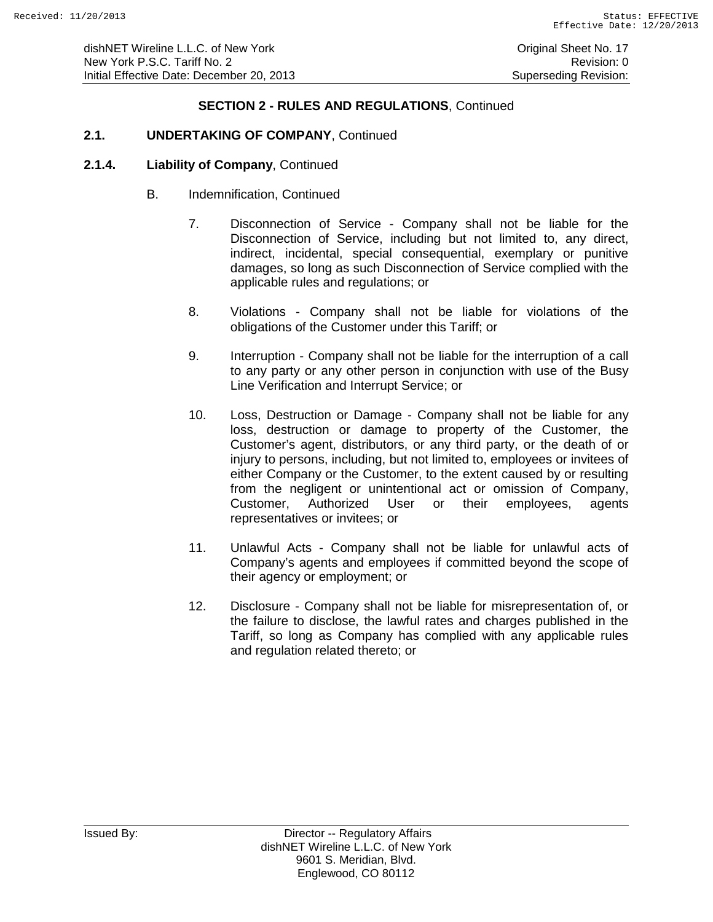## SECTION 2 - RULES AND REGULATIONS, Continued

### 2.1. UNDERTAKING OF COMPANY, Continued

#### 2.1.4. Liability of Company, Continued

B. Indemnification, Continued

7. Disconnection of Service - Company shall not be liable for the Disconnection of Service, including but not limited to, any direct, indirect, incidental, special consequential, exemplary or punitive damages, so long as such Disconnection of Service complied with the applicable rules and regulations; or

8. Violations - Company shall not be liable for violations of the obligations of the Customer under this Tariff; or

9. Interruption - Company shall not be liable for the interruption of a call to any party or any other person in conjunction with use of the Busy Line Verification and Interrupt Service; or

10. Loss, Destruction or Damage - Company shall not be liable for any loss, destruction or damage to property of the Customer, the Customer's agent, distributors, or any third party, or the death of or injury to persons, including, but not limited to, employees or invitees of either Company or the Customer, to the extent caused by or resulting from the negligent or unintentional act or omission of Company, Customer, Authorized User or their employees, agents representatives or invitees; or

11. Unlawful Acts - Company shall not be liable for unlawful acts of Company's agents and employees if committed beyond the scope of their agency or employment; or

12. Disclosure - Company shall not be liable for misrepresentation of, or the failure to disclose, the lawful rates and charges published in the Tariff, so long as Company has complied with any applicable rules and regulation related thereto; or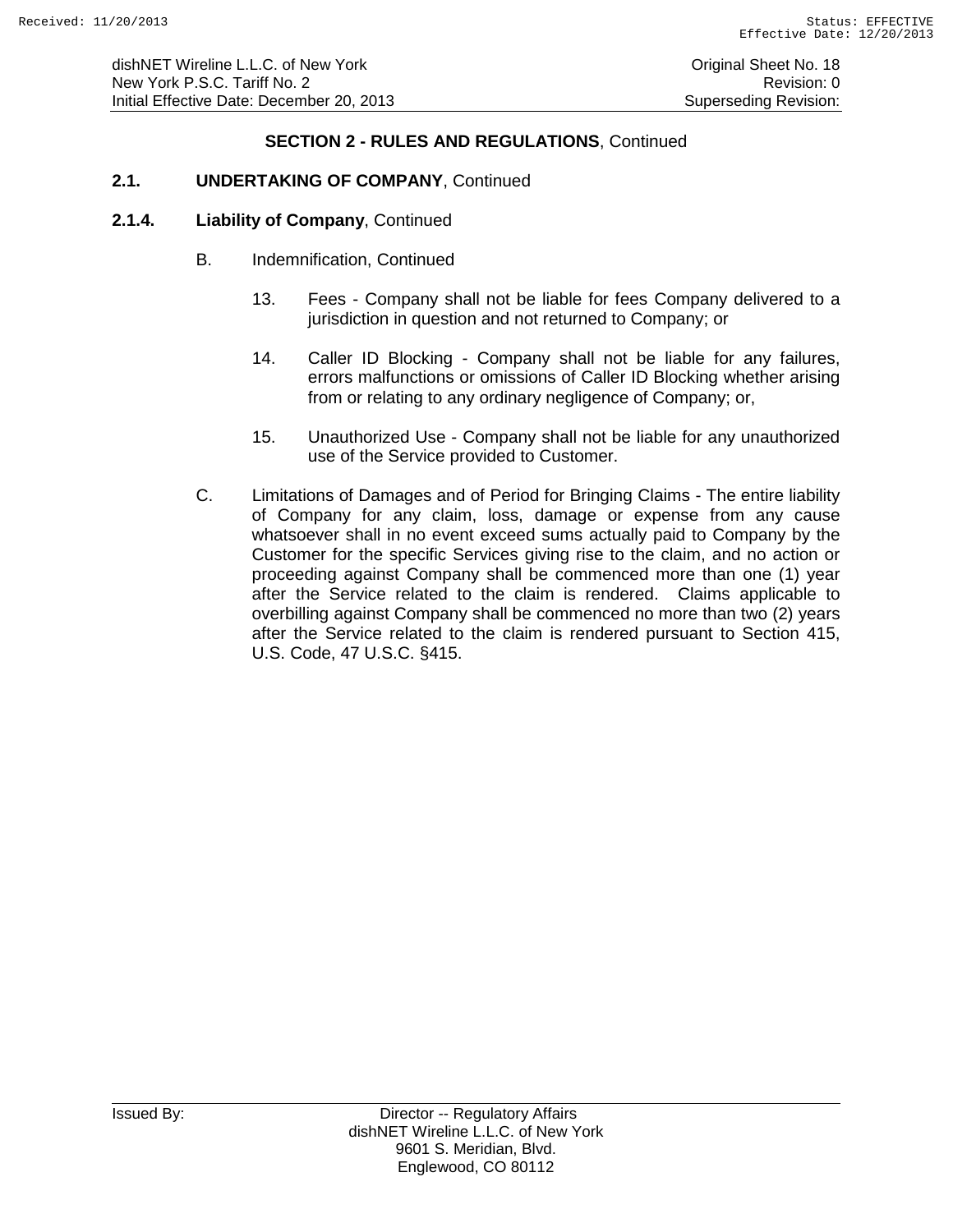## SECTION 2 - RULES AND REGULATIONS, Continued

### 2.1. UNDERTAKING OF COMPANY, Continued

### 2.1.4. Liability of Company, Continued

B. Indemnification, Continued

13. Fees - Company shall not be liable for fees Company delivered to a jurisdiction in question and not returned to Company; or

14. Caller ID Blocking - Company shall not be liable for any failures, errors malfunctions or omissions of Caller ID Blocking whether arising from or relating to any ordinary negligence of Company; or,

15. Unauthorized Use - Company shall not be liable for any unauthorized use of the Service provided to Customer.

C. Limitations of Damages and of Period for Bringing Claims - The entire liability of Company for any claim, loss, damage or expense from any cause whatsoever shall in no event exceed sums actually paid to Company by the Customer for the specific Services giving rise to the claim, and no action or proceeding against Company shall be commenced more than one (1) year after the Service related to the claim is rendered. Claims applicable to overbilling against Company shall be commenced no more than two (2) years after the Service related to the claim is rendered pursuant to Section 415, U.S. Code, 47 U.S.C. §415.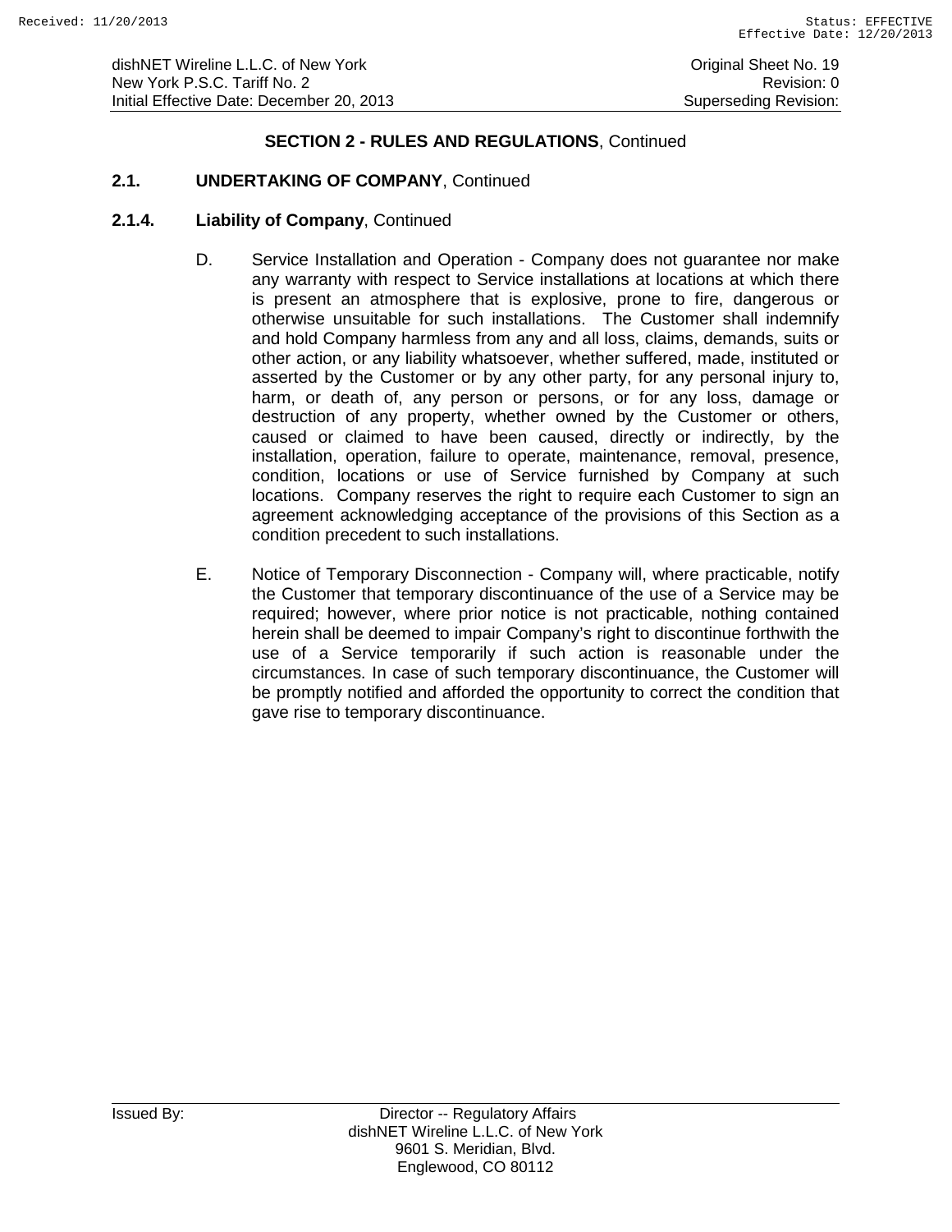## SECTION 2 - RULES AND REGULATIONS, Continued

### 2.1. UNDERTAKING OF COMPANY, Continued

#### 2.1.4. Liability of Company, Continued

D. Service Installation and Operation - Company does not guarantee nor make any warranty with respect to Service installations at locations at which there is present an atmosphere that is explosive, prone to fire, dangerous or otherwise unsuitable for such installations. The Customer shall indemnify and hold Company harmless from any and all loss, claims, demands, suits or other action, or any liability whatsoever, whether suffered, made, instituted or asserted by the Customer or by any other party, for any personal injury to, harm, or death of, any person or persons, or for any loss, damage or destruction of any property, whether owned by the Customer or others, caused or claimed to have been caused, directly or indirectly, by the installation, operation, failure to operate, maintenance, removal, presence, condition, locations or use of Service furnished by Company at such locations. Company reserves the right to require each Customer to sign an agreement acknowledging acceptance of the provisions of this Section as a condition precedent to such installations.

E. Notice of Temporary Disconnection - Company will, where practicable, notify the Customer that temporary discontinuance of the use of a Service may be required; however, where prior notice is not practicable, nothing contained herein shall be deemed to impair Company's right to discontinue forthwith the use of a Service temporarily if such action is reasonable under the circumstances. In case of such temporary discontinuance, the Customer will be promptly notified and afforded the opportunity to correct the condition that gave rise to temporary discontinuance.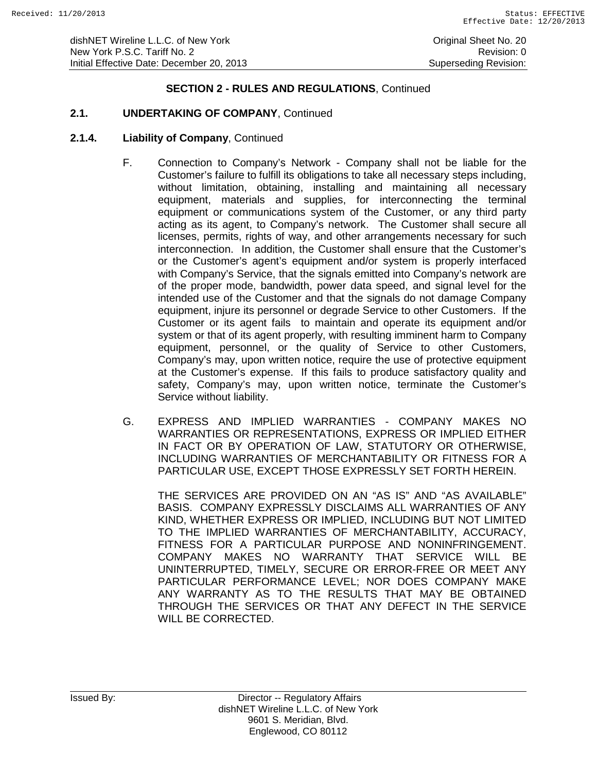## SECTION 2 - RULES AND REGULATIONS, Continued

### 2.1. UNDERTAKING OF COMPANY, Continued

#### 2.1.4. Liability of Company, Continued

F. Connection to Company's Network - Company shall not be liable for the Customer's failure to fulfill its obligations to take all necessary steps including, without limitation, obtaining, installing and maintaining all necessary equipment, materials and supplies, for interconnecting the terminal equipment or communications system of the Customer, or any third party acting as its agent, to Company's network. The Customer shall secure all licenses, permits, rights of way, and other arrangements necessary for such interconnection. In addition, the Customer shall ensure that the Customer's or the Customer's agent's equipment and/or system is properly interfaced with Company's Service, that the signals emitted into Company's network are of the proper mode, bandwidth, power data speed, and signal level for the intended use of the Customer and that the signals do not damage Company equipment, injure its personnel or degrade Service to other Customers. If the Customer or its agent fails to maintain and operate its equipment and/or system or that of its agent properly, with resulting imminent harm to Company equipment, personnel, or the quality of Service to other Customers, Company's may, upon written notice, require the use of protective equipment at the Customer's expense. If this fails to produce satisfactory quality and safety, Company's may, upon written notice, terminate the Customer's Service without liability.

G. EXPRESS AND IMPLIED WARRANTIES - COMPANY MAKES NO WARRANTIES OR REPRESENTATIONS, EXPRESS OR IMPLIED EITHER IN FACT OR BY OPERATION OF LAW, STATUTORY OR OTHERWISE, INCLUDING WARRANTIES OF MERCHANTABILITY OR FITNESS FOR A PARTICULAR USE, EXCEPT THOSE EXPRESSLY SET FORTH HEREIN.

THE SERVICES ARE PROVIDED ON AN "AS IS" AND "AS AVAILABLE" BASIS. COMPANY EXPRESSLY DISCLAIMS ALL WARRANTIES OF ANY KIND, WHETHER EXPRESS OR IMPLIED, INCLUDING BUT NOT LIMITED TO THE IMPLIED WARRANTIES OF MERCHANTABILITY, ACCURACY, FITNESS FOR A PARTICULAR PURPOSE AND NONINFRINGEMENT. COMPANY MAKES NO WARRANTY THAT SERVICE WILL BE UNINTERRUPTED, TIMELY, SECURE OR ERROR-FREE OR MEET ANY PARTICULAR PERFORMANCE LEVEL; NOR DOES COMPANY MAKE ANY WARRANTY AS TO THE RESULTS THAT MAY BE OBTAINED THROUGH THE SERVICES OR THAT ANY DEFECT IN THE SERVICE WILL BE CORRECTED.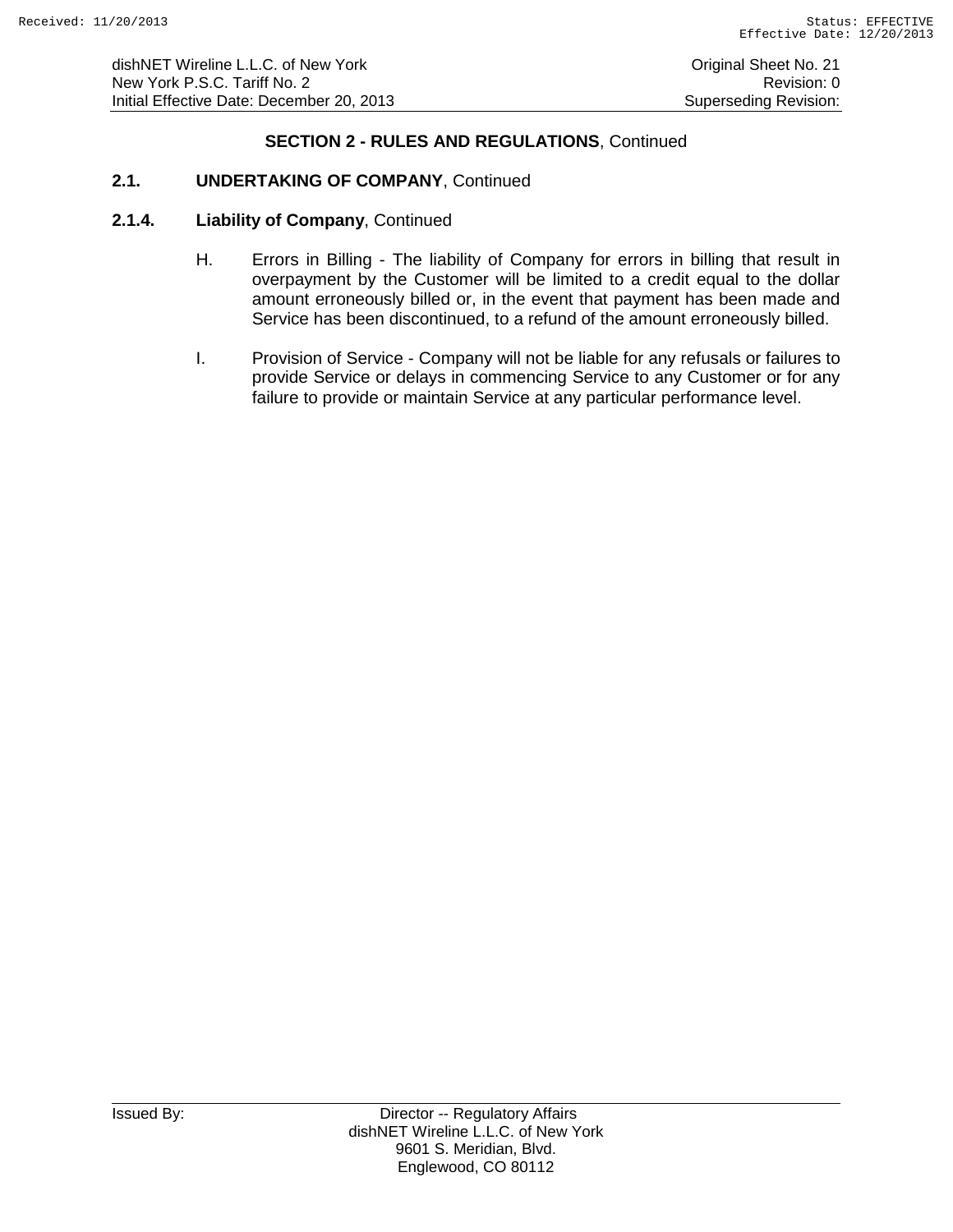## SECTION 2 - RULES AND REGULATIONS, Continued

### 2.1. UNDERTAKING OF COMPANY, Continued

### 2.1.4. Liability of Company, Continued

H. Errors in Billing - The liability of Company for errors in billing that result in overpayment by the Customer will be limited to a credit equal to the dollar amount erroneously billed or, in the event that payment has been made and Service has been discontinued, to a refund of the amount erroneously billed.

I. Provision of Service - Company will not be liable for any refusals or failures to provide Service or delays in commencing Service to any Customer or for any failure to provide or maintain Service at any particular performance level.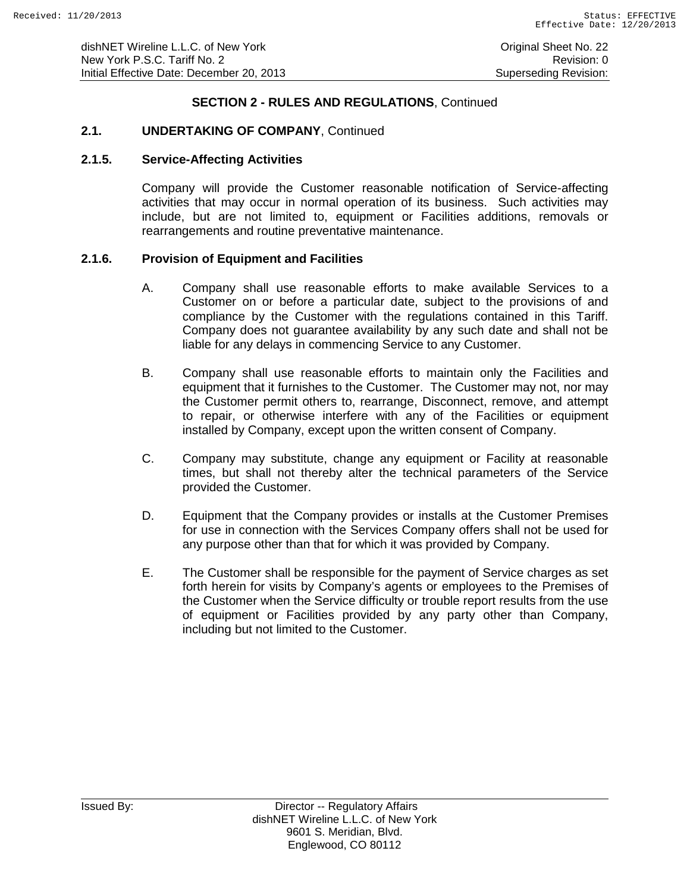## SECTION 2 - RULES AND REGULATIONS, Continued

### 2.1. UNDERTAKING OF COMPANY, Continued

### 2.1.5. Service-Affecting Activities

Company will provide the Customer reasonable notification of Service-affecting activities that may occur in normal operation of its business. Such activities may include, but are not limited to, equipment or Facilities additions, removals or rearrangements and routine preventative maintenance.

### 2.1.6. Provision of Equipment and Facilities

A. Company shall use reasonable efforts to make available Services to a Customer on or before a particular date, subject to the provisions of and compliance by the Customer with the regulations contained in this Tariff. Company does not guarantee availability by any such date and shall not be liable for any delays in commencing Service to any Customer.

B. Company shall use reasonable efforts to maintain only the Facilities and equipment that it furnishes to the Customer. The Customer may not, nor may the Customer permit others to, rearrange, Disconnect, remove, and attempt to repair, or otherwise interfere with any of the Facilities or equipment installed by Company, except upon the written consent of Company.

C. Company may substitute, change any equipment or Facility at reasonable times, but shall not thereby alter the technical parameters of the Service provided the Customer.

D. Equipment that the Company provides or installs at the Customer Premises for use in connection with the Services Company offers shall not be used for any purpose other than that for which it was provided by Company.

E. The Customer shall be responsible for the payment of Service charges as set forth herein for visits by Company's agents or employees to the Premises of the Customer when the Service difficulty or trouble report results from the use of equipment or Facilities provided by any party other than Company, including but not limited to the Customer.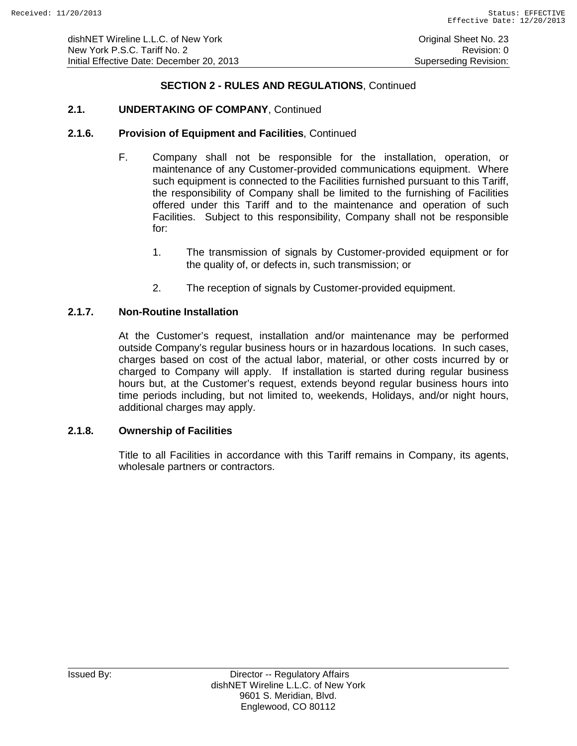## SECTION 2 - RULES AND REGULATIONS, Continued

### 2.1. UNDERTAKING OF COMPANY, Continued

#### 2.1.6. Provision of Equipment and Facilities, Continued

F. Company shall not be responsible for the installation, operation, or maintenance of any Customer-provided communications equipment. Where such equipment is connected to the Facilities furnished pursuant to this Tariff, the responsibility of Company shall be limited to the furnishing of Facilities offered under this Tariff and to the maintenance and operation of such Facilities. Subject to this responsibility, Company shall not be responsible for:

1. The transmission of signals by Customer-provided equipment or for the quality of, or defects in, such transmission; or

2. The reception of signals by Customer-provided equipment.

#### 2.1.7. Non-Routine Installation

At the Customer's request, installation and/or maintenance may be performed outside Company's regular business hours or in hazardous locations. In such cases, charges based on cost of the actual labor, material, or other costs incurred by or charged to Company will apply. If installation is started during regular business hours but, at the Customer's request, extends beyond regular business hours into time periods including, but not limited to, weekends, Holidays, and/or night hours, additional charges may apply.

#### 2.1.8. Ownership of Facilities

Title to all Facilities in accordance with this Tariff remains in Company, its agents, wholesale partners or contractors.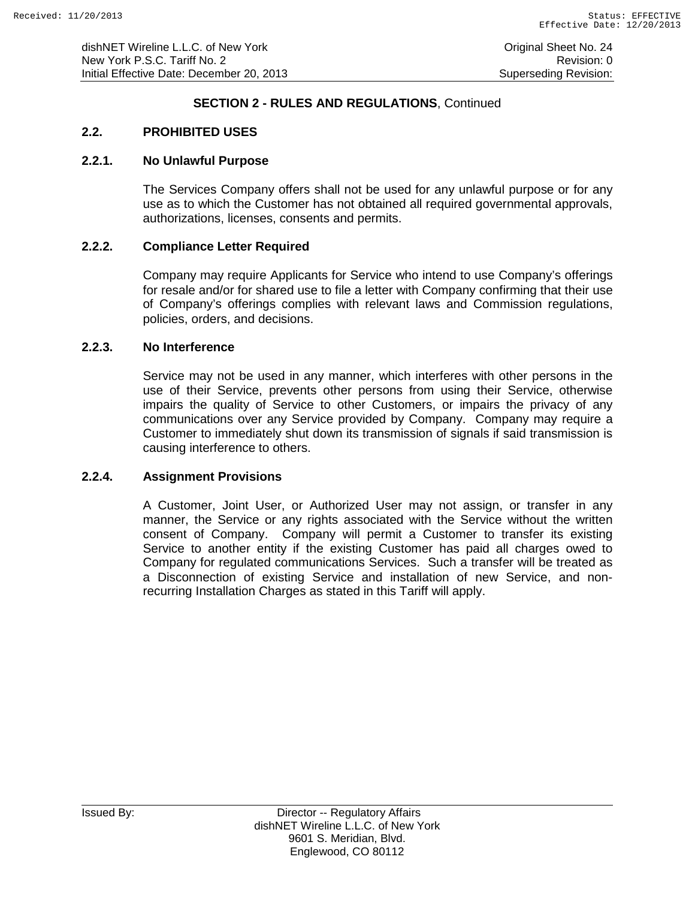## SECTION 2 - RULES AND REGULATIONS, Continued

### 2.2. PROHIBITED USES

#### 2.2.1. No Unlawful Purpose

The Services Company offers shall not be used for any unlawful purpose or for any use as to which the Customer has not obtained all required governmental approvals, authorizations, licenses, consents and permits.

#### 2.2.2. Compliance Letter Required

Company may require Applicants for Service who intend to use Company's offerings for resale and/or for shared use to file a letter with Company confirming that their use of Company's offerings complies with relevant laws and Commission regulations, policies, orders, and decisions.

#### 2.2.3. No Interference

Service may not be used in any manner, which interferes with other persons in the use of their Service, prevents other persons from using their Service, otherwise impairs the quality of Service to other Customers, or impairs the privacy of any communications over any Service provided by Company. Company may require a Customer to immediately shut down its transmission of signals if said transmission is causing interference to others.

#### 2.2.4. Assignment Provisions

A Customer, Joint User, or Authorized User may not assign, or transfer in any manner, the Service or any rights associated with the Service without the written consent of Company. Company will permit a Customer to transfer its existing Service to another entity if the existing Customer has paid all charges owed to Company for regulated communications Services. Such a transfer will be treated as a Disconnection of existing Service and installation of new Service, and non-recurring Installation Charges as stated in this Tariff will apply.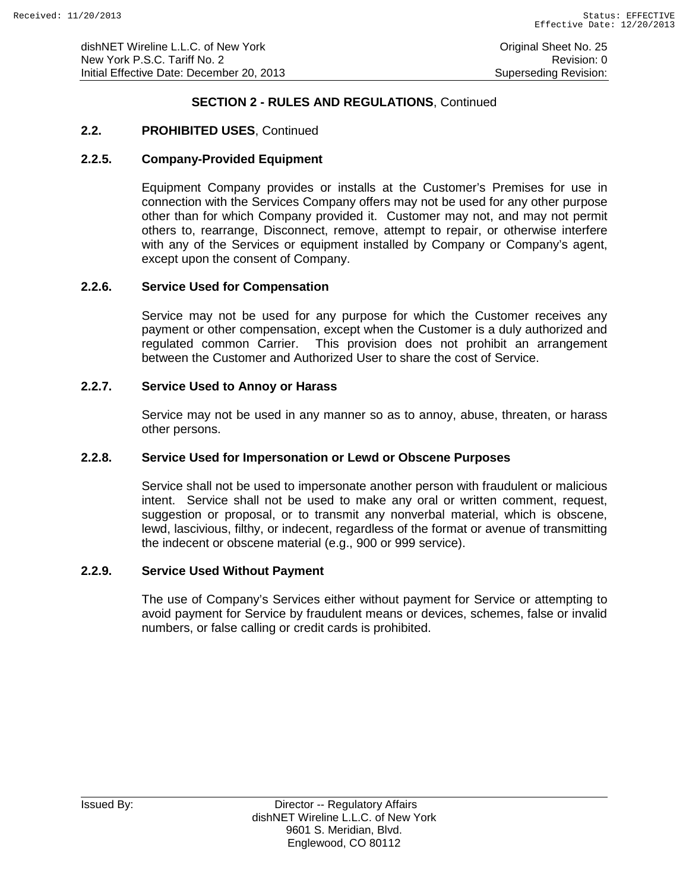## SECTION 2 - RULES AND REGULATIONS, Continued

### 2.2. PROHIBITED USES, Continued

### 2.2.5. Company-Provided Equipment

Equipment Company provides or installs at the Customer's Premises for use in connection with the Services Company offers may not be used for any other purpose other than for which Company provided it. Customer may not, and may not permit others to, rearrange, Disconnect, remove, attempt to repair, or otherwise interfere with any of the Services or equipment installed by Company or Company's agent, except upon the consent of Company.

### 2.2.6. Service Used for Compensation

Service may not be used for any purpose for which the Customer receives any payment or other compensation, except when the Customer is a duly authorized and regulated common Carrier. This provision does not prohibit an arrangement between the Customer and Authorized User to share the cost of Service.

### 2.2.7. Service Used to Annoy or Harass

Service may not be used in any manner so as to annoy, abuse, threaten, or harass other persons.

### 2.2.8. Service Used for Impersonation or Lewd or Obscene Purposes

Service shall not be used to impersonate another person with fraudulent or malicious intent. Service shall not be used to make any oral or written comment, request, suggestion or proposal, or to transmit any nonverbal material, which is obscene, lewd, lascivious, filthy, or indecent, regardless of the format or avenue of transmitting the indecent or obscene material (e.g., 900 or 999 service).

### 2.2.9. Service Used Without Payment

The use of Company's Services either without payment for Service or attempting to avoid payment for Service by fraudulent means or devices, schemes, false or invalid numbers, or false calling or credit cards is prohibited.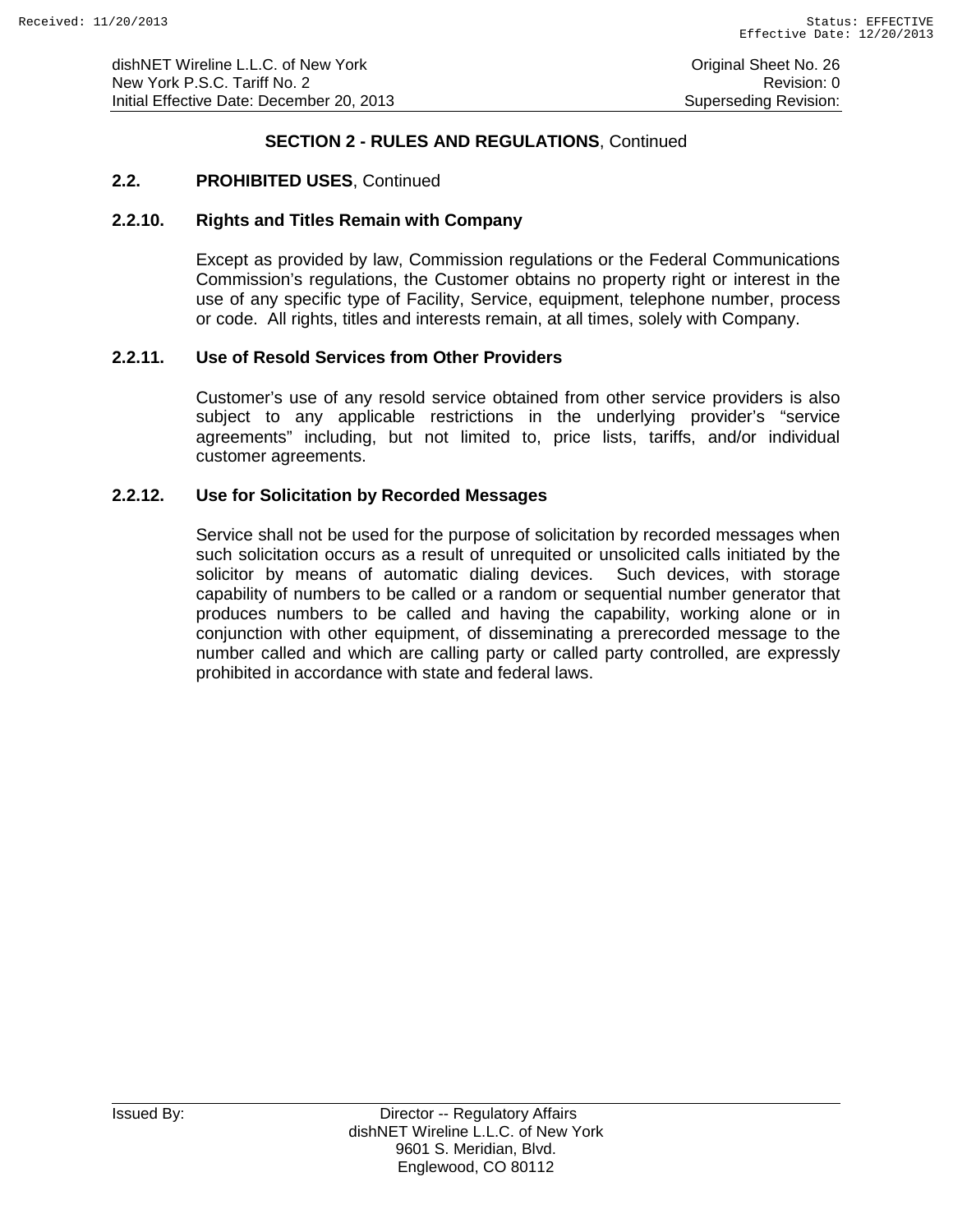## SECTION 2 - RULES AND REGULATIONS, Continued

### 2.2. PROHIBITED USES, Continued

#### 2.2.10. Rights and Titles Remain with Company

Except as provided by law, Commission regulations or the Federal Communications Commission's regulations, the Customer obtains no property right or interest in the use of any specific type of Facility, Service, equipment, telephone number, process or code. All rights, titles and interests remain, at all times, solely with Company.

#### 2.2.11. Use of Resold Services from Other Providers

Customer's use of any resold service obtained from other service providers is also subject to any applicable restrictions in the underlying provider's "service agreements" including, but not limited to, price lists, tariffs, and/or individual customer agreements.

#### 2.2.12. Use for Solicitation by Recorded Messages

Service shall not be used for the purpose of solicitation by recorded messages when such solicitation occurs as a result of unrequited or unsolicited calls initiated by the solicitor by means of automatic dialing devices. Such devices, with storage capability of numbers to be called or a random or sequential number generator that produces numbers to be called and having the capability, working alone or in conjunction with other equipment, of disseminating a prerecorded message to the number called and which are calling party or called party controlled, are expressly prohibited in accordance with state and federal laws.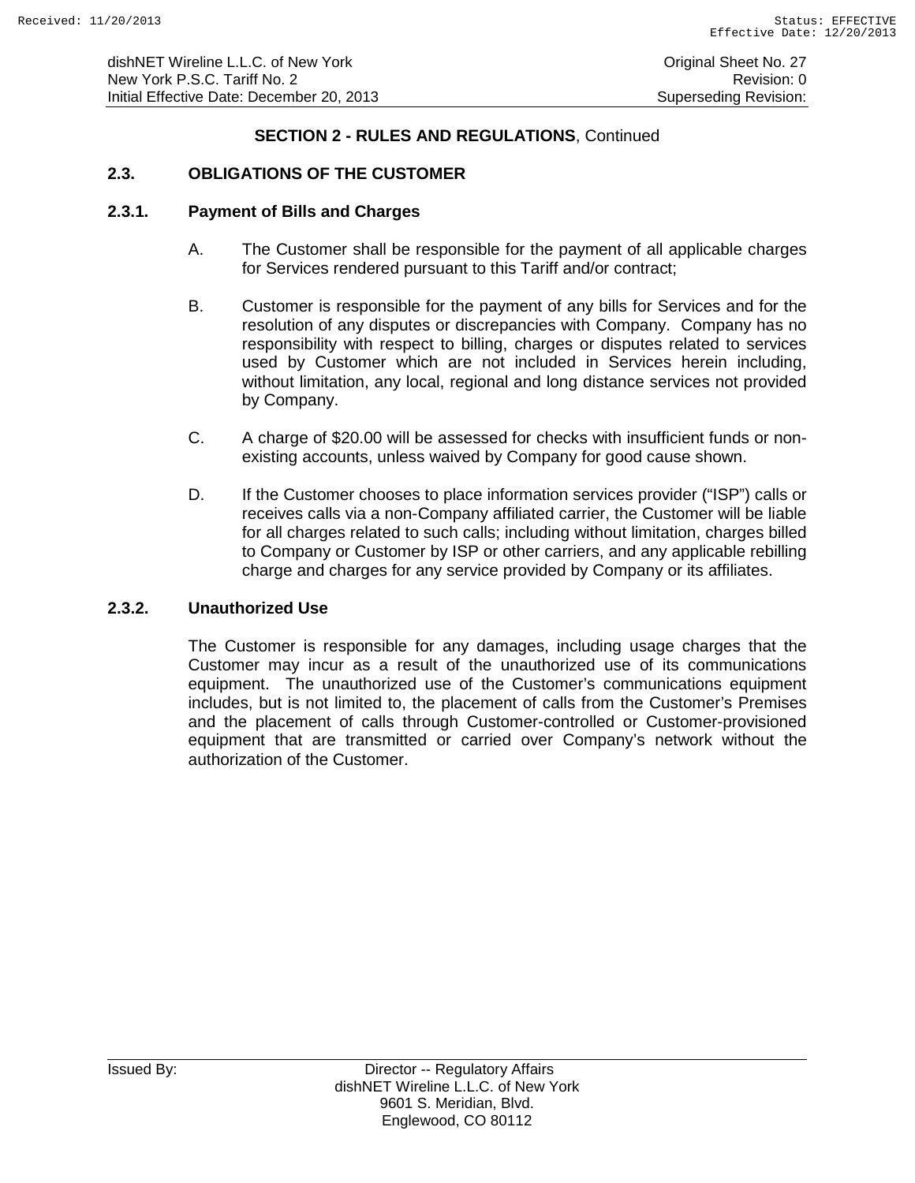## SECTION 2 - RULES AND REGULATIONS, Continued

### 2.3. OBLIGATIONS OF THE CUSTOMER

#### 2.3.1. Payment of Bills and Charges

A. The Customer shall be responsible for the payment of all applicable charges for Services rendered pursuant to this Tariff and/or contract;

B. Customer is responsible for the payment of any bills for Services and for the resolution of any disputes or discrepancies with Company. Company has no responsibility with respect to billing, charges or disputes related to services used by Customer which are not included in Services herein including, without limitation, any local, regional and long distance services not provided by Company.

C. A charge of $20.00 will be assessed for checks with insufficient funds or non-existing accounts, unless waived by Company for good cause shown.

D. If the Customer chooses to place information services provider ("ISP") calls or receives calls via a non-Company affiliated carrier, the Customer will be liable for all charges related to such calls; including without limitation, charges billed to Company or Customer by ISP or other carriers, and any applicable rebilling charge and charges for any service provided by Company or its affiliates.

#### 2.3.2. Unauthorized Use

The Customer is responsible for any damages, including usage charges that the Customer may incur as a result of the unauthorized use of its communications equipment. The unauthorized use of the Customer's communications equipment includes, but is not limited to, the placement of calls from the Customer's Premises and the placement of calls through Customer-controlled or Customer-provisioned equipment that are transmitted or carried over Company's network without the authorization of the Customer.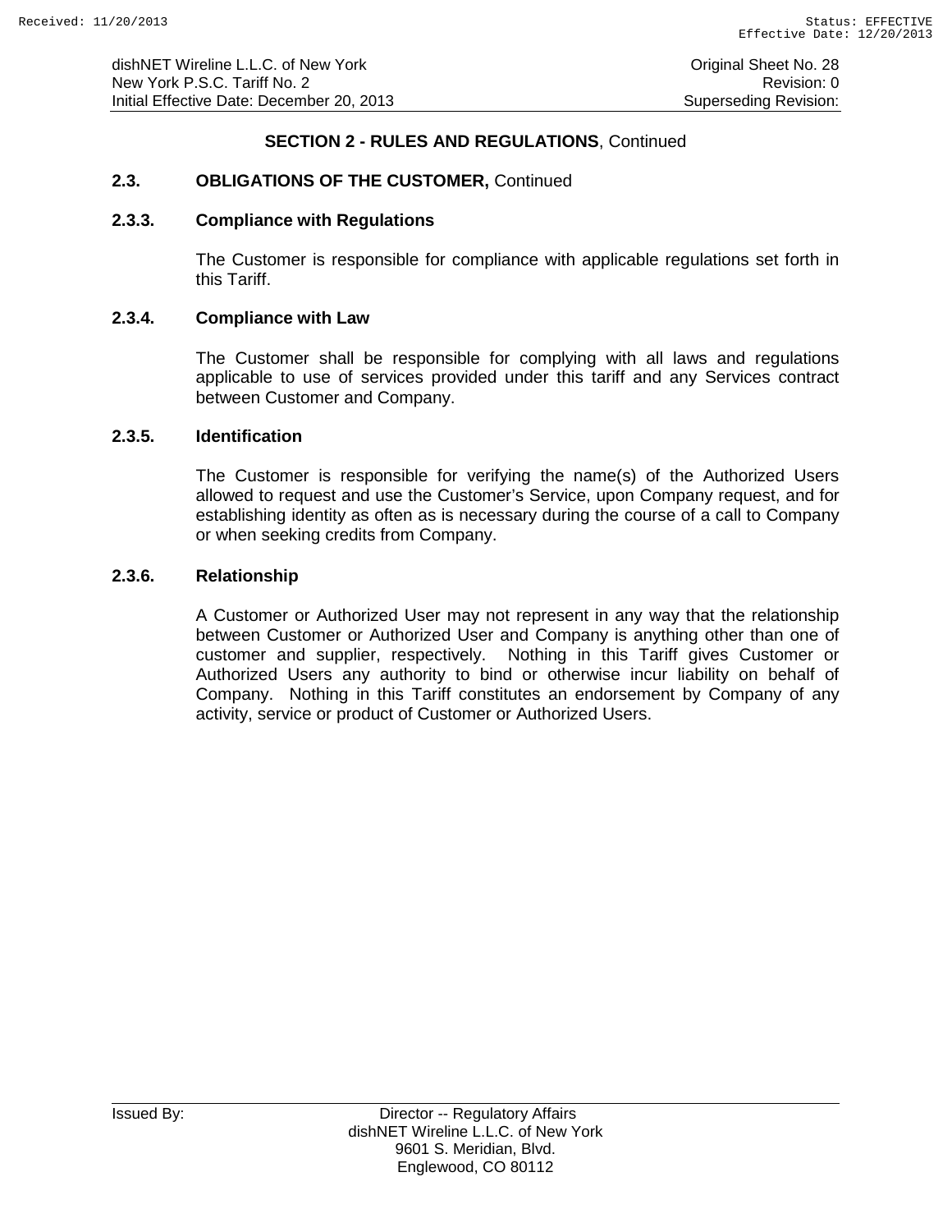## SECTION 2 - RULES AND REGULATIONS, Continued

### 2.3. OBLIGATIONS OF THE CUSTOMER, Continued

### 2.3.3. Compliance with Regulations

The Customer is responsible for compliance with applicable regulations set forth in this Tariff.

### 2.3.4. Compliance with Law

The Customer shall be responsible for complying with all laws and regulations applicable to use of services provided under this tariff and any Services contract between Customer and Company.

### 2.3.5. Identification

The Customer is responsible for verifying the name(s) of the Authorized Users allowed to request and use the Customer's Service, upon Company request, and for establishing identity as often as is necessary during the course of a call to Company or when seeking credits from Company.

### 2.3.6. Relationship

A Customer or Authorized User may not represent in any way that the relationship between Customer or Authorized User and Company is anything other than one of customer and supplier, respectively. Nothing in this Tariff gives Customer or Authorized Users any authority to bind or otherwise incur liability on behalf of Company. Nothing in this Tariff constitutes an endorsement by Company of any activity, service or product of Customer or Authorized Users.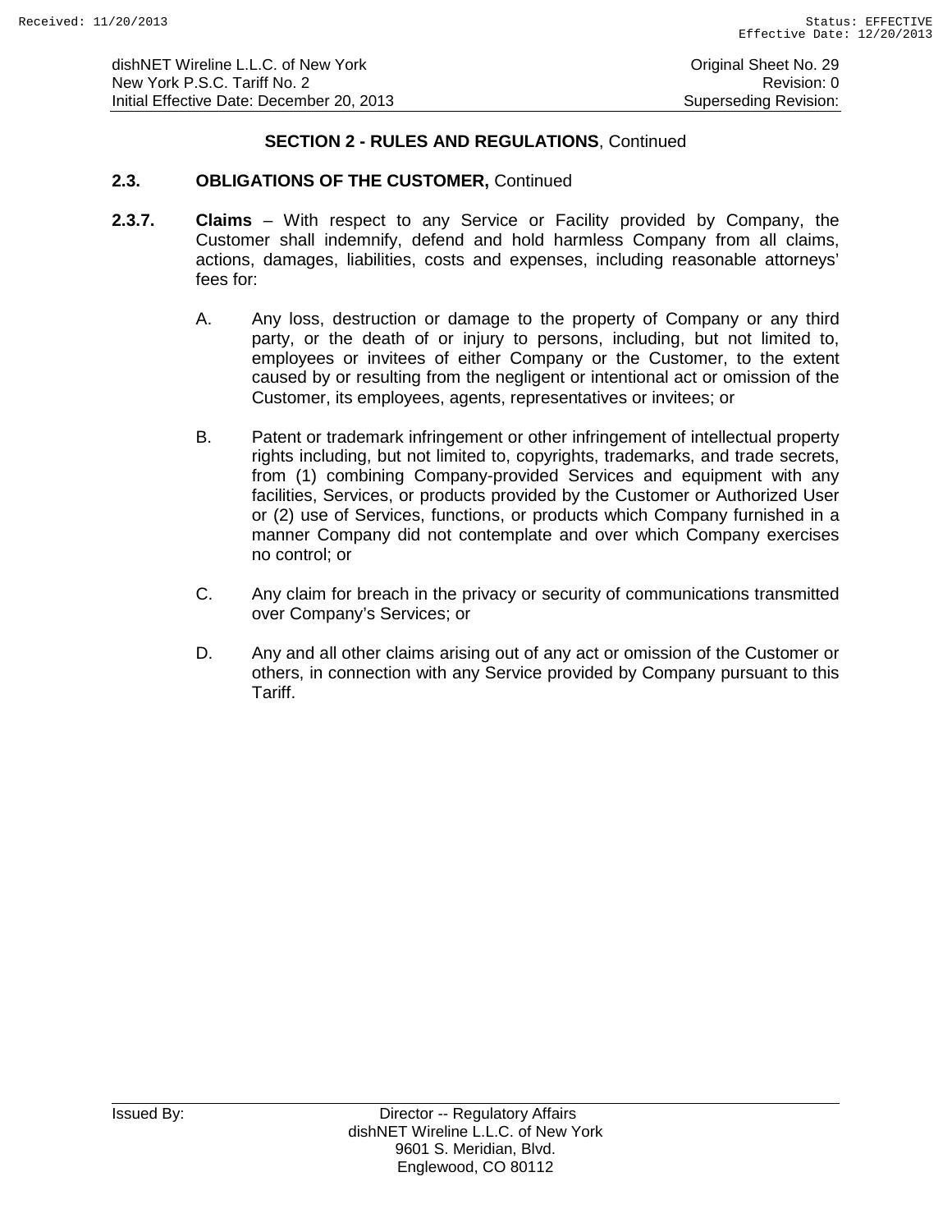## SECTION 2 - RULES AND REGULATIONS, Continued

### 2.3. OBLIGATIONS OF THE CUSTOMER, Continued

**2.3.7. Claims** – With respect to any Service or Facility provided by Company, the Customer shall indemnify, defend and hold harmless Company from all claims, actions, damages, liabilities, costs and expenses, including reasonable attorneys' fees for:

A. Any loss, destruction or damage to the property of Company or any third party, or the death of or injury to persons, including, but not limited to, employees or invitees of either Company or the Customer, to the extent caused by or resulting from the negligent or intentional act or omission of the Customer, its employees, agents, representatives or invitees; or

B. Patent or trademark infringement or other infringement of intellectual property rights including, but not limited to, copyrights, trademarks, and trade secrets, from (1) combining Company-provided Services and equipment with any facilities, Services, or products provided by the Customer or Authorized User or (2) use of Services, functions, or products which Company furnished in a manner Company did not contemplate and over which Company exercises no control; or

C. Any claim for breach in the privacy or security of communications transmitted over Company's Services; or

D. Any and all other claims arising out of any act or omission of the Customer or others, in connection with any Service provided by Company pursuant to this Tariff.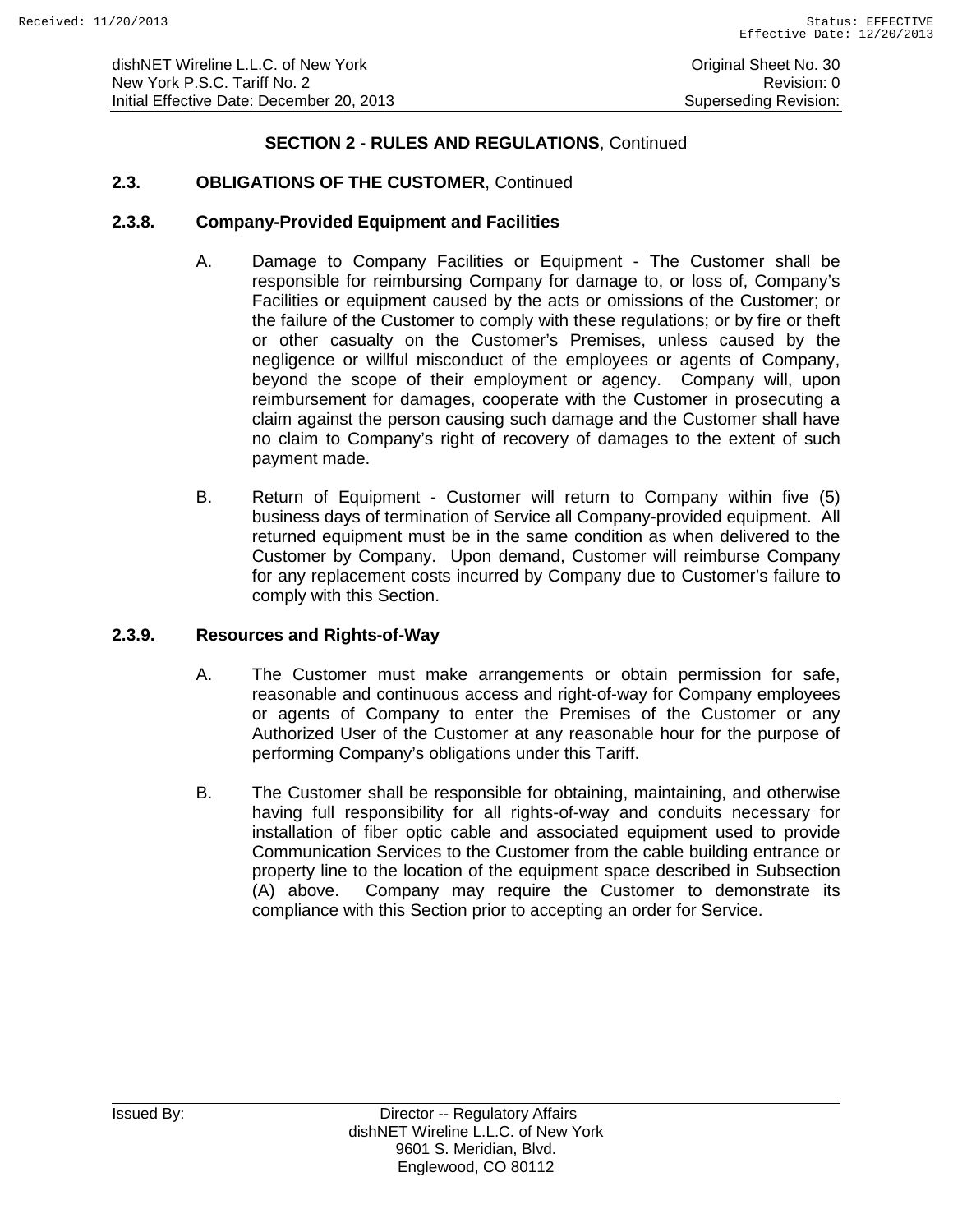## SECTION 2 - RULES AND REGULATIONS, Continued

### 2.3. OBLIGATIONS OF THE CUSTOMER, Continued

#### 2.3.8. Company-Provided Equipment and Facilities

A. Damage to Company Facilities or Equipment - The Customer shall be responsible for reimbursing Company for damage to, or loss of, Company's Facilities or equipment caused by the acts or omissions of the Customer; or the failure of the Customer to comply with these regulations; or by fire or theft or other casualty on the Customer's Premises, unless caused by the negligence or willful misconduct of the employees or agents of Company, beyond the scope of their employment or agency. Company will, upon reimbursement for damages, cooperate with the Customer in prosecuting a claim against the person causing such damage and the Customer shall have no claim to Company's right of recovery of damages to the extent of such payment made.

B. Return of Equipment - Customer will return to Company within five (5) business days of termination of Service all Company-provided equipment. All returned equipment must be in the same condition as when delivered to the Customer by Company. Upon demand, Customer will reimburse Company for any replacement costs incurred by Company due to Customer's failure to comply with this Section.

#### 2.3.9. Resources and Rights-of-Way

A. The Customer must make arrangements or obtain permission for safe, reasonable and continuous access and right-of-way for Company employees or agents of Company to enter the Premises of the Customer or any Authorized User of the Customer at any reasonable hour for the purpose of performing Company's obligations under this Tariff.

B. The Customer shall be responsible for obtaining, maintaining, and otherwise having full responsibility for all rights-of-way and conduits necessary for installation of fiber optic cable and associated equipment used to provide Communication Services to the Customer from the cable building entrance or property line to the location of the equipment space described in Subsection (A) above. Company may require the Customer to demonstrate its compliance with this Section prior to accepting an order for Service.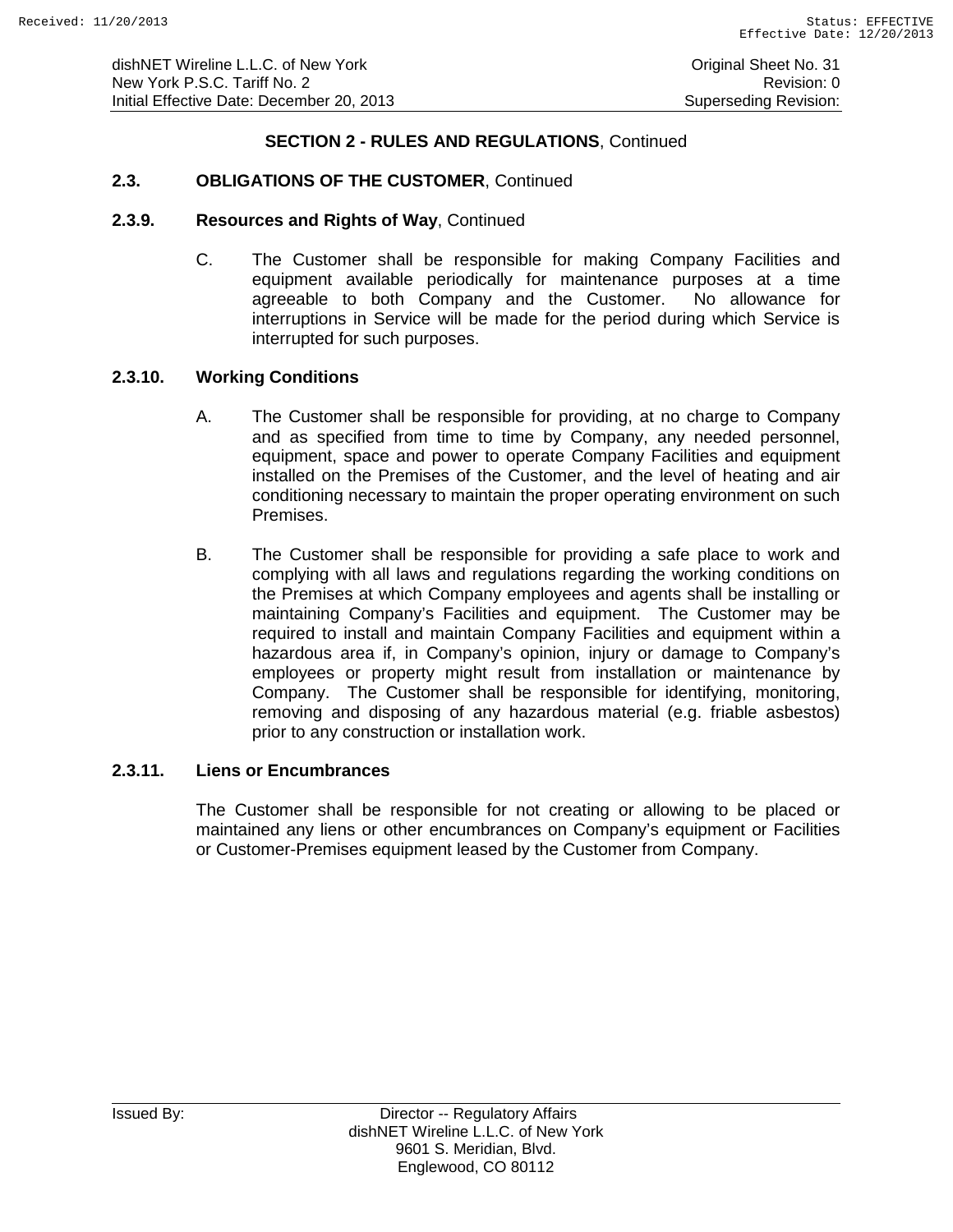## SECTION 2 - RULES AND REGULATIONS, Continued

### 2.3. OBLIGATIONS OF THE CUSTOMER, Continued

#### 2.3.9. Resources and Rights of Way, Continued

C. The Customer shall be responsible for making Company Facilities and equipment available periodically for maintenance purposes at a time agreeable to both Company and the Customer. No allowance for interruptions in Service will be made for the period during which Service is interrupted for such purposes.

#### 2.3.10. Working Conditions

A. The Customer shall be responsible for providing, at no charge to Company and as specified from time to time by Company, any needed personnel, equipment, space and power to operate Company Facilities and equipment installed on the Premises of the Customer, and the level of heating and air conditioning necessary to maintain the proper operating environment on such Premises.

B. The Customer shall be responsible for providing a safe place to work and complying with all laws and regulations regarding the working conditions on the Premises at which Company employees and agents shall be installing or maintaining Company's Facilities and equipment. The Customer may be required to install and maintain Company Facilities and equipment within a hazardous area if, in Company's opinion, injury or damage to Company's employees or property might result from installation or maintenance by Company. The Customer shall be responsible for identifying, monitoring, removing and disposing of any hazardous material (e.g. friable asbestos) prior to any construction or installation work.

#### 2.3.11. Liens or Encumbrances

The Customer shall be responsible for not creating or allowing to be placed or maintained any liens or other encumbrances on Company's equipment or Facilities or Customer-Premises equipment leased by the Customer from Company.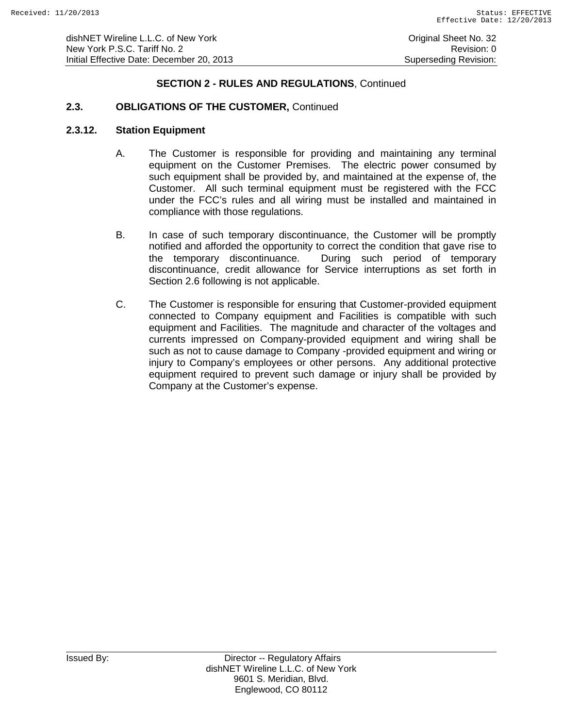## SECTION 2 - RULES AND REGULATIONS, Continued

### 2.3. OBLIGATIONS OF THE CUSTOMER, Continued

### 2.3.12. Station Equipment

A. The Customer is responsible for providing and maintaining any terminal equipment on the Customer Premises. The electric power consumed by such equipment shall be provided by, and maintained at the expense of, the Customer. All such terminal equipment must be registered with the FCC under the FCC's rules and all wiring must be installed and maintained in compliance with those regulations.

B. In case of such temporary discontinuance, the Customer will be promptly notified and afforded the opportunity to correct the condition that gave rise to the temporary discontinuance. During such period of temporary discontinuance, credit allowance for Service interruptions as set forth in Section 2.6 following is not applicable.

C. The Customer is responsible for ensuring that Customer-provided equipment connected to Company equipment and Facilities is compatible with such equipment and Facilities. The magnitude and character of the voltages and currents impressed on Company-provided equipment and wiring shall be such as not to cause damage to Company -provided equipment and wiring or injury to Company's employees or other persons. Any additional protective equipment required to prevent such damage or injury shall be provided by Company at the Customer's expense.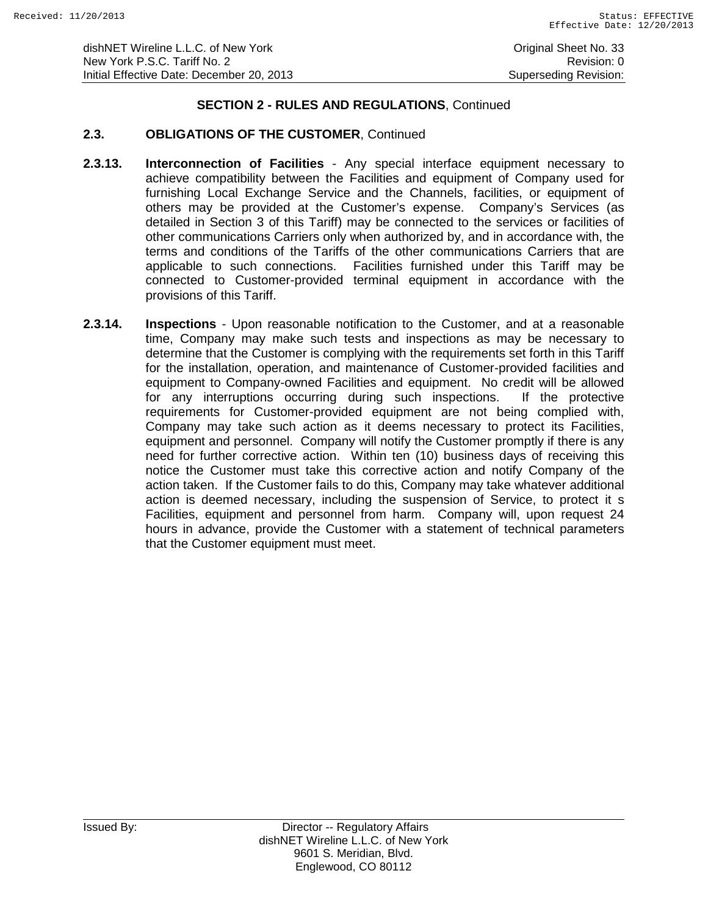## SECTION 2 - RULES AND REGULATIONS, Continued

### 2.3. OBLIGATIONS OF THE CUSTOMER, Continued

**2.3.13. Interconnection of Facilities** - Any special interface equipment necessary to achieve compatibility between the Facilities and equipment of Company used for furnishing Local Exchange Service and the Channels, facilities, or equipment of others may be provided at the Customer's expense. Company's Services (as detailed in Section 3 of this Tariff) may be connected to the services or facilities of other communications Carriers only when authorized by, and in accordance with, the terms and conditions of the Tariffs of the other communications Carriers that are applicable to such connections. Facilities furnished under this Tariff may be connected to Customer-provided terminal equipment in accordance with the provisions of this Tariff.

**2.3.14. Inspections** - Upon reasonable notification to the Customer, and at a reasonable time, Company may make such tests and inspections as may be necessary to determine that the Customer is complying with the requirements set forth in this Tariff for the installation, operation, and maintenance of Customer-provided facilities and equipment to Company-owned Facilities and equipment. No credit will be allowed for any interruptions occurring during such inspections. If the protective requirements for Customer-provided equipment are not being complied with, Company may take such action as it deems necessary to protect its Facilities, equipment and personnel. Company will notify the Customer promptly if there is any need for further corrective action. Within ten (10) business days of receiving this notice the Customer must take this corrective action and notify Company of the action taken. If the Customer fails to do this, Company may take whatever additional action is deemed necessary, including the suspension of Service, to protect it s Facilities, equipment and personnel from harm. Company will, upon request 24 hours in advance, provide the Customer with a statement of technical parameters that the Customer equipment must meet.

Issued By: Director -- Regulatory Affairs
dishNET Wireline L.L.C. of New York
9601 S. Meridian, Blvd.
Englewood, CO 80112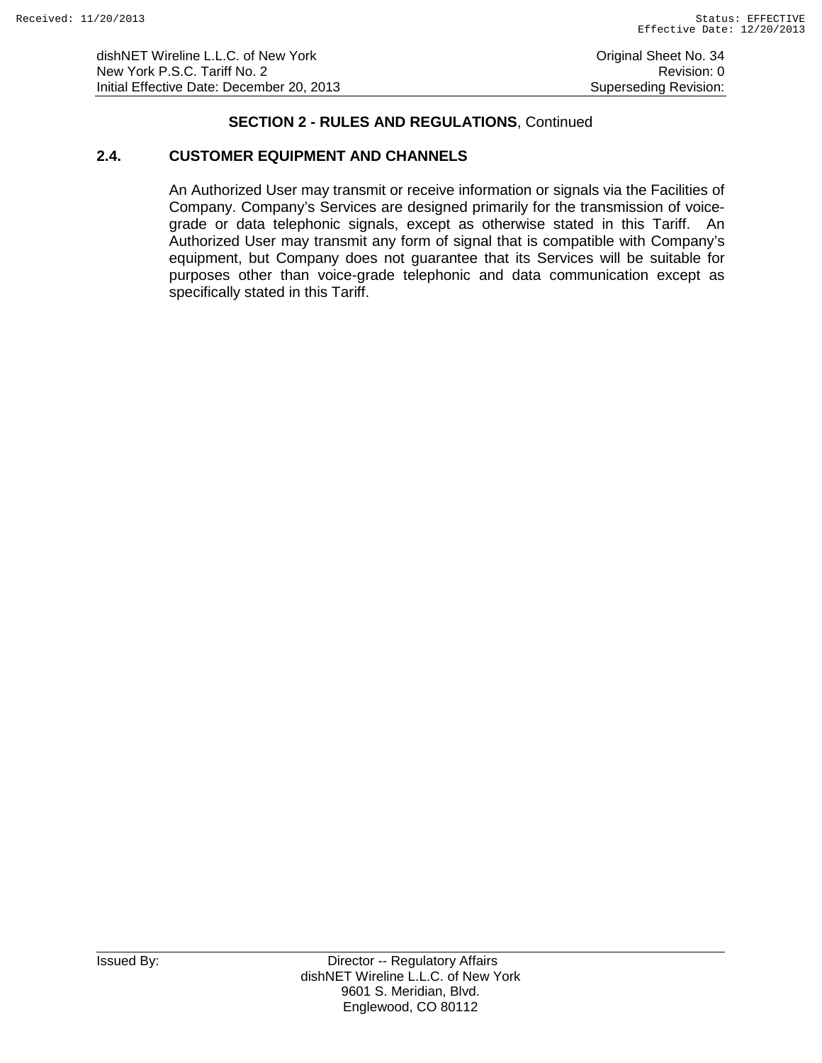## SECTION 2 - RULES AND REGULATIONS, Continued

### 2.4. CUSTOMER EQUIPMENT AND CHANNELS

An Authorized User may transmit or receive information or signals via the Facilities of Company. Company's Services are designed primarily for the transmission of voice-grade or data telephonic signals, except as otherwise stated in this Tariff. An Authorized User may transmit any form of signal that is compatible with Company's equipment, but Company does not guarantee that its Services will be suitable for purposes other than voice-grade telephonic and data communication except as specifically stated in this Tariff.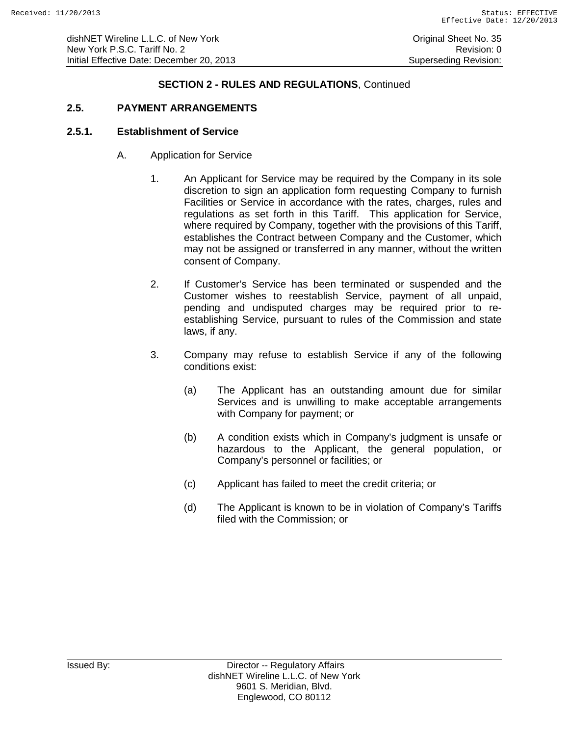## SECTION 2 - RULES AND REGULATIONS, Continued

### 2.5. PAYMENT ARRANGEMENTS

#### 2.5.1. Establishment of Service

A. Application for Service

1. An Applicant for Service may be required by the Company in its sole discretion to sign an application form requesting Company to furnish Facilities or Service in accordance with the rates, charges, rules and regulations as set forth in this Tariff. This application for Service, where required by Company, together with the provisions of this Tariff, establishes the Contract between Company and the Customer, which may not be assigned or transferred in any manner, without the written consent of Company.

2. If Customer's Service has been terminated or suspended and the Customer wishes to reestablish Service, payment of all unpaid, pending and undisputed charges may be required prior to re-establishing Service, pursuant to rules of the Commission and state laws, if any.

3. Company may refuse to establish Service if any of the following conditions exist:

   (a) The Applicant has an outstanding amount due for similar Services and is unwilling to make acceptable arrangements with Company for payment; or

   (b) A condition exists which in Company's judgment is unsafe or hazardous to the Applicant, the general population, or Company's personnel or facilities; or

   (c) Applicant has failed to meet the credit criteria; or

   (d) The Applicant is known to be in violation of Company's Tariffs filed with the Commission; or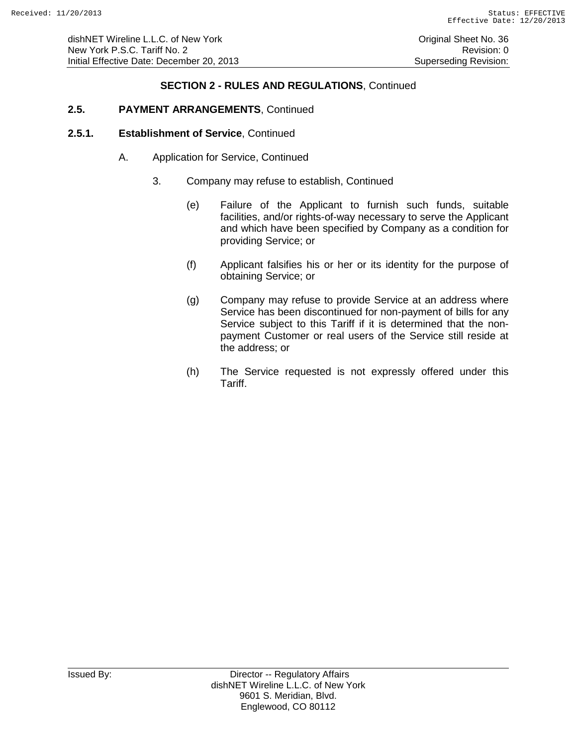## SECTION 2 - RULES AND REGULATIONS, Continued

### 2.5. PAYMENT ARRANGEMENTS, Continued

### 2.5.1. Establishment of Service, Continued

A. Application for Service, Continued

3. Company may refuse to establish, Continued

(e) Failure of the Applicant to furnish such funds, suitable facilities, and/or rights-of-way necessary to serve the Applicant and which have been specified by Company as a condition for providing Service; or

(f) Applicant falsifies his or her or its identity for the purpose of obtaining Service; or

(g) Company may refuse to provide Service at an address where Service has been discontinued for non-payment of bills for any Service subject to this Tariff if it is determined that the non-payment Customer or real users of the Service still reside at the address; or

(h) The Service requested is not expressly offered under this Tariff.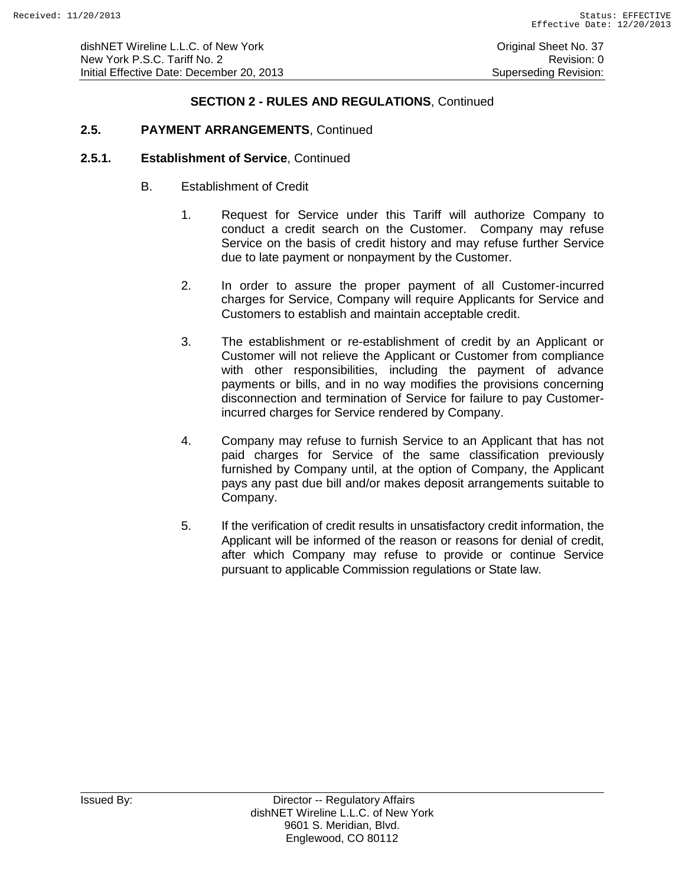## SECTION 2 - RULES AND REGULATIONS, Continued

### 2.5. PAYMENT ARRANGEMENTS, Continued

### 2.5.1. Establishment of Service, Continued

B. Establishment of Credit

1. Request for Service under this Tariff will authorize Company to conduct a credit search on the Customer. Company may refuse Service on the basis of credit history and may refuse further Service due to late payment or nonpayment by the Customer.

2. In order to assure the proper payment of all Customer-incurred charges for Service, Company will require Applicants for Service and Customers to establish and maintain acceptable credit.

3. The establishment or re-establishment of credit by an Applicant or Customer will not relieve the Applicant or Customer from compliance with other responsibilities, including the payment of advance payments or bills, and in no way modifies the provisions concerning disconnection and termination of Service for failure to pay Customer-incurred charges for Service rendered by Company.

4. Company may refuse to furnish Service to an Applicant that has not paid charges for Service of the same classification previously furnished by Company until, at the option of Company, the Applicant pays any past due bill and/or makes deposit arrangements suitable to Company.

5. If the verification of credit results in unsatisfactory credit information, the Applicant will be informed of the reason or reasons for denial of credit, after which Company may refuse to provide or continue Service pursuant to applicable Commission regulations or State law.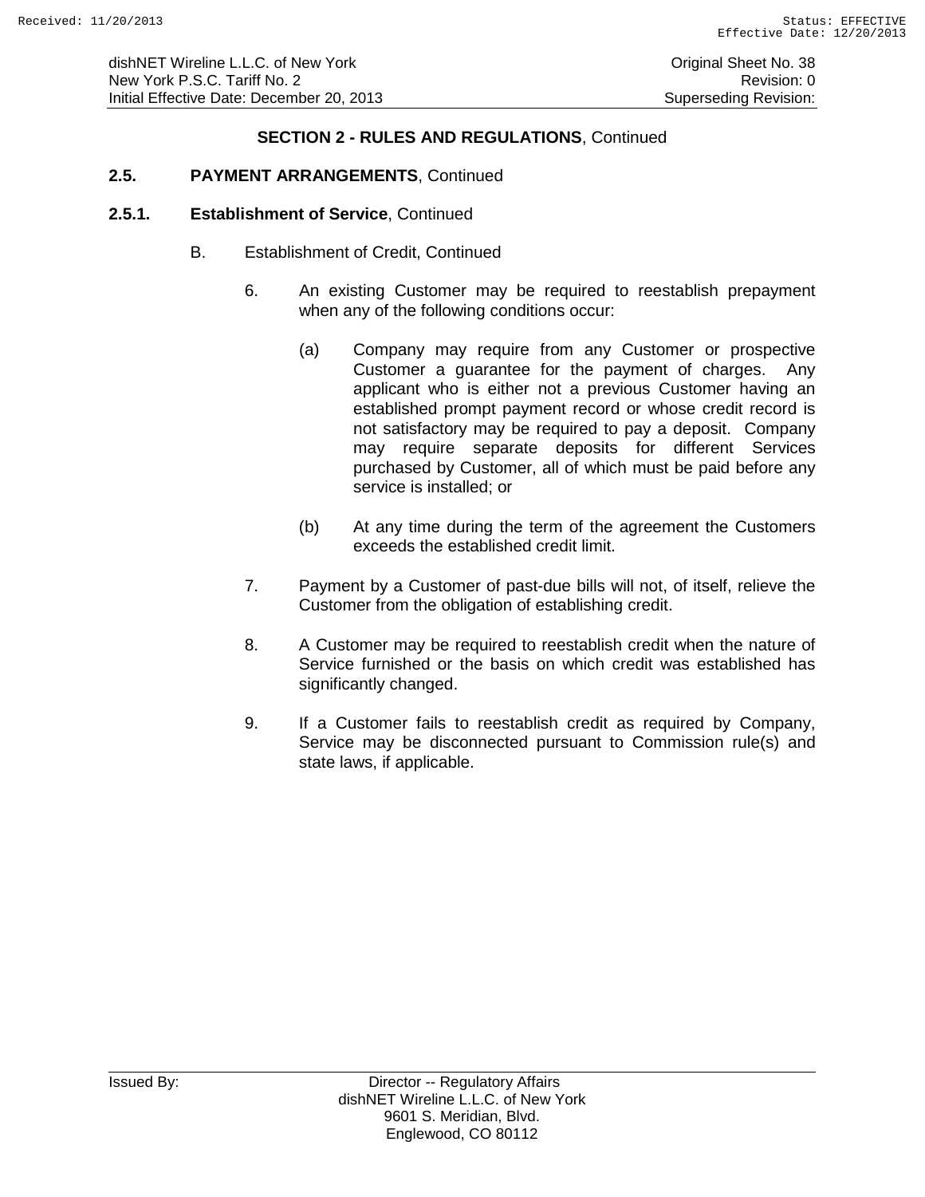## SECTION 2 - RULES AND REGULATIONS, Continued

### 2.5. PAYMENT ARRANGEMENTS, Continued

### 2.5.1. Establishment of Service, Continued

B. Establishment of Credit, Continued

6. An existing Customer may be required to reestablish prepayment when any of the following conditions occur:

   (a) Company may require from any Customer or prospective Customer a guarantee for the payment of charges. Any applicant who is either not a previous Customer having an established prompt payment record or whose credit record is not satisfactory may be required to pay a deposit. Company may require separate deposits for different Services purchased by Customer, all of which must be paid before any service is installed; or

   (b) At any time during the term of the agreement the Customers exceeds the established credit limit.

7. Payment by a Customer of past-due bills will not, of itself, relieve the Customer from the obligation of establishing credit.

8. A Customer may be required to reestablish credit when the nature of Service furnished or the basis on which credit was established has significantly changed.

9. If a Customer fails to reestablish credit as required by Company, Service may be disconnected pursuant to Commission rule(s) and state laws, if applicable.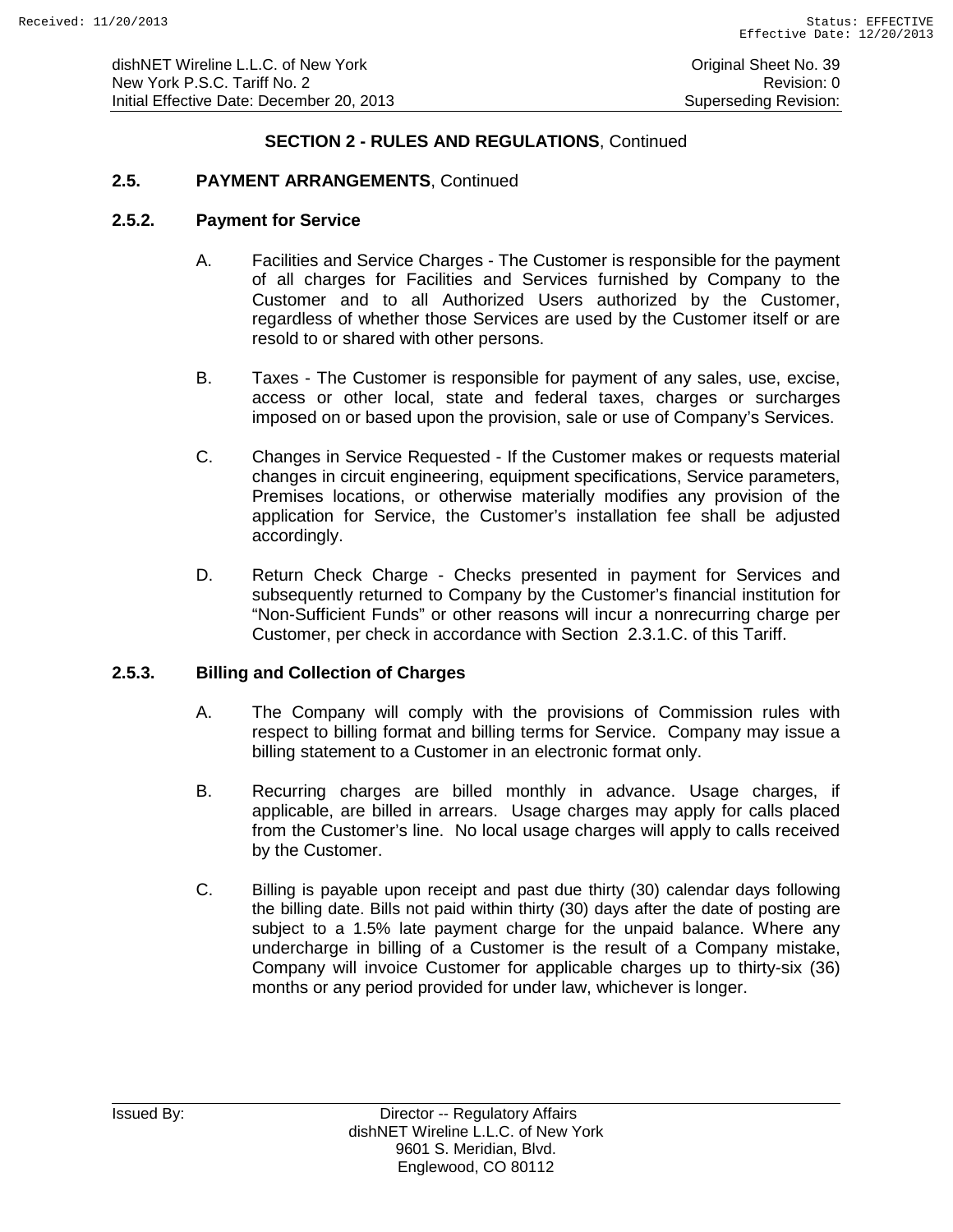## SECTION 2 - RULES AND REGULATIONS, Continued

### 2.5. PAYMENT ARRANGEMENTS, Continued

### 2.5.2. Payment for Service

A. Facilities and Service Charges - The Customer is responsible for the payment of all charges for Facilities and Services furnished by Company to the Customer and to all Authorized Users authorized by the Customer, regardless of whether those Services are used by the Customer itself or are resold to or shared with other persons.

B. Taxes - The Customer is responsible for payment of any sales, use, excise, access or other local, state and federal taxes, charges or surcharges imposed on or based upon the provision, sale or use of Company's Services.

C. Changes in Service Requested - If the Customer makes or requests material changes in circuit engineering, equipment specifications, Service parameters, Premises locations, or otherwise materially modifies any provision of the application for Service, the Customer's installation fee shall be adjusted accordingly.

D. Return Check Charge - Checks presented in payment for Services and subsequently returned to Company by the Customer's financial institution for "Non-Sufficient Funds" or other reasons will incur a nonrecurring charge per Customer, per check in accordance with Section 2.3.1.C. of this Tariff.

### 2.5.3. Billing and Collection of Charges

A. The Company will comply with the provisions of Commission rules with respect to billing format and billing terms for Service. Company may issue a billing statement to a Customer in an electronic format only.

B. Recurring charges are billed monthly in advance. Usage charges, if applicable, are billed in arrears. Usage charges may apply for calls placed from the Customer's line. No local usage charges will apply to calls received by the Customer.

C. Billing is payable upon receipt and past due thirty (30) calendar days following the billing date. Bills not paid within thirty (30) days after the date of posting are subject to a 1.5% late payment charge for the unpaid balance. Where any undercharge in billing of a Customer is the result of a Company mistake, Company will invoice Customer for applicable charges up to thirty-six (36) months or any period provided for under law, whichever is longer.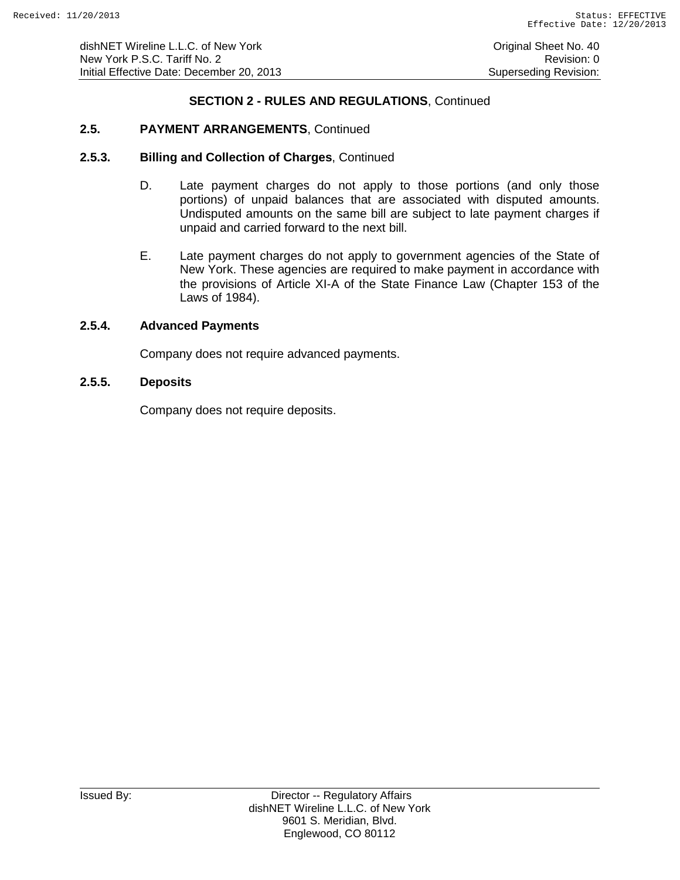## SECTION 2 - RULES AND REGULATIONS, Continued

### 2.5. PAYMENT ARRANGEMENTS, Continued

### 2.5.3. Billing and Collection of Charges, Continued

D. Late payment charges do not apply to those portions (and only those portions) of unpaid balances that are associated with disputed amounts. Undisputed amounts on the same bill are subject to late payment charges if unpaid and carried forward to the next bill.

E. Late payment charges do not apply to government agencies of the State of New York. These agencies are required to make payment in accordance with the provisions of Article XI-A of the State Finance Law (Chapter 153 of the Laws of 1984).

### 2.5.4. Advanced Payments

Company does not require advanced payments.

### 2.5.5. Deposits

Company does not require deposits.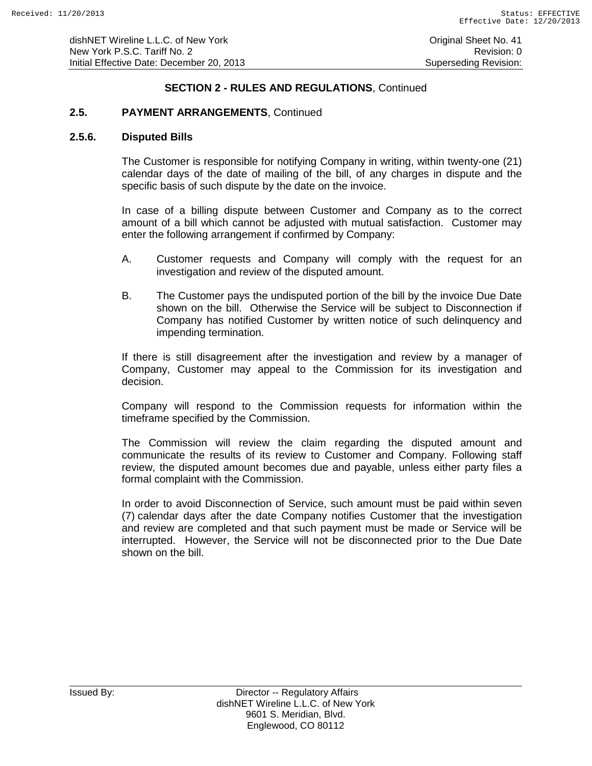## SECTION 2 - RULES AND REGULATIONS, Continued

### 2.5. PAYMENT ARRANGEMENTS, Continued

#### 2.5.6. Disputed Bills

The Customer is responsible for notifying Company in writing, within twenty-one (21) calendar days of the date of mailing of the bill, of any charges in dispute and the specific basis of such dispute by the date on the invoice.

In case of a billing dispute between Customer and Company as to the correct amount of a bill which cannot be adjusted with mutual satisfaction. Customer may enter the following arrangement if confirmed by Company:

A. Customer requests and Company will comply with the request for an investigation and review of the disputed amount.

B. The Customer pays the undisputed portion of the bill by the invoice Due Date shown on the bill. Otherwise the Service will be subject to Disconnection if Company has notified Customer by written notice of such delinquency and impending termination.

If there is still disagreement after the investigation and review by a manager of Company, Customer may appeal to the Commission for its investigation and decision.

Company will respond to the Commission requests for information within the timeframe specified by the Commission.

The Commission will review the claim regarding the disputed amount and communicate the results of its review to Customer and Company. Following staff review, the disputed amount becomes due and payable, unless either party files a formal complaint with the Commission.

In order to avoid Disconnection of Service, such amount must be paid within seven (7) calendar days after the date Company notifies Customer that the investigation and review are completed and that such payment must be made or Service will be interrupted. However, the Service will not be disconnected prior to the Due Date shown on the bill.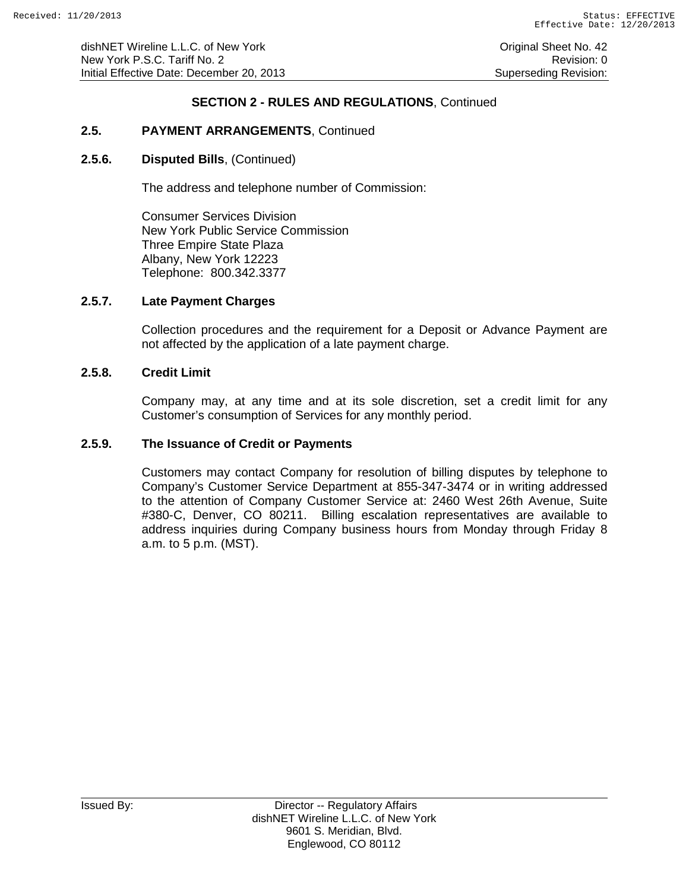## SECTION 2 - RULES AND REGULATIONS, Continued

### 2.5. PAYMENT ARRANGEMENTS, Continued

#### 2.5.6. Disputed Bills, (Continued)

The address and telephone number of Commission:

Consumer Services Division
New York Public Service Commission
Three Empire State Plaza
Albany, New York 12223
Telephone: 800.342.3377

#### 2.5.7. Late Payment Charges

Collection procedures and the requirement for a Deposit or Advance Payment are not affected by the application of a late payment charge.

#### 2.5.8. Credit Limit

Company may, at any time and at its sole discretion, set a credit limit for any Customer's consumption of Services for any monthly period.

#### 2.5.9. The Issuance of Credit or Payments

Customers may contact Company for resolution of billing disputes by telephone to Company's Customer Service Department at 855-347-3474 or in writing addressed to the attention of Company Customer Service at: 2460 West 26th Avenue, Suite #380-C, Denver, CO 80211. Billing escalation representatives are available to address inquiries during Company business hours from Monday through Friday 8 a.m. to 5 p.m. (MST).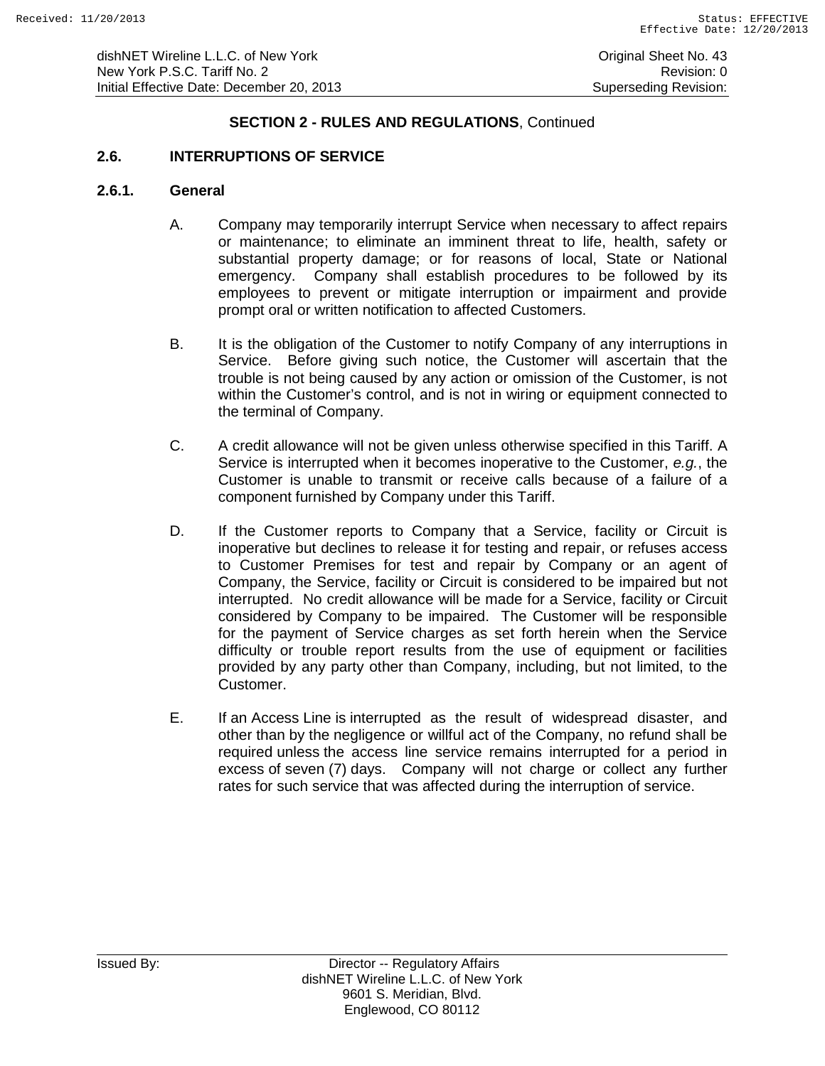## SECTION 2 - RULES AND REGULATIONS, Continued

### 2.6. INTERRUPTIONS OF SERVICE

#### 2.6.1. General

A. Company may temporarily interrupt Service when necessary to affect repairs or maintenance; to eliminate an imminent threat to life, health, safety or substantial property damage; or for reasons of local, State or National emergency. Company shall establish procedures to be followed by its employees to prevent or mitigate interruption or impairment and provide prompt oral or written notification to affected Customers.

B. It is the obligation of the Customer to notify Company of any interruptions in Service. Before giving such notice, the Customer will ascertain that the trouble is not being caused by any action or omission of the Customer, is not within the Customer's control, and is not in wiring or equipment connected to the terminal of Company.

C. A credit allowance will not be given unless otherwise specified in this Tariff. A Service is interrupted when it becomes inoperative to the Customer, *e.g.*, the Customer is unable to transmit or receive calls because of a failure of a component furnished by Company under this Tariff.

D. If the Customer reports to Company that a Service, facility or Circuit is inoperative but declines to release it for testing and repair, or refuses access to Customer Premises for test and repair by Company or an agent of Company, the Service, facility or Circuit is considered to be impaired but not interrupted. No credit allowance will be made for a Service, facility or Circuit considered by Company to be impaired. The Customer will be responsible for the payment of Service charges as set forth herein when the Service difficulty or trouble report results from the use of equipment or facilities provided by any party other than Company, including, but not limited, to the Customer.

E. If an Access Line is interrupted as the result of widespread disaster, and other than by the negligence or willful act of the Company, no refund shall be required unless the access line service remains interrupted for a period in excess of seven (7) days. Company will not charge or collect any further rates for such service that was affected during the interruption of service.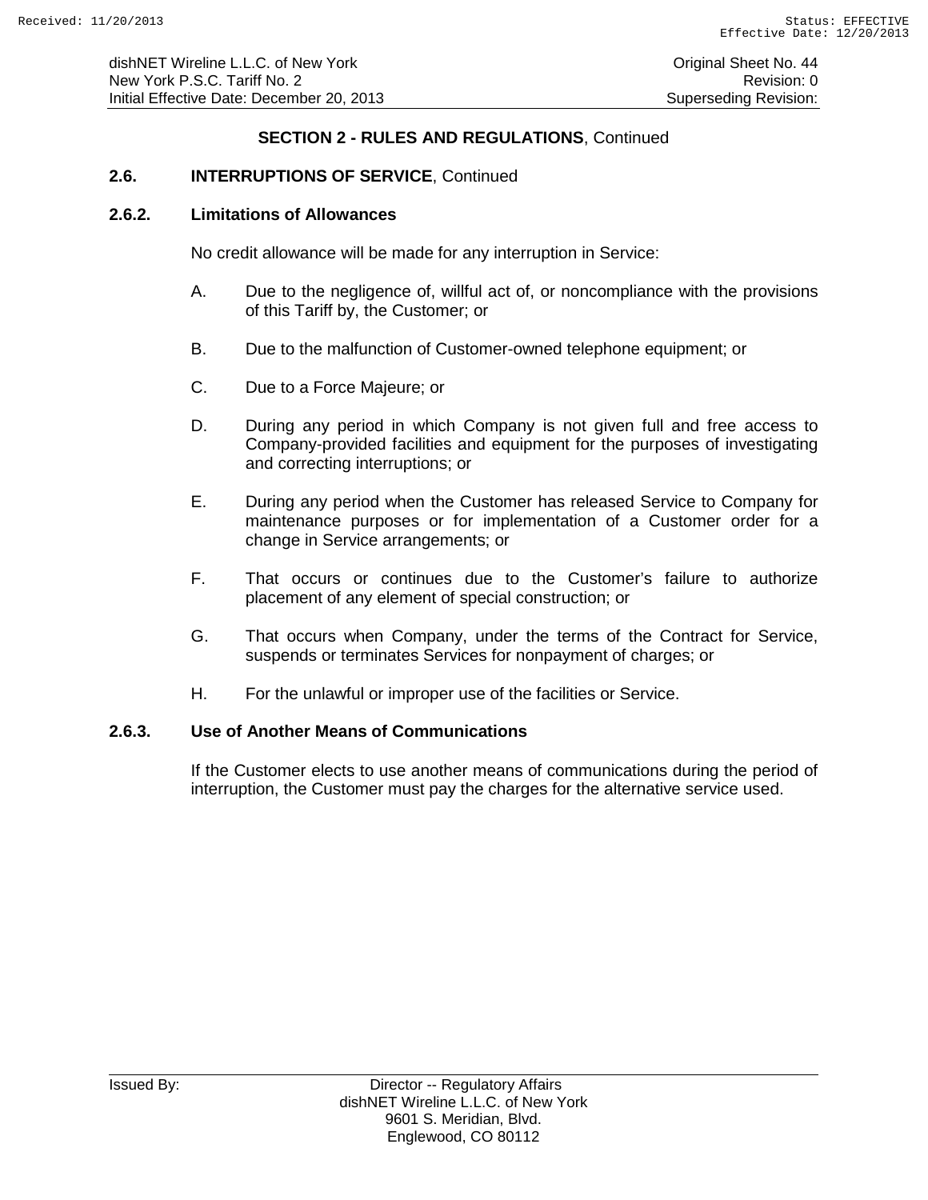## SECTION 2 - RULES AND REGULATIONS, Continued

### 2.6. INTERRUPTIONS OF SERVICE, Continued

### 2.6.2. Limitations of Allowances

No credit allowance will be made for any interruption in Service:

A. Due to the negligence of, willful act of, or noncompliance with the provisions of this Tariff by, the Customer; or

B. Due to the malfunction of Customer-owned telephone equipment; or

C. Due to a Force Majeure; or

D. During any period in which Company is not given full and free access to Company-provided facilities and equipment for the purposes of investigating and correcting interruptions; or

E. During any period when the Customer has released Service to Company for maintenance purposes or for implementation of a Customer order for a change in Service arrangements; or

F. That occurs or continues due to the Customer's failure to authorize placement of any element of special construction; or

G. That occurs when Company, under the terms of the Contract for Service, suspends or terminates Services for nonpayment of charges; or

H. For the unlawful or improper use of the facilities or Service.

### 2.6.3. Use of Another Means of Communications

If the Customer elects to use another means of communications during the period of interruption, the Customer must pay the charges for the alternative service used.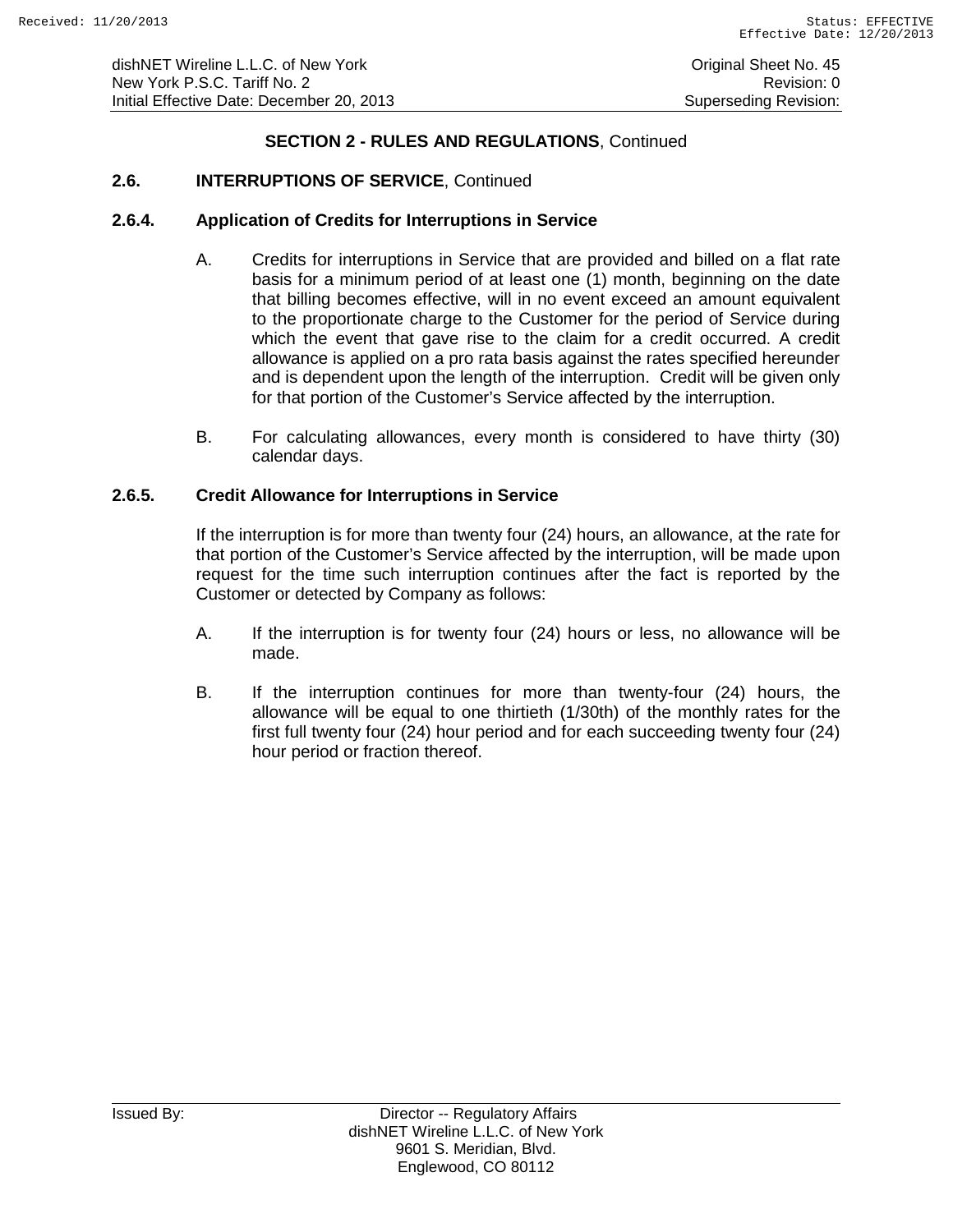## SECTION 2 - RULES AND REGULATIONS, Continued

### 2.6. INTERRUPTIONS OF SERVICE, Continued

#### 2.6.4. Application of Credits for Interruptions in Service

A. Credits for interruptions in Service that are provided and billed on a flat rate basis for a minimum period of at least one (1) month, beginning on the date that billing becomes effective, will in no event exceed an amount equivalent to the proportionate charge to the Customer for the period of Service during which the event that gave rise to the claim for a credit occurred. A credit allowance is applied on a pro rata basis against the rates specified hereunder and is dependent upon the length of the interruption. Credit will be given only for that portion of the Customer's Service affected by the interruption.

B. For calculating allowances, every month is considered to have thirty (30) calendar days.

#### 2.6.5. Credit Allowance for Interruptions in Service

If the interruption is for more than twenty four (24) hours, an allowance, at the rate for that portion of the Customer's Service affected by the interruption, will be made upon request for the time such interruption continues after the fact is reported by the Customer or detected by Company as follows:

A. If the interruption is for twenty four (24) hours or less, no allowance will be made.

B. If the interruption continues for more than twenty-four (24) hours, the allowance will be equal to one thirtieth (1/30th) of the monthly rates for the first full twenty four (24) hour period and for each succeeding twenty four (24) hour period or fraction thereof.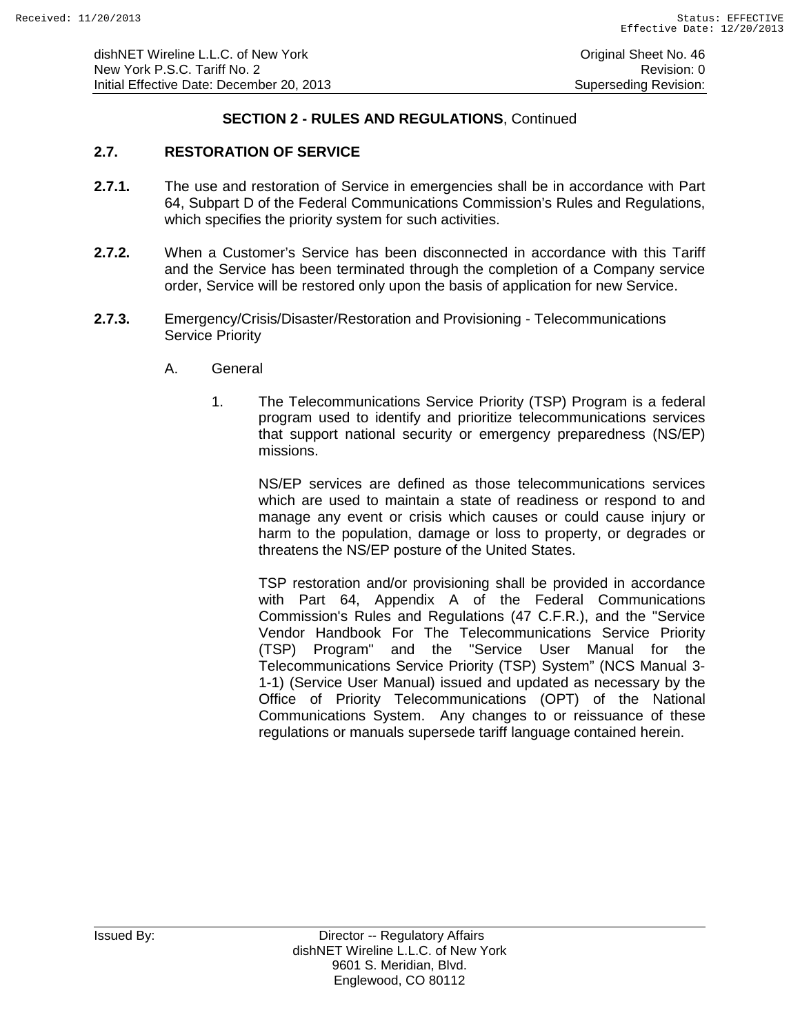## SECTION 2 - RULES AND REGULATIONS, Continued

### 2.7. RESTORATION OF SERVICE

**2.7.1.** The use and restoration of Service in emergencies shall be in accordance with Part 64, Subpart D of the Federal Communications Commission's Rules and Regulations, which specifies the priority system for such activities.

**2.7.2.** When a Customer's Service has been disconnected in accordance with this Tariff and the Service has been terminated through the completion of a Company service order, Service will be restored only upon the basis of application for new Service.

**2.7.3.** Emergency/Crisis/Disaster/Restoration and Provisioning - Telecommunications Service Priority

A. General

1. The Telecommunications Service Priority (TSP) Program is a federal program used to identify and prioritize telecommunications services that support national security or emergency preparedness (NS/EP) missions.

   NS/EP services are defined as those telecommunications services which are used to maintain a state of readiness or respond to and manage any event or crisis which causes or could cause injury or harm to the population, damage or loss to property, or degrades or threatens the NS/EP posture of the United States.

   TSP restoration and/or provisioning shall be provided in accordance with Part 64, Appendix A of the Federal Communications Commission's Rules and Regulations (47 C.F.R.), and the "Service Vendor Handbook For The Telecommunications Service Priority (TSP) Program" and the "Service User Manual for the Telecommunications Service Priority (TSP) System" (NCS Manual 3-1-1) (Service User Manual) issued and updated as necessary by the Office of Priority Telecommunications (OPT) of the National Communications System. Any changes to or reissuance of these regulations or manuals supersede tariff language contained herein.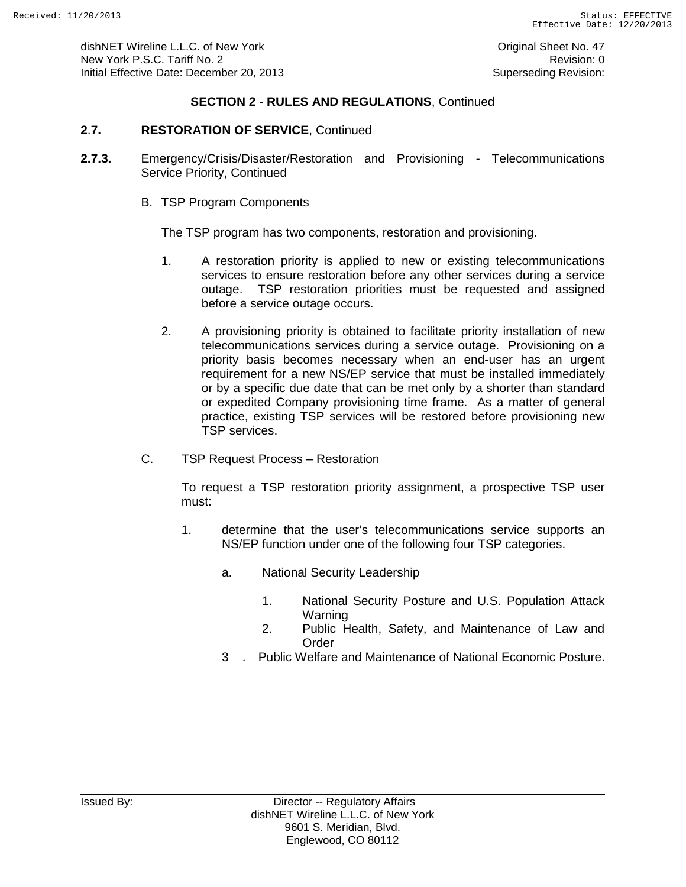## SECTION 2 - RULES AND REGULATIONS, Continued

### 2.7. RESTORATION OF SERVICE, Continued

**2.7.3.** Emergency/Crisis/Disaster/Restoration and Provisioning - Telecommunications Service Priority, Continued

B. TSP Program Components

The TSP program has two components, restoration and provisioning.

1. A restoration priority is applied to new or existing telecommunications services to ensure restoration before any other services during a service outage. TSP restoration priorities must be requested and assigned before a service outage occurs.

2. A provisioning priority is obtained to facilitate priority installation of new telecommunications services during a service outage. Provisioning on a priority basis becomes necessary when an end-user has an urgent requirement for a new NS/EP service that must be installed immediately or by a specific due date that can be met only by a shorter than standard or expedited Company provisioning time frame. As a matter of general practice, existing TSP services will be restored before provisioning new TSP services.

C. TSP Request Process – Restoration

To request a TSP restoration priority assignment, a prospective TSP user must:

1. determine that the user's telecommunications service supports an NS/EP function under one of the following four TSP categories.

   a. National Security Leadership

      1. National Security Posture and U.S. Population Attack Warning
      2. Public Health, Safety, and Maintenance of Law and Order
      3 . Public Welfare and Maintenance of National Economic Posture.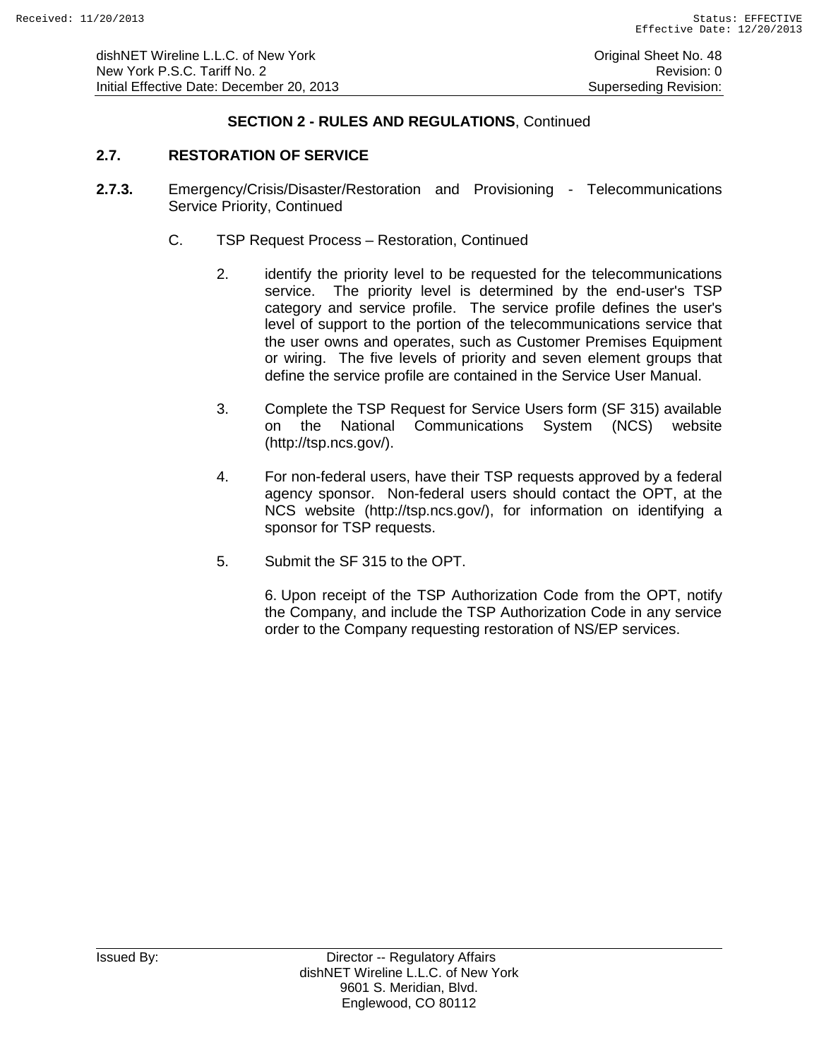**SECTION 2 - RULES AND REGULATIONS**, Continued

**2.7. RESTORATION OF SERVICE**

**2.7.3.** Emergency/Crisis/Disaster/Restoration and Provisioning - Telecommunications Service Priority, Continued

C. TSP Request Process – Restoration, Continued

2. identify the priority level to be requested for the telecommunications service. The priority level is determined by the end-user's TSP category and service profile. The service profile defines the user's level of support to the portion of the telecommunications service that the user owns and operates, such as Customer Premises Equipment or wiring. The five levels of priority and seven element groups that define the service profile are contained in the Service User Manual.

3. Complete the TSP Request for Service Users form (SF 315) available on the National Communications System (NCS) website (http://tsp.ncs.gov/).

4. For non-federal users, have their TSP requests approved by a federal agency sponsor. Non-federal users should contact the OPT, at the NCS website (http://tsp.ncs.gov/), for information on identifying a sponsor for TSP requests.

5. Submit the SF 315 to the OPT.

6. Upon receipt of the TSP Authorization Code from the OPT, notify the Company, and include the TSP Authorization Code in any service order to the Company requesting restoration of NS/EP services.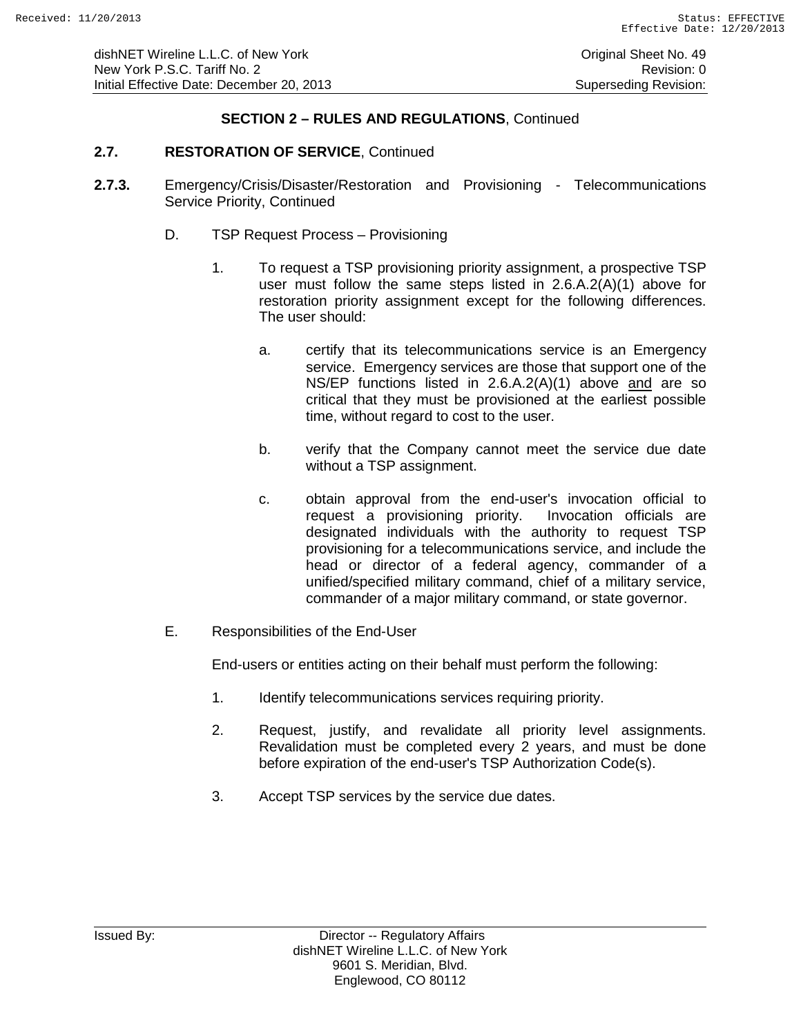**SECTION 2 – RULES AND REGULATIONS**, Continued

**2.7. RESTORATION OF SERVICE**, Continued

**2.7.3.** Emergency/Crisis/Disaster/Restoration and Provisioning - Telecommunications Service Priority, Continued

D. TSP Request Process – Provisioning

1. To request a TSP provisioning priority assignment, a prospective TSP user must follow the same steps listed in 2.6.A.2(A)(1) above for restoration priority assignment except for the following differences. The user should:

   a. certify that its telecommunications service is an Emergency service. Emergency services are those that support one of the NS/EP functions listed in 2.6.A.2(A)(1) above <u>and</u> are so critical that they must be provisioned at the earliest possible time, without regard to cost to the user.

   b. verify that the Company cannot meet the service due date without a TSP assignment.

   c. obtain approval from the end-user's invocation official to request a provisioning priority. Invocation officials are designated individuals with the authority to request TSP provisioning for a telecommunications service, and include the head or director of a federal agency, commander of a unified/specified military command, chief of a military service, commander of a major military command, or state governor.

E. Responsibilities of the End-User

End-users or entities acting on their behalf must perform the following:

1. Identify telecommunications services requiring priority.

2. Request, justify, and revalidate all priority level assignments. Revalidation must be completed every 2 years, and must be done before expiration of the end-user's TSP Authorization Code(s).

3. Accept TSP services by the service due dates.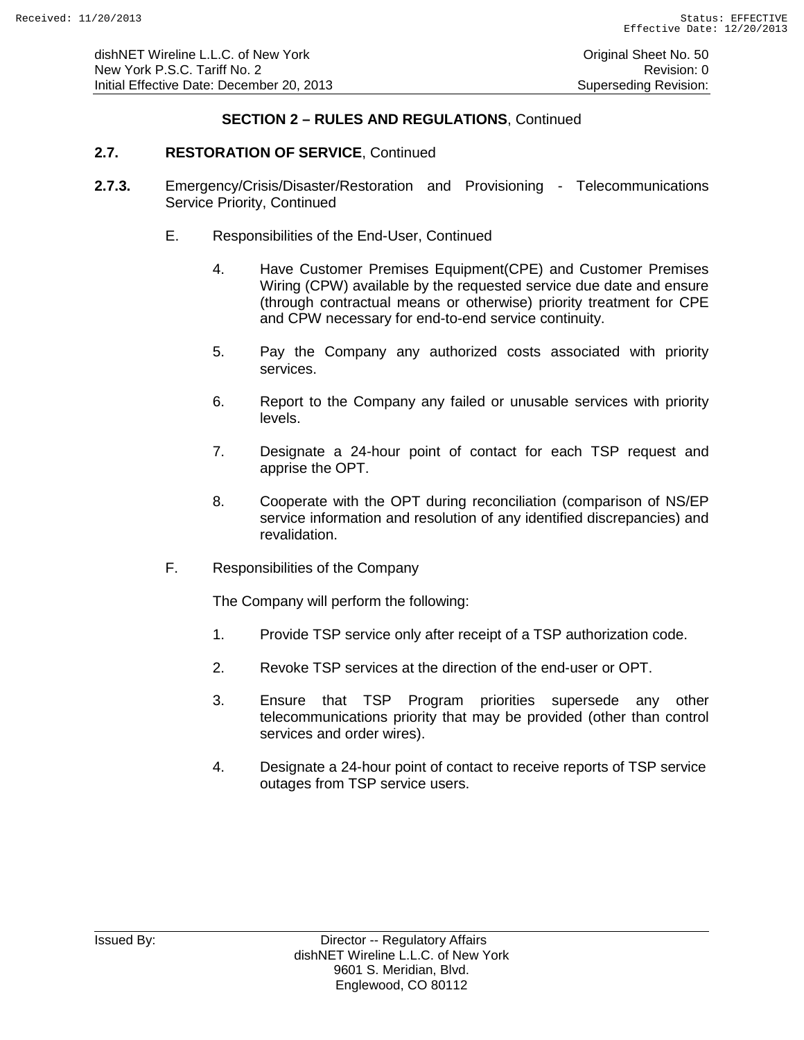## SECTION 2 – RULES AND REGULATIONS, Continued

**2.7. RESTORATION OF SERVICE**, Continued

**2.7.3.** Emergency/Crisis/Disaster/Restoration and Provisioning - Telecommunications Service Priority, Continued

E. Responsibilities of the End-User, Continued

4. Have Customer Premises Equipment(CPE) and Customer Premises Wiring (CPW) available by the requested service due date and ensure (through contractual means or otherwise) priority treatment for CPE and CPW necessary for end-to-end service continuity.

5. Pay the Company any authorized costs associated with priority services.

6. Report to the Company any failed or unusable services with priority levels.

7. Designate a 24-hour point of contact for each TSP request and apprise the OPT.

8. Cooperate with the OPT during reconciliation (comparison of NS/EP service information and resolution of any identified discrepancies) and revalidation.

F. Responsibilities of the Company

The Company will perform the following:

1. Provide TSP service only after receipt of a TSP authorization code.

2. Revoke TSP services at the direction of the end-user or OPT.

3. Ensure that TSP Program priorities supersede any other telecommunications priority that may be provided (other than control services and order wires).

4. Designate a 24-hour point of contact to receive reports of TSP service outages from TSP service users.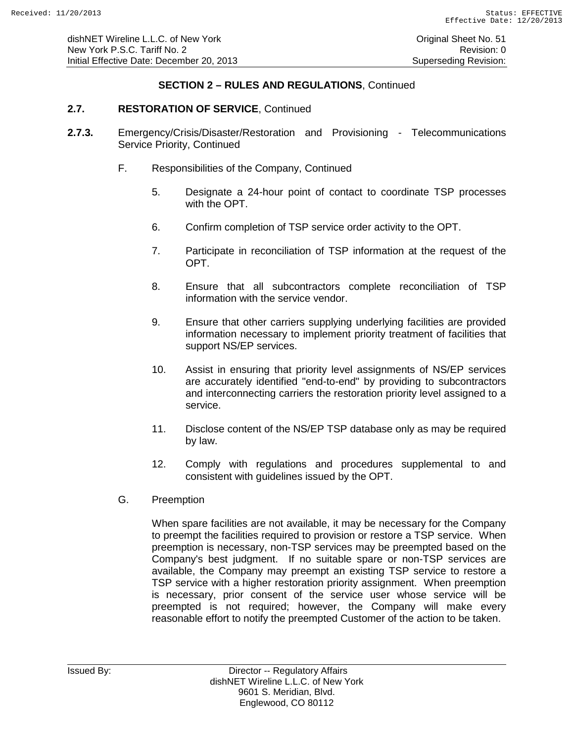## SECTION 2 – RULES AND REGULATIONS, Continued

**2.7. RESTORATION OF SERVICE**, Continued

**2.7.3.** Emergency/Crisis/Disaster/Restoration and Provisioning - Telecommunications Service Priority, Continued

F. Responsibilities of the Company, Continued

5. Designate a 24-hour point of contact to coordinate TSP processes with the OPT.

6. Confirm completion of TSP service order activity to the OPT.

7. Participate in reconciliation of TSP information at the request of the OPT.

8. Ensure that all subcontractors complete reconciliation of TSP information with the service vendor.

9. Ensure that other carriers supplying underlying facilities are provided information necessary to implement priority treatment of facilities that support NS/EP services.

10. Assist in ensuring that priority level assignments of NS/EP services are accurately identified "end-to-end" by providing to subcontractors and interconnecting carriers the restoration priority level assigned to a service.

11. Disclose content of the NS/EP TSP database only as may be required by law.

12. Comply with regulations and procedures supplemental to and consistent with guidelines issued by the OPT.

G. Preemption

When spare facilities are not available, it may be necessary for the Company to preempt the facilities required to provision or restore a TSP service. When preemption is necessary, non-TSP services may be preempted based on the Company's best judgment. If no suitable spare or non-TSP services are available, the Company may preempt an existing TSP service to restore a TSP service with a higher restoration priority assignment. When preemption is necessary, prior consent of the service user whose service will be preempted is not required; however, the Company will make every reasonable effort to notify the preempted Customer of the action to be taken.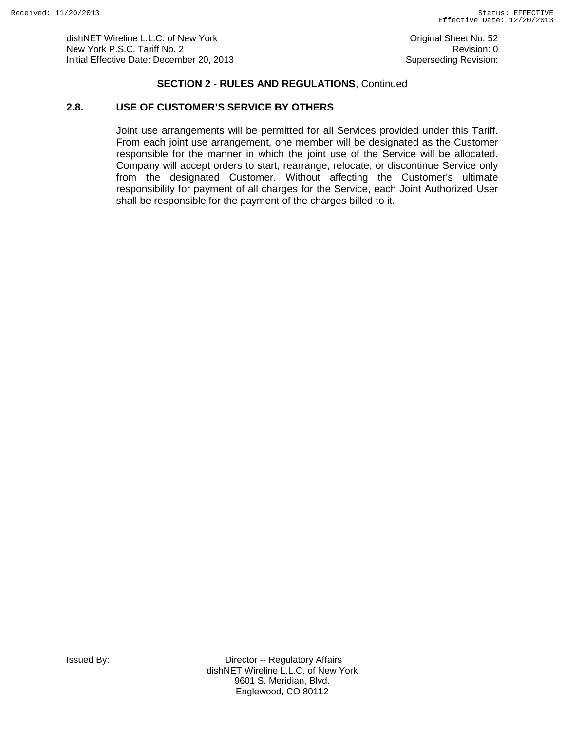## SECTION 2 - RULES AND REGULATIONS, Continued

### 2.8. USE OF CUSTOMER'S SERVICE BY OTHERS

Joint use arrangements will be permitted for all Services provided under this Tariff. From each joint use arrangement, one member will be designated as the Customer responsible for the manner in which the joint use of the Service will be allocated. Company will accept orders to start, rearrange, relocate, or discontinue Service only from the designated Customer. Without affecting the Customer's ultimate responsibility for payment of all charges for the Service, each Joint Authorized User shall be responsible for the payment of the charges billed to it.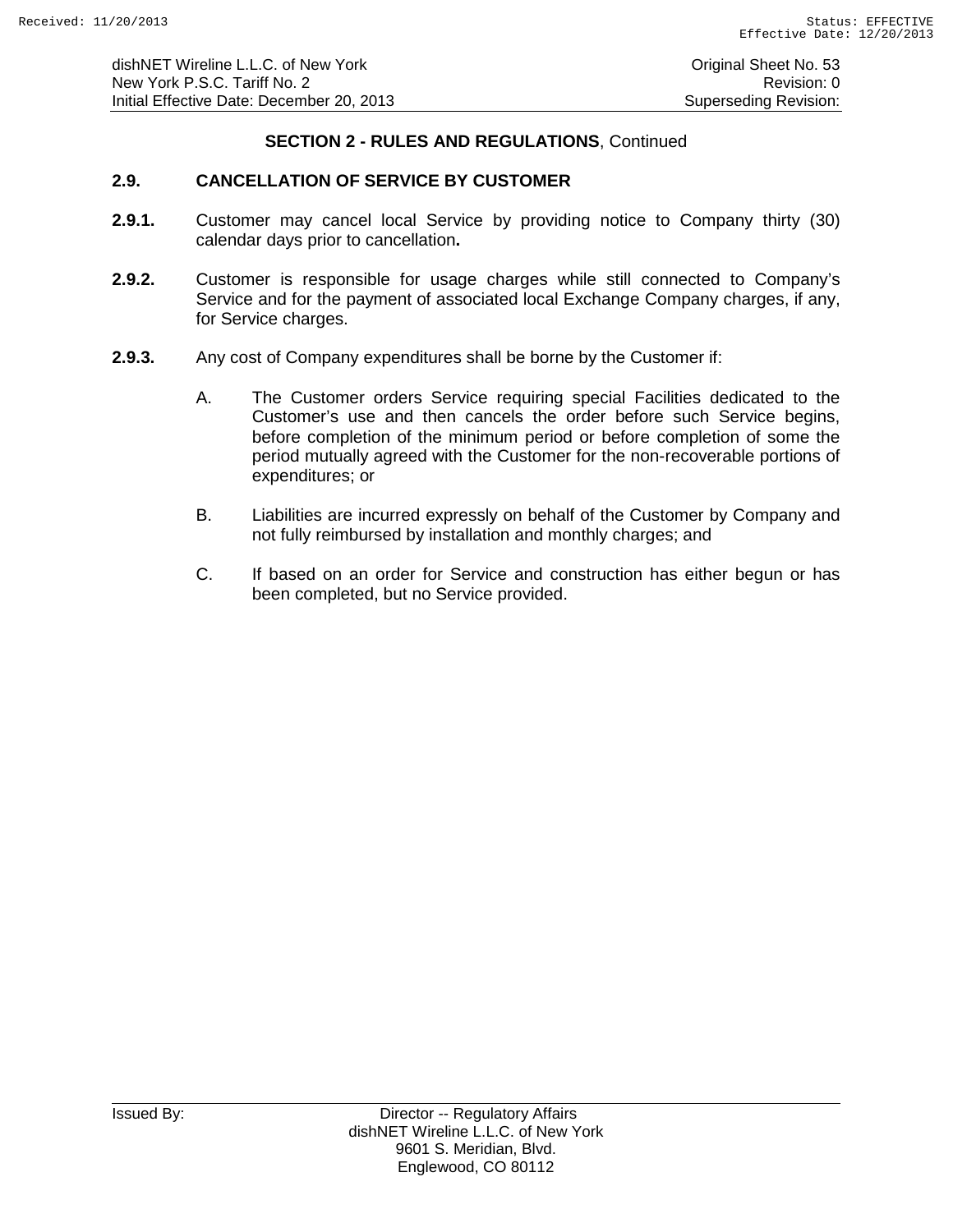## SECTION 2 - RULES AND REGULATIONS, Continued

### 2.9. CANCELLATION OF SERVICE BY CUSTOMER

**2.9.1.** Customer may cancel local Service by providing notice to Company thirty (30) calendar days prior to cancellation**.**

**2.9.2.** Customer is responsible for usage charges while still connected to Company's Service and for the payment of associated local Exchange Company charges, if any, for Service charges.

**2.9.3.** Any cost of Company expenditures shall be borne by the Customer if:

A. The Customer orders Service requiring special Facilities dedicated to the Customer's use and then cancels the order before such Service begins, before completion of the minimum period or before completion of some the period mutually agreed with the Customer for the non-recoverable portions of expenditures; or

B. Liabilities are incurred expressly on behalf of the Customer by Company and not fully reimbursed by installation and monthly charges; and

C. If based on an order for Service and construction has either begun or has been completed, but no Service provided.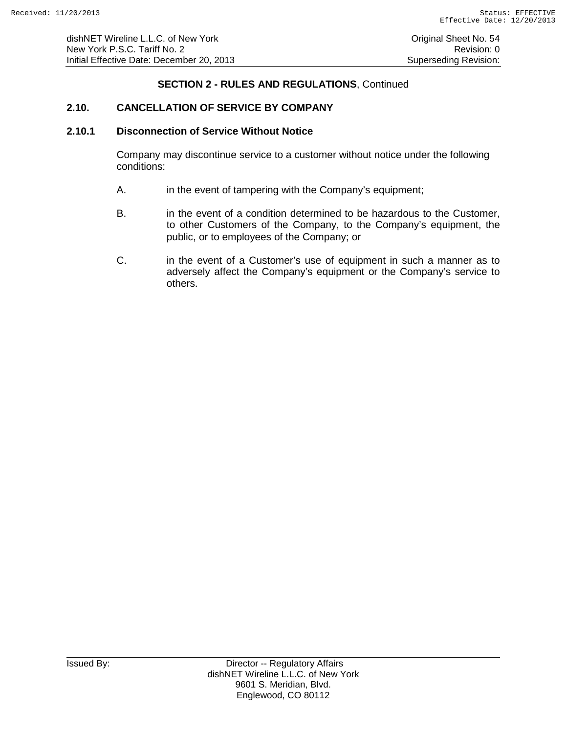## SECTION 2 - RULES AND REGULATIONS, Continued

### 2.10. CANCELLATION OF SERVICE BY COMPANY

### 2.10.1 Disconnection of Service Without Notice

Company may discontinue service to a customer without notice under the following conditions:

A. in the event of tampering with the Company's equipment;

B. in the event of a condition determined to be hazardous to the Customer, to other Customers of the Company, to the Company's equipment, the public, or to employees of the Company; or

C. in the event of a Customer's use of equipment in such a manner as to adversely affect the Company's equipment or the Company's service to others.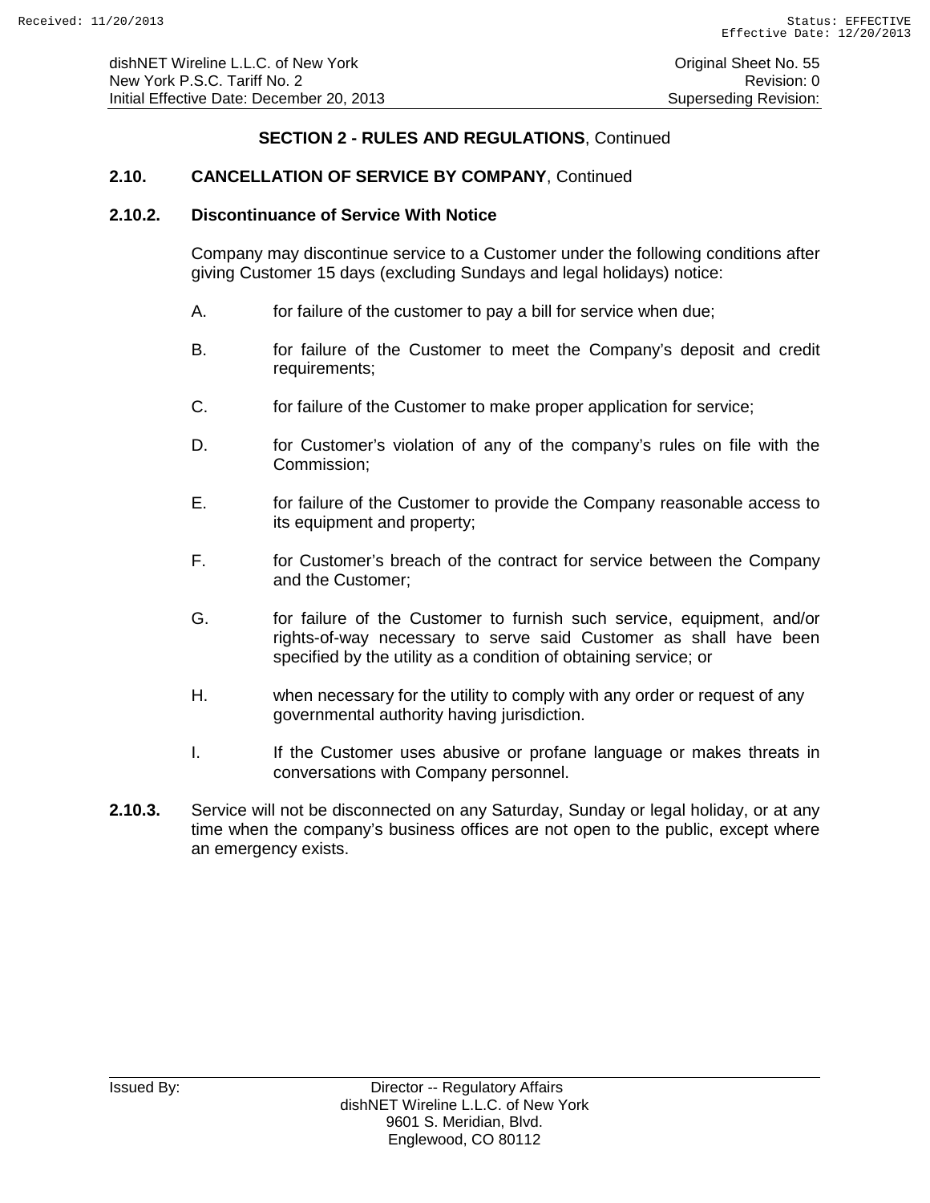## SECTION 2 - RULES AND REGULATIONS, Continued

### 2.10. CANCELLATION OF SERVICE BY COMPANY, Continued

### 2.10.2. Discontinuance of Service With Notice

Company may discontinue service to a Customer under the following conditions after giving Customer 15 days (excluding Sundays and legal holidays) notice:

A. for failure of the customer to pay a bill for service when due;

B. for failure of the Customer to meet the Company's deposit and credit requirements;

C. for failure of the Customer to make proper application for service;

D. for Customer's violation of any of the company's rules on file with the Commission;

E. for failure of the Customer to provide the Company reasonable access to its equipment and property;

F. for Customer's breach of the contract for service between the Company and the Customer;

G. for failure of the Customer to furnish such service, equipment, and/or rights-of-way necessary to serve said Customer as shall have been specified by the utility as a condition of obtaining service; or

H. when necessary for the utility to comply with any order or request of any governmental authority having jurisdiction.

I. If the Customer uses abusive or profane language or makes threats in conversations with Company personnel.

**2.10.3.** Service will not be disconnected on any Saturday, Sunday or legal holiday, or at any time when the company's business offices are not open to the public, except where an emergency exists.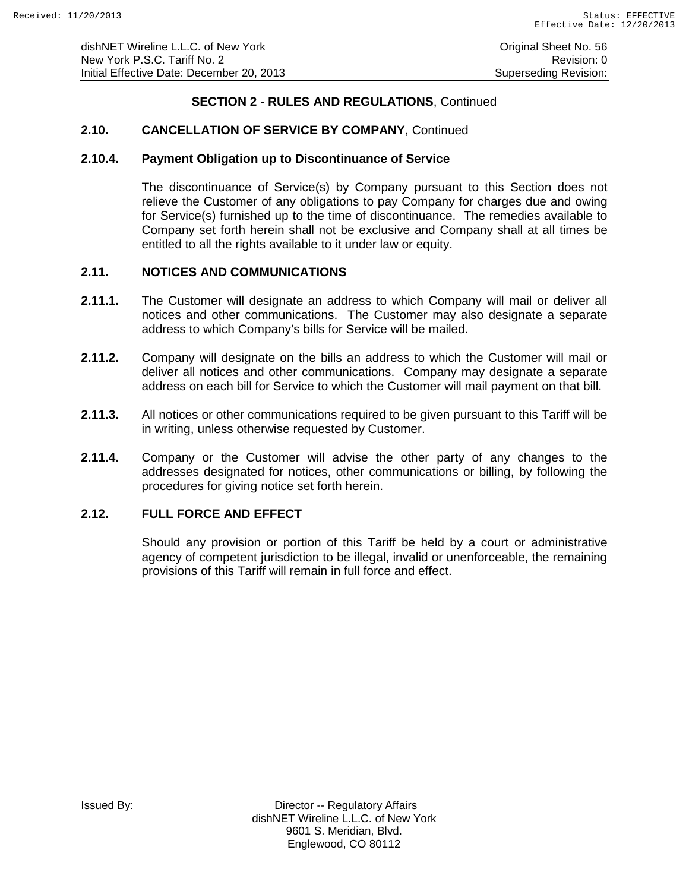## SECTION 2 - RULES AND REGULATIONS, Continued

### 2.10. CANCELLATION OF SERVICE BY COMPANY, Continued

### 2.10.4. Payment Obligation up to Discontinuance of Service

The discontinuance of Service(s) by Company pursuant to this Section does not relieve the Customer of any obligations to pay Company for charges due and owing for Service(s) furnished up to the time of discontinuance. The remedies available to Company set forth herein shall not be exclusive and Company shall at all times be entitled to all the rights available to it under law or equity.

### 2.11. NOTICES AND COMMUNICATIONS

**2.11.1.** The Customer will designate an address to which Company will mail or deliver all notices and other communications. The Customer may also designate a separate address to which Company's bills for Service will be mailed.

**2.11.2.** Company will designate on the bills an address to which the Customer will mail or deliver all notices and other communications. Company may designate a separate address on each bill for Service to which the Customer will mail payment on that bill.

**2.11.3.** All notices or other communications required to be given pursuant to this Tariff will be in writing, unless otherwise requested by Customer.

**2.11.4.** Company or the Customer will advise the other party of any changes to the addresses designated for notices, other communications or billing, by following the procedures for giving notice set forth herein.

### 2.12. FULL FORCE AND EFFECT

Should any provision or portion of this Tariff be held by a court or administrative agency of competent jurisdiction to be illegal, invalid or unenforceable, the remaining provisions of this Tariff will remain in full force and effect.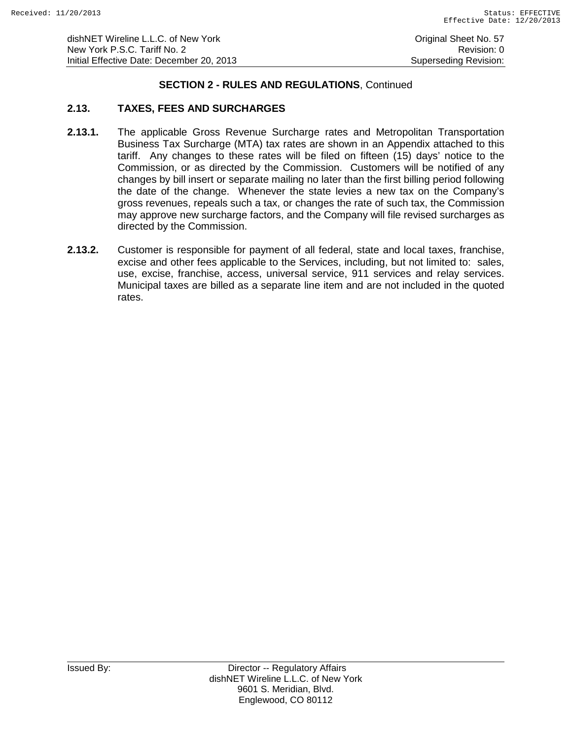## SECTION 2 - RULES AND REGULATIONS, Continued

### 2.13. TAXES, FEES AND SURCHARGES

**2.13.1.** The applicable Gross Revenue Surcharge rates and Metropolitan Transportation Business Tax Surcharge (MTA) tax rates are shown in an Appendix attached to this tariff. Any changes to these rates will be filed on fifteen (15) days' notice to the Commission, or as directed by the Commission. Customers will be notified of any changes by bill insert or separate mailing no later than the first billing period following the date of the change. Whenever the state levies a new tax on the Company's gross revenues, repeals such a tax, or changes the rate of such tax, the Commission may approve new surcharge factors, and the Company will file revised surcharges as directed by the Commission.

**2.13.2.** Customer is responsible for payment of all federal, state and local taxes, franchise, excise and other fees applicable to the Services, including, but not limited to: sales, use, excise, franchise, access, universal service, 911 services and relay services. Municipal taxes are billed as a separate line item and are not included in the quoted rates.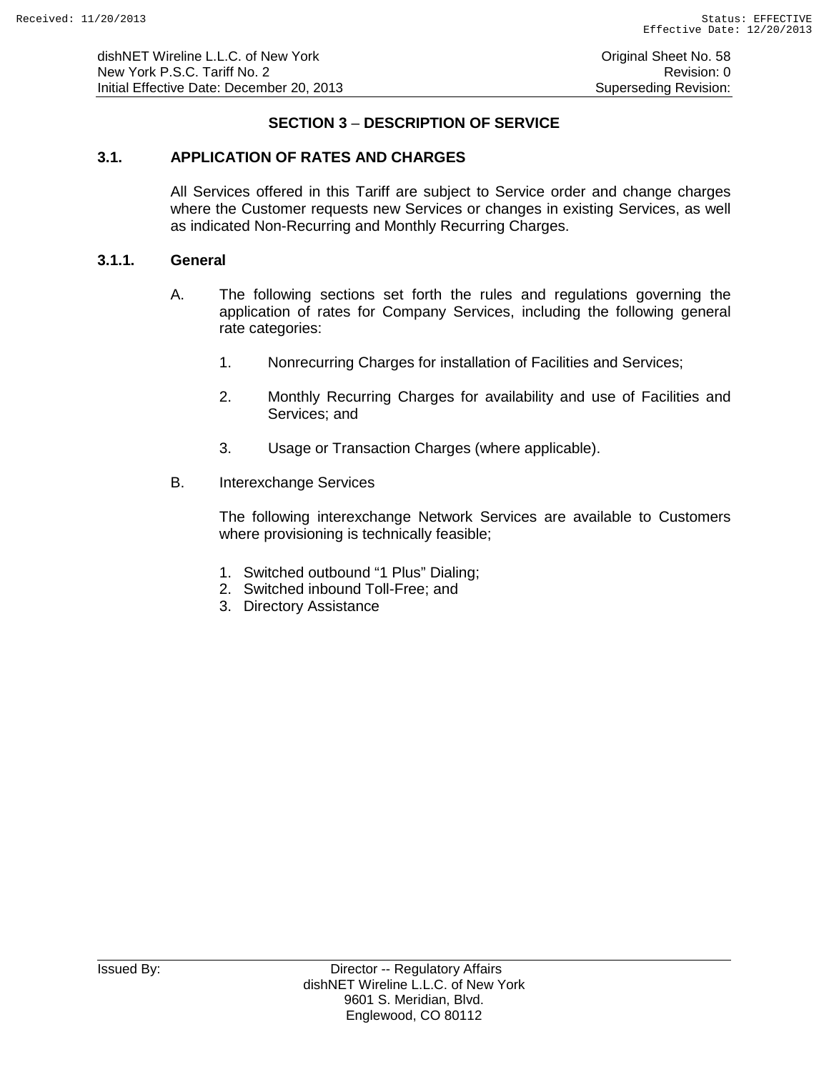## SECTION 3 – DESCRIPTION OF SERVICE

### 3.1. APPLICATION OF RATES AND CHARGES

All Services offered in this Tariff are subject to Service order and change charges where the Customer requests new Services or changes in existing Services, as well as indicated Non-Recurring and Monthly Recurring Charges.

### 3.1.1. General

A. The following sections set forth the rules and regulations governing the application of rates for Company Services, including the following general rate categories:

1. Nonrecurring Charges for installation of Facilities and Services;

2. Monthly Recurring Charges for availability and use of Facilities and Services; and

3. Usage or Transaction Charges (where applicable).

B. Interexchange Services

The following interexchange Network Services are available to Customers where provisioning is technically feasible;

1. Switched outbound "1 Plus" Dialing;
2. Switched inbound Toll-Free; and
3. Directory Assistance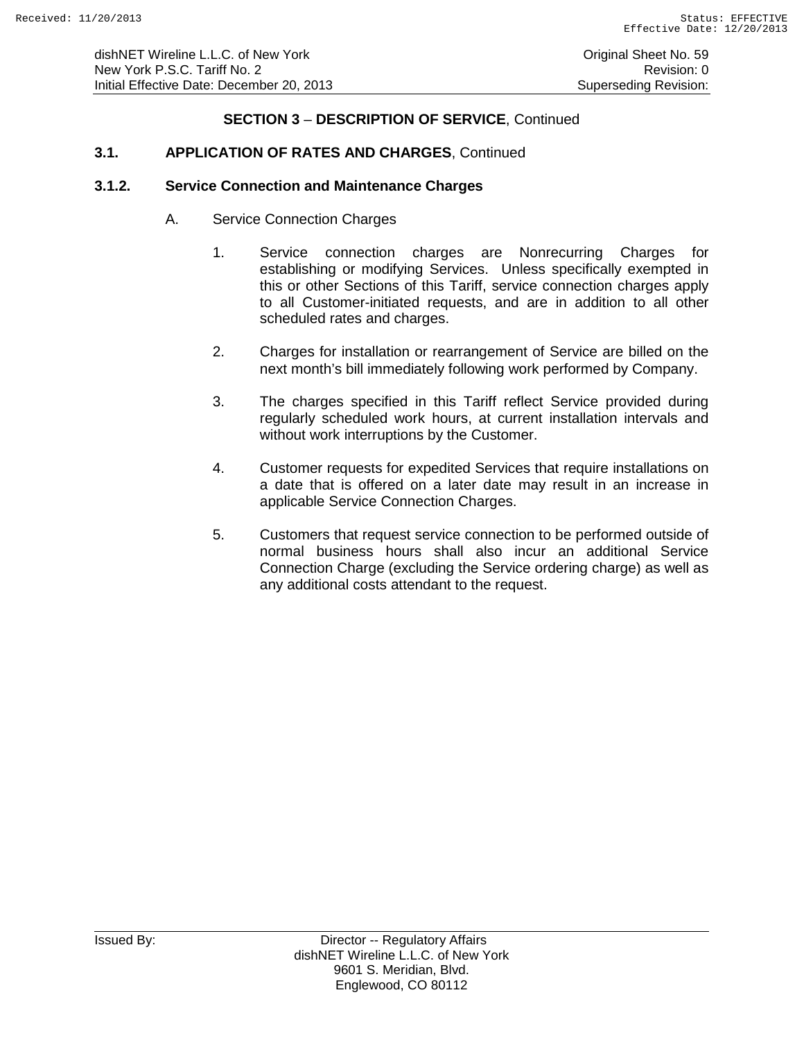## SECTION 3 – DESCRIPTION OF SERVICE, Continued

### 3.1. APPLICATION OF RATES AND CHARGES, Continued

### 3.1.2. Service Connection and Maintenance Charges

A. Service Connection Charges

1. Service connection charges are Nonrecurring Charges for establishing or modifying Services. Unless specifically exempted in this or other Sections of this Tariff, service connection charges apply to all Customer-initiated requests, and are in addition to all other scheduled rates and charges.

2. Charges for installation or rearrangement of Service are billed on the next month's bill immediately following work performed by Company.

3. The charges specified in this Tariff reflect Service provided during regularly scheduled work hours, at current installation intervals and without work interruptions by the Customer.

4. Customer requests for expedited Services that require installations on a date that is offered on a later date may result in an increase in applicable Service Connection Charges.

5. Customers that request service connection to be performed outside of normal business hours shall also incur an additional Service Connection Charge (excluding the Service ordering charge) as well as any additional costs attendant to the request.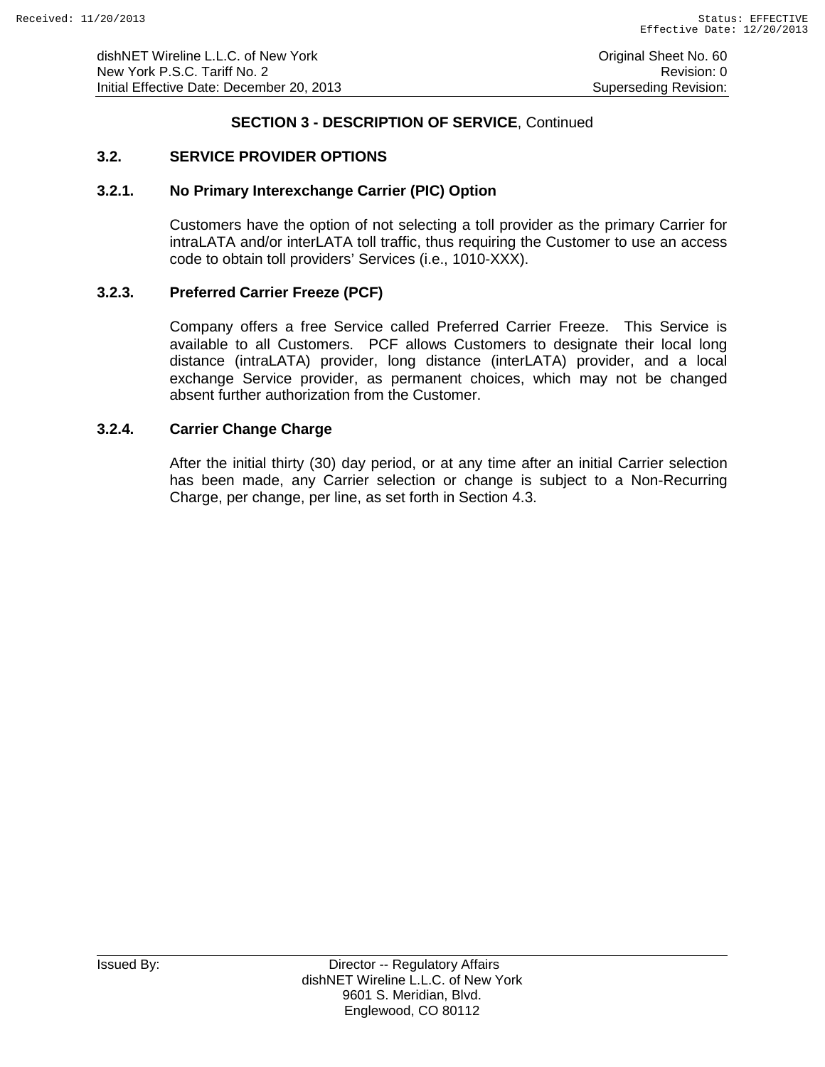## SECTION 3 - DESCRIPTION OF SERVICE, Continued

### 3.2. SERVICE PROVIDER OPTIONS

#### 3.2.1. No Primary Interexchange Carrier (PIC) Option

Customers have the option of not selecting a toll provider as the primary Carrier for intraLATA and/or interLATA toll traffic, thus requiring the Customer to use an access code to obtain toll providers' Services (i.e., 1010-XXX).

#### 3.2.3. Preferred Carrier Freeze (PCF)

Company offers a free Service called Preferred Carrier Freeze. This Service is available to all Customers. PCF allows Customers to designate their local long distance (intraLATA) provider, long distance (interLATA) provider, and a local exchange Service provider, as permanent choices, which may not be changed absent further authorization from the Customer.

#### 3.2.4. Carrier Change Charge

After the initial thirty (30) day period, or at any time after an initial Carrier selection has been made, any Carrier selection or change is subject to a Non-Recurring Charge, per change, per line, as set forth in Section 4.3.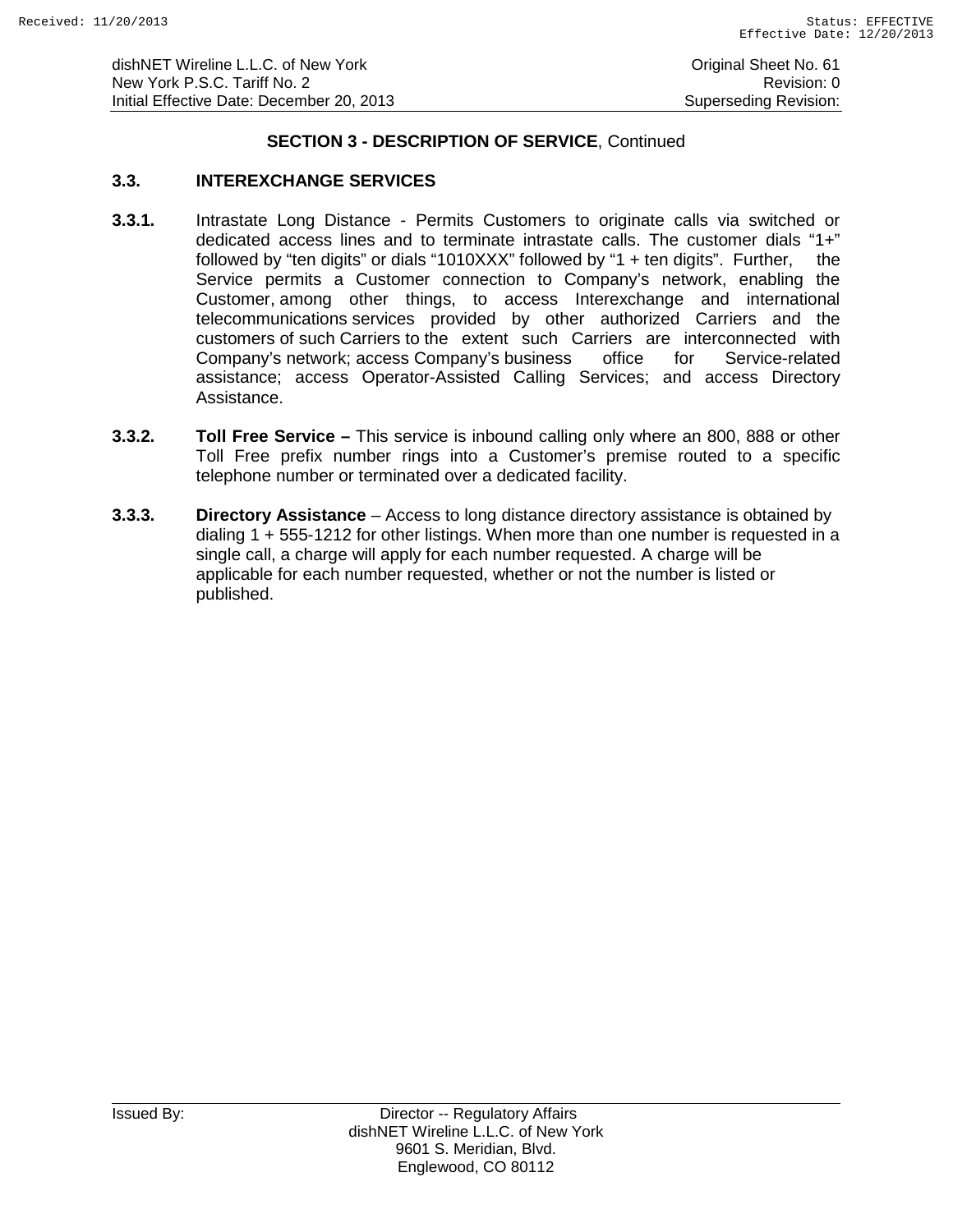## SECTION 3 - DESCRIPTION OF SERVICE, Continued

### 3.3. INTEREXCHANGE SERVICES

**3.3.1.** Intrastate Long Distance - Permits Customers to originate calls via switched or dedicated access lines and to terminate intrastate calls. The customer dials "1+" followed by "ten digits" or dials "1010XXX" followed by "1 + ten digits". Further, the Service permits a Customer connection to Company's network, enabling the Customer, among other things, to access Interexchange and international telecommunications services provided by other authorized Carriers and the customers of such Carriers to the extent such Carriers are interconnected with Company's network; access Company's business office for Service-related assistance; access Operator-Assisted Calling Services; and access Directory Assistance.

**3.3.2.** **Toll Free Service –** This service is inbound calling only where an 800, 888 or other Toll Free prefix number rings into a Customer's premise routed to a specific telephone number or terminated over a dedicated facility.

**3.3.3.** **Directory Assistance** – Access to long distance directory assistance is obtained by dialing 1 + 555-1212 for other listings. When more than one number is requested in a single call, a charge will apply for each number requested. A charge will be applicable for each number requested, whether or not the number is listed or published.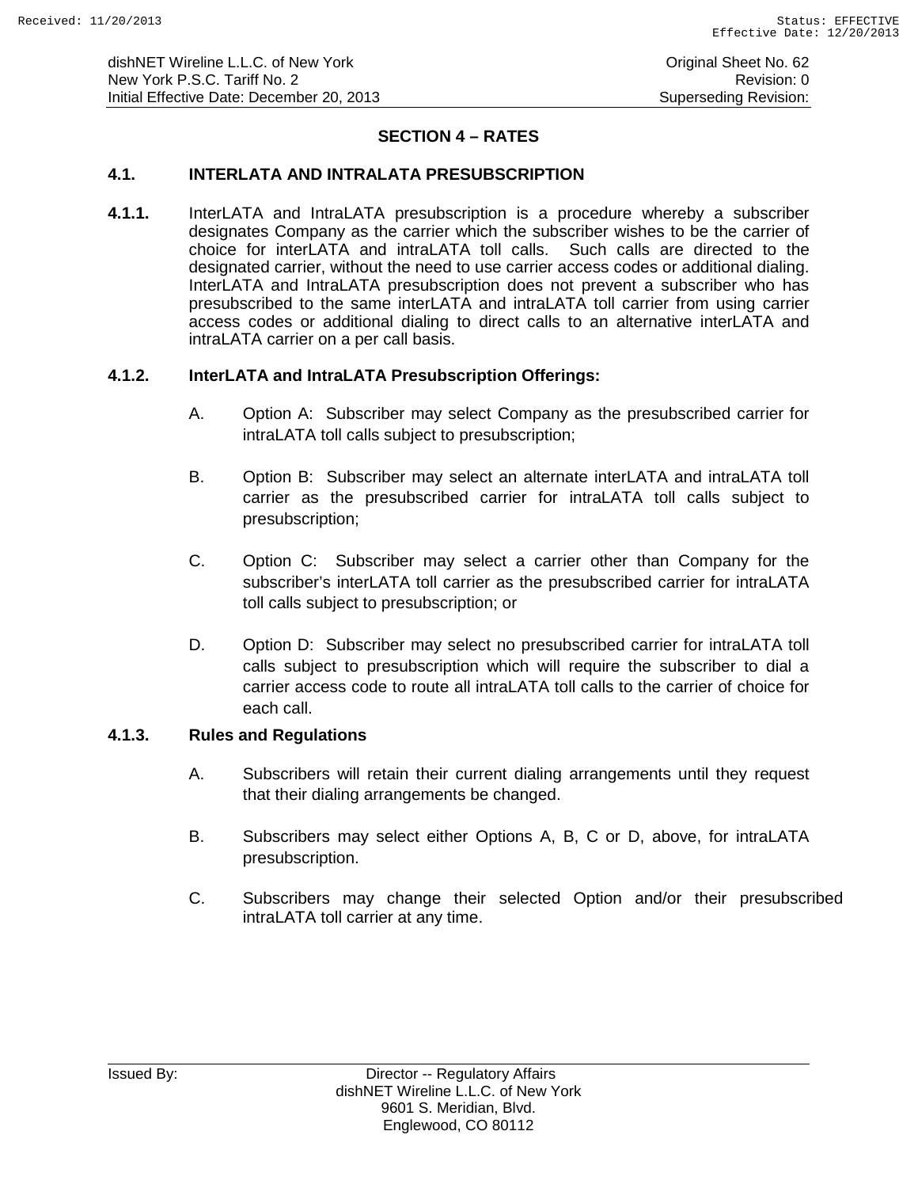## SECTION 4 – RATES

### 4.1. INTERLATA AND INTRALATA PRESUBSCRIPTION

**4.1.1.** InterLATA and IntraLATA presubscription is a procedure whereby a subscriber designates Company as the carrier which the subscriber wishes to be the carrier of choice for interLATA and intraLATA toll calls. Such calls are directed to the designated carrier, without the need to use carrier access codes or additional dialing. InterLATA and IntraLATA presubscription does not prevent a subscriber who has presubscribed to the same interLATA and intraLATA toll carrier from using carrier access codes or additional dialing to direct calls to an alternative interLATA and intraLATA carrier on a per call basis.

**4.1.2. InterLATA and IntraLATA Presubscription Offerings:**

A. Option A: Subscriber may select Company as the presubscribed carrier for intraLATA toll calls subject to presubscription;

B. Option B: Subscriber may select an alternate interLATA and intraLATA toll carrier as the presubscribed carrier for intraLATA toll calls subject to presubscription;

C. Option C: Subscriber may select a carrier other than Company for the subscriber's interLATA toll carrier as the presubscribed carrier for intraLATA toll calls subject to presubscription; or

D. Option D: Subscriber may select no presubscribed carrier for intraLATA toll calls subject to presubscription which will require the subscriber to dial a carrier access code to route all intraLATA toll calls to the carrier of choice for each call.

**4.1.3. Rules and Regulations**

A. Subscribers will retain their current dialing arrangements until they request that their dialing arrangements be changed.

B. Subscribers may select either Options A, B, C or D, above, for intraLATA presubscription.

C. Subscribers may change their selected Option and/or their presubscribed intraLATA toll carrier at any time.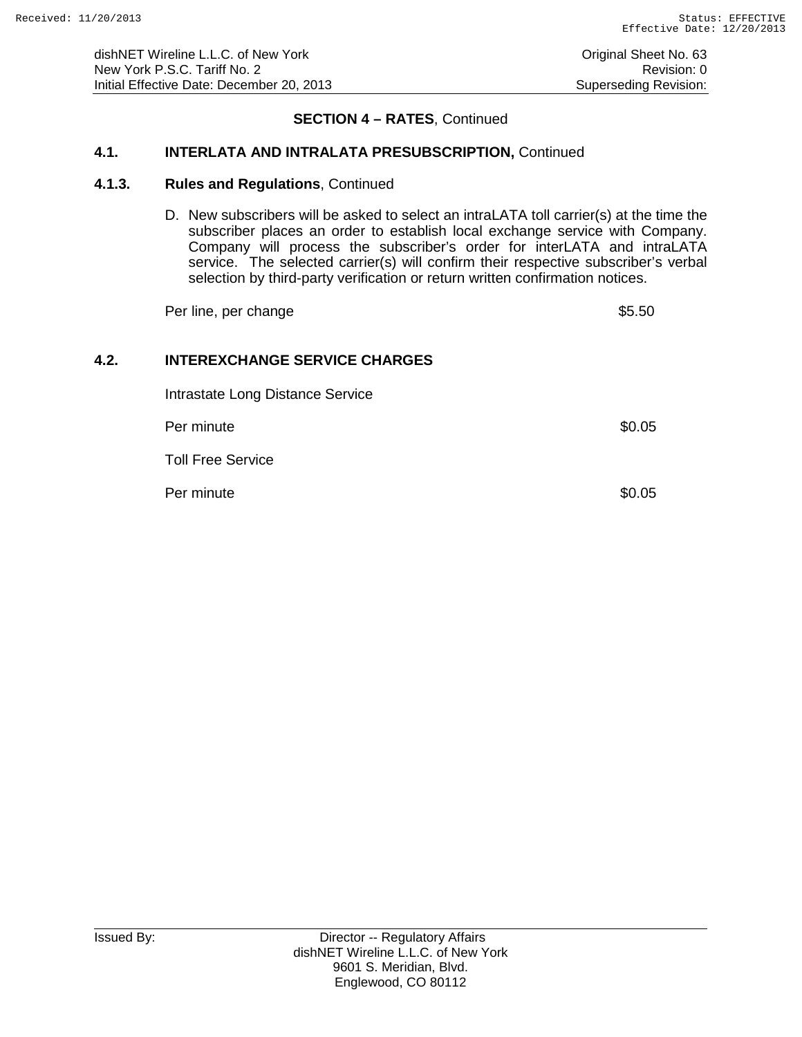## SECTION 4 – RATES, Continued

### 4.1. INTERLATA AND INTRALATA PRESUBSCRIPTION, Continued

#### 4.1.3. Rules and Regulations, Continued

D. New subscribers will be asked to select an intraLATA toll carrier(s) at the time the subscriber places an order to establish local exchange service with Company. Company will process the subscriber's order for interLATA and intraLATA service. The selected carrier(s) will confirm their respective subscriber's verbal selection by third-party verification or return written confirmation notices.

| | |
|---|---|
| Per line, per change | $5.50 |

### 4.2. INTEREXCHANGE SERVICE CHARGES

Intrastate Long Distance Service

| | |
|---|---|
| Per minute | $0.05 |

Toll Free Service

| | |
|---|---|
| Per minute | $0.05 |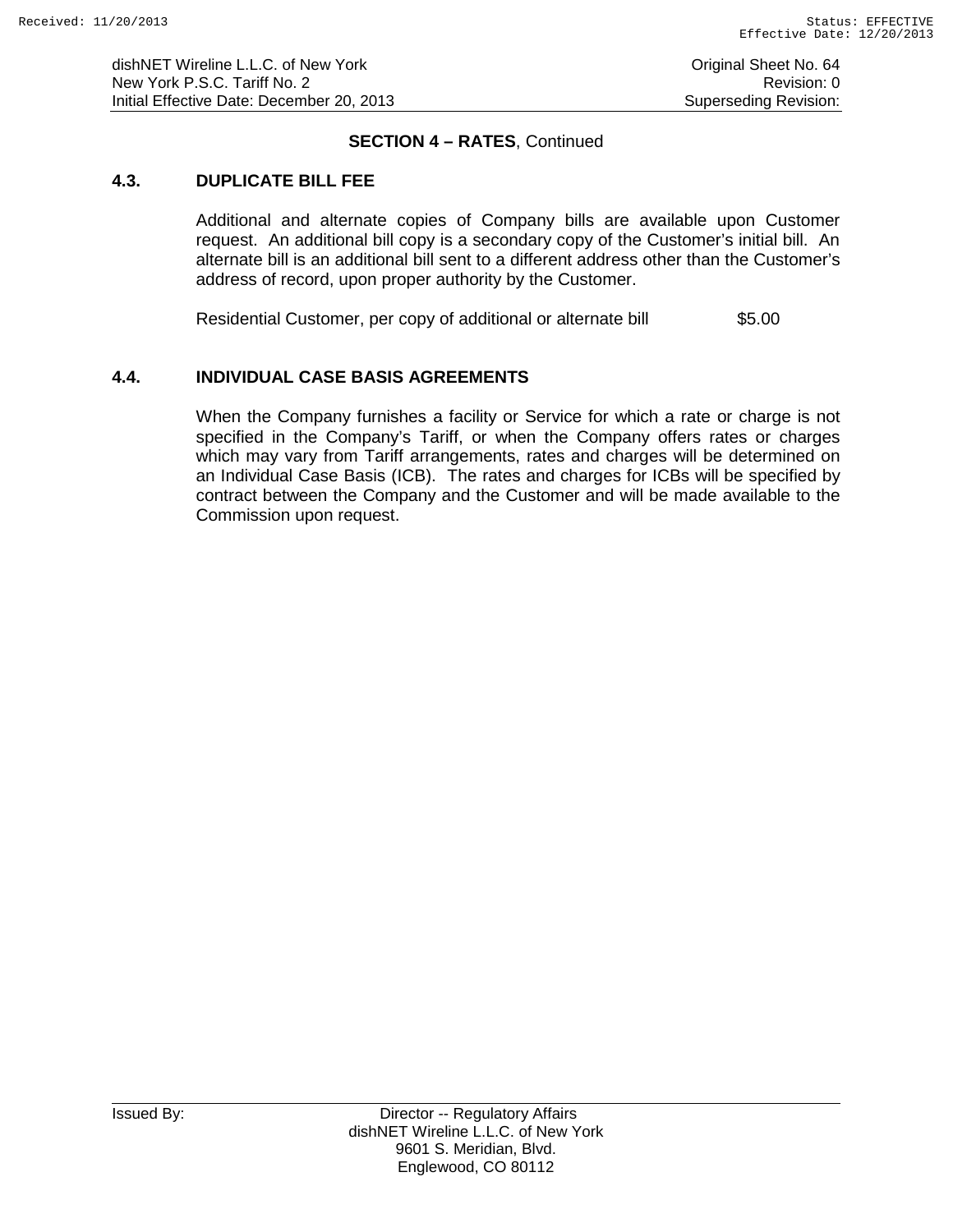## SECTION 4 – RATES, Continued

### 4.3. DUPLICATE BILL FEE

Additional and alternate copies of Company bills are available upon Customer request. An additional bill copy is a secondary copy of the Customer's initial bill. An alternate bill is an additional bill sent to a different address other than the Customer's address of record, upon proper authority by the Customer.

Residential Customer, per copy of additional or alternate bill $5.00

### 4.4. INDIVIDUAL CASE BASIS AGREEMENTS

When the Company furnishes a facility or Service for which a rate or charge is not specified in the Company's Tariff, or when the Company offers rates or charges which may vary from Tariff arrangements, rates and charges will be determined on an Individual Case Basis (ICB). The rates and charges for ICBs will be specified by contract between the Company and the Customer and will be made available to the Commission upon request.